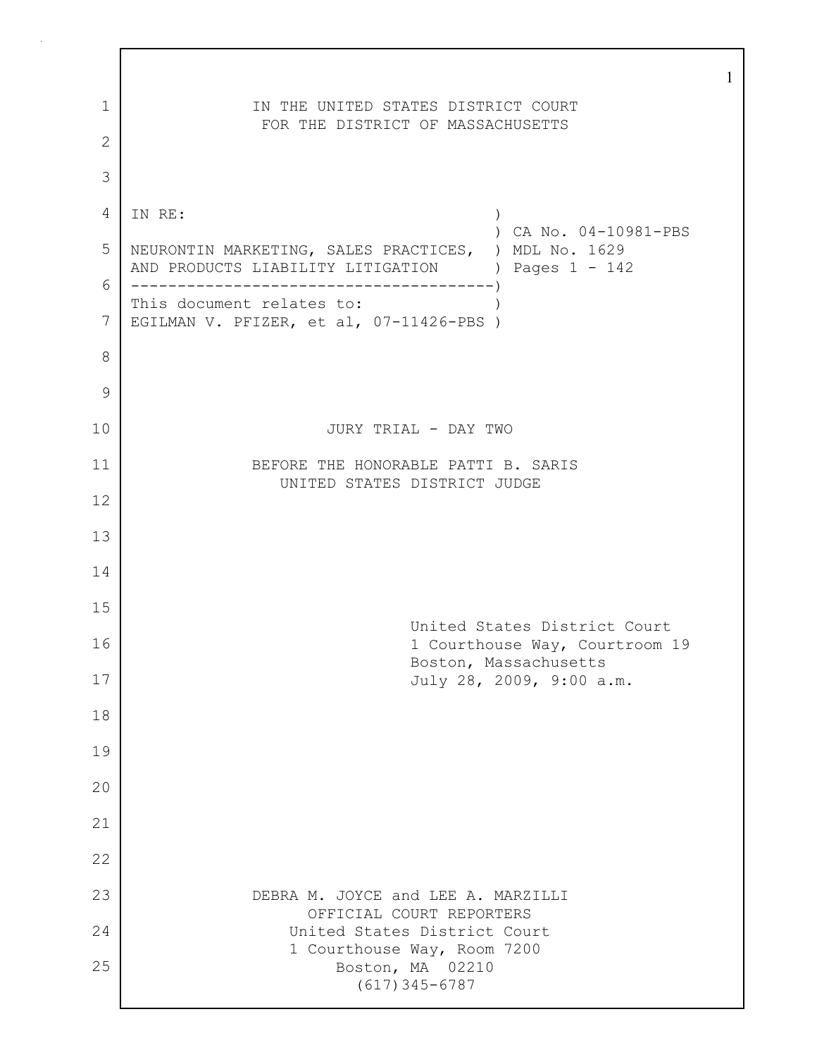IN THE UNITED STATES DISTRICT COURT
FOR THE DISTRICT OF MASSACHUSETTS

IN RE: NEURONTIN MARKETING, SALES PRACTICES, AND PRODUCTS LIABILITY LITIGATION

CA No. 04-10981-PBS
MDL No. 1629
Pages 1 - 142

This document relates to:
EGILMAN V. PFIZER, et al, 07-11426-PBS

JURY TRIAL - DAY TWO

BEFORE THE HONORABLE PATTI B. SARIS
UNITED STATES DISTRICT JUDGE

United States District Court
1 Courthouse Way, Courtroom 19
Boston, Massachusetts
July 28, 2009, 9:00 a.m.

DEBRA M. JOYCE and LEE A. MARZILLI
OFFICIAL COURT REPORTERS
United States District Court
1 Courthouse Way, Room 7200
Boston, MA 02210
(617)345-6787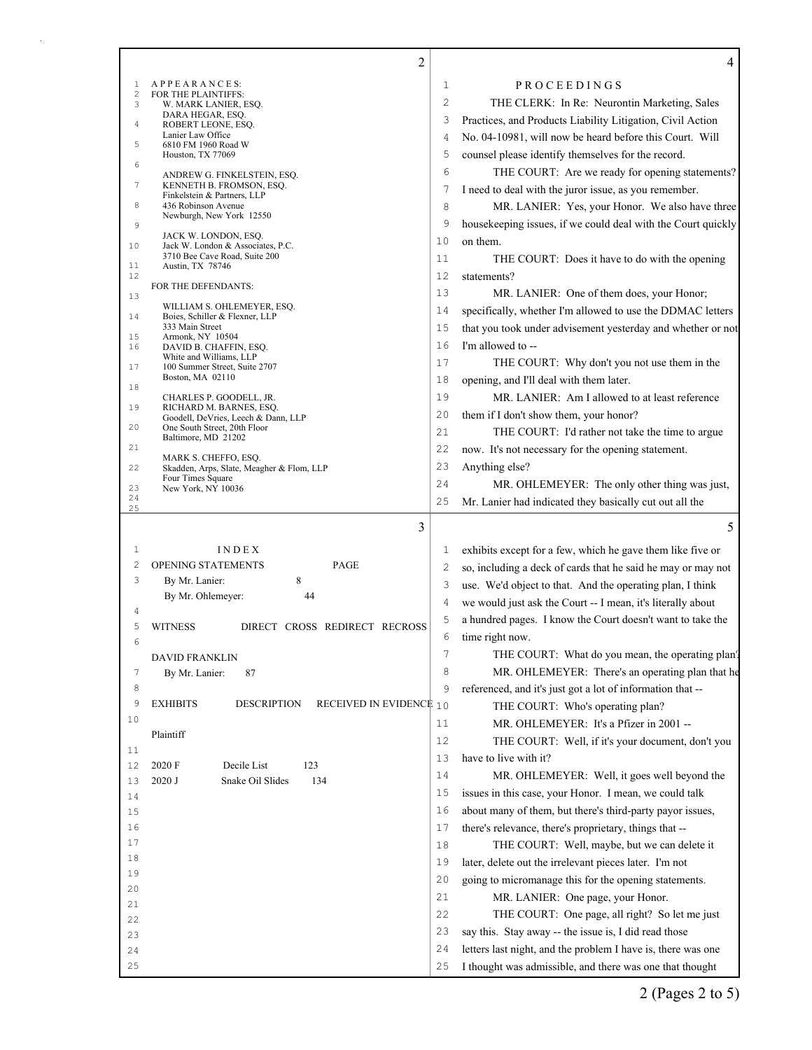APPEARANCES:

FOR THE PLAINTIFFS:

W. MARK LANIER, ESQ.
DARA HEGAR, ESQ.
ROBERT LEONE, ESQ.
Lanier Law Office
6810 FM 1960 Road W
Houston, TX 77069

ANDREW G. FINKELSTEIN, ESQ.
KENNETH B. FROMSON, ESQ.
Finkelstein & Partners, LLP
436 Robinson Avenue
Newburgh, New York 12550

JACK W. LONDON, ESQ.
Jack W. London & Associates, P.C.
3710 Bee Cave Road, Suite 200
Austin, TX 78746

FOR THE DEFENDANTS:

WILLIAM S. OHLEMEYER, ESQ.
Boies, Schiller & Flexner, LLP
333 Main Street
Armonk, NY 10504

DAVID B. CHAFFIN, ESQ.
White and Williams, LLP
100 Summer Street, Suite 2707
Boston, MA 02110

CHARLES P. GOODELL, JR.
RICHARD M. BARNES, ESQ.
Goodell, DeVries, Leech & Dann, LLP
One South Street, 20th Floor
Baltimore, MD 21202

MARK S. CHEFFO, ESQ.
Skadden, Arps, Slate, Meagher & Flom, LLP
Four Times Square
New York, NY 10036

INDEX

| OPENING STATEMENTS | PAGE |
|---|---|
| By Mr. Lanier: | 8 |
| By Mr. Ohlemeyer: | 44 |

| WITNESS | DIRECT | CROSS | REDIRECT | RECROSS |
|---|---|---|---|---|
| DAVID FRANKLIN | | | | |
| By Mr. Lanier: | 87 | | | |

| EXHIBITS | DESCRIPTION | RECEIVED IN EVIDENCE |
|---|---|---|
| Plaintiff | | |
| 2020 F | Decile List | 123 |
| 2020 J | Snake Oil Slides | 134 |

PROCEEDINGS

THE CLERK: In Re: Neurontin Marketing, Sales Practices, and Products Liability Litigation, Civil Action No. 04-10981, will now be heard before this Court. Will counsel please identify themselves for the record.

THE COURT: Are we ready for opening statements? I need to deal with the juror issue, as you remember.

MR. LANIER: Yes, your Honor. We also have three housekeeping issues, if we could deal with the Court quickly on them.

THE COURT: Does it have to do with the opening statements?

MR. LANIER: One of them does, your Honor; specifically, whether I'm allowed to use the DDMAC letters that you took under advisement yesterday and whether or not I'm allowed to --

THE COURT: Why don't you not use them in the opening, and I'll deal with them later.

MR. LANIER: Am I allowed to at least reference them if I don't show them, your honor?

THE COURT: I'd rather not take the time to argue now. It's not necessary for the opening statement. Anything else?

MR. OHLEMEYER: The only other thing was just, Mr. Lanier had indicated they basically cut out all the exhibits except for a few, which he gave them like five or so, including a deck of cards that he said he may or may not use. We'd object to that. And the operating plan, I think we would just ask the Court -- I mean, it's literally about a hundred pages. I know the Court doesn't want to take the time right now.

THE COURT: What do you mean, the operating plan?

MR. OHLEMEYER: There's an operating plan that he referenced, and it's just got a lot of information that --

THE COURT: Who's operating plan?

MR. OHLEMEYER: It's a Pfizer in 2001 --

THE COURT: Well, if it's your document, don't you have to live with it?

MR. OHLEMEYER: Well, it goes well beyond the issues in this case, your Honor. I mean, we could talk about many of them, but there's third-party payor issues, there's relevance, there's proprietary, things that --

THE COURT: Well, maybe, but we can delete it later, delete out the irrelevant pieces later. I'm not going to micromanage this for the opening statements.

MR. LANIER: One page, your Honor.

THE COURT: One page, all right? So let me just say this. Stay away -- the issue is, I did read those letters last night, and the problem I have is, there was one I thought was admissible, and there was one that thought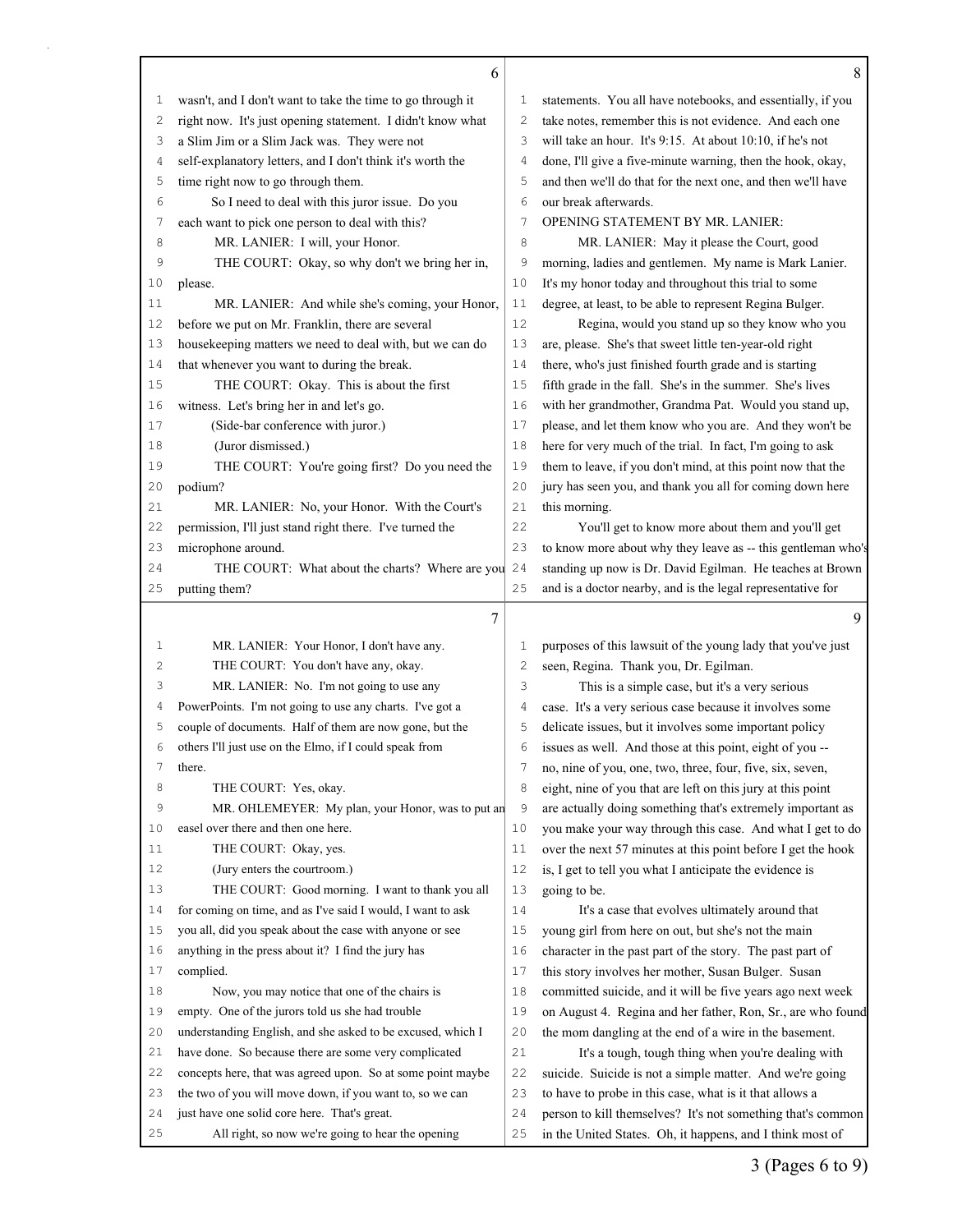wasn't, and I don't want to take the time to go through it right now. It's just opening statement. I didn't know what a Slim Jim or a Slim Jack was. They were not self-explanatory letters, and I don't think it's worth the time right now to go through them.

So I need to deal with this juror issue. Do you each want to pick one person to deal with this?

MR. LANIER: I will, your Honor.

THE COURT: Okay, so why don't we bring her in, please.

MR. LANIER: And while she's coming, your Honor, before we put on Mr. Franklin, there are several housekeeping matters we need to deal with, but we can do that whenever you want to during the break.

THE COURT: Okay. This is about the first witness. Let's bring her in and let's go.

(Side-bar conference with juror.)

(Juror dismissed.)

THE COURT: You're going first? Do you need the podium?

MR. LANIER: No, your Honor. With the Court's permission, I'll just stand right there. I've turned the microphone around.

THE COURT: What about the charts? Where are you putting them?

MR. LANIER: Your Honor, I don't have any.

THE COURT: You don't have any, okay.

MR. LANIER: No. I'm not going to use any PowerPoints. I'm not going to use any charts. I've got a couple of documents. Half of them are now gone, but the others I'll just use on the Elmo, if I could speak from there.

THE COURT: Yes, okay.

MR. OHLEMEYER: My plan, your Honor, was to put an easel over there and then one here.

THE COURT: Okay, yes.

(Jury enters the courtroom.)

THE COURT: Good morning. I want to thank you all for coming on time, and as I've said I would, I want to ask you all, did you speak about the case with anyone or see anything in the press about it? I find the jury has complied.

Now, you may notice that one of the chairs is empty. One of the jurors told us she had trouble understanding English, and she asked to be excused, which I have done. So because there are some very complicated concepts here, that was agreed upon. So at some point maybe the two of you will move down, if you want to, so we can just have one solid core here. That's great.

All right, so now we're going to hear the opening statements. You all have notebooks, and essentially, if you take notes, remember this is not evidence. And each one will take an hour. It's 9:15. At about 10:10, if he's not done, I'll give a five-minute warning, then the hook, okay, and then we'll do that for the next one, and then we'll have our break afterwards.

OPENING STATEMENT BY MR. LANIER:

MR. LANIER: May it please the Court, good morning, ladies and gentlemen. My name is Mark Lanier. It's my honor today and throughout this trial to some degree, at least, to be able to represent Regina Bulger.

Regina, would you stand up so they know who you are, please. She's that sweet little ten-year-old right there, who's just finished fourth grade and is starting fifth grade in the fall. She's in the summer. She's lives with her grandmother, Grandma Pat. Would you stand up, please, and let them know who you are. And they won't be here for very much of the trial. In fact, I'm going to ask them to leave, if you don't mind, at this point now that the jury has seen you, and thank you all for coming down here this morning.

You'll get to know more about them and you'll get to know more about why they leave as -- this gentleman who's standing up now is Dr. David Egilman. He teaches at Brown and is a doctor nearby, and is the legal representative for purposes of this lawsuit of the young lady that you've just seen, Regina. Thank you, Dr. Egilman.

This is a simple case, but it's a very serious case. It's a very serious case because it involves some delicate issues, but it involves some important policy issues as well. And those at this point, eight of you -- no, nine of you, one, two, three, four, five, six, seven, eight, nine of you that are left on this jury at this point are actually doing something that's extremely important as you make your way through this case. And what I get to do over the next 57 minutes at this point before I get the hook is, I get to tell you what I anticipate the evidence is going to be.

It's a case that evolves ultimately around that young girl from here on out, but she's not the main character in the past part of the story. The past part of this story involves her mother, Susan Bulger. Susan committed suicide, and it will be five years ago next week on August 4. Regina and her father, Ron, Sr., are who found the mom dangling at the end of a wire in the basement.

It's a tough, tough thing when you're dealing with suicide. Suicide is not a simple matter. And we're going to have to probe in this case, what is it that allows a person to kill themselves? It's not something that's common in the United States. Oh, it happens, and I think most of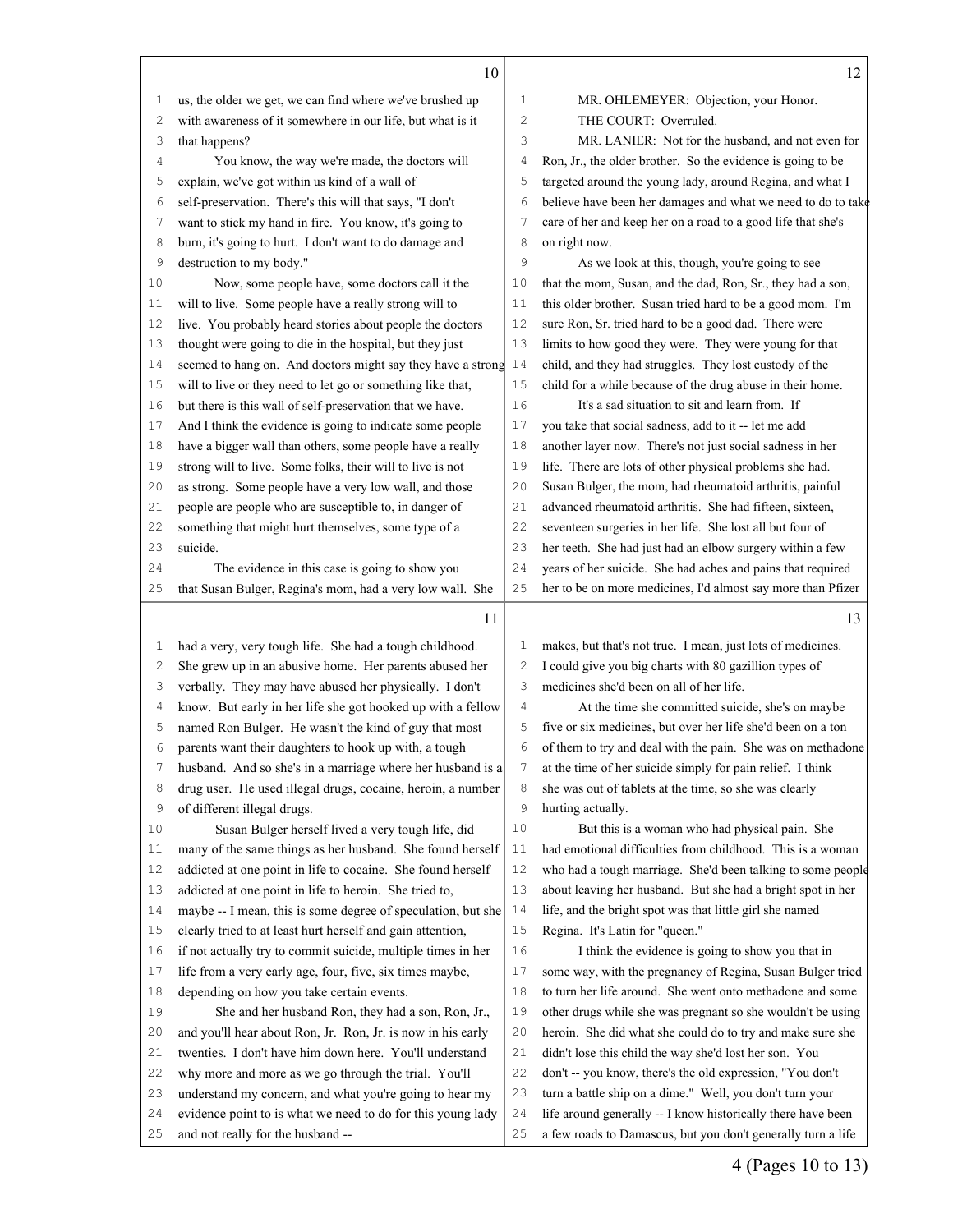us, the older we get, we can find where we've brushed up with awareness of it somewhere in our life, but what is it that happens?

You know, the way we're made, the doctors will explain, we've got within us kind of a wall of self-preservation. There's this will that says, "I don't want to stick my hand in fire. You know, it's going to burn, it's going to hurt. I don't want to do damage and destruction to my body."

Now, some people have, some doctors call it the will to live. Some people have a really strong will to live. You probably heard stories about people the doctors thought were going to die in the hospital, but they just seemed to hang on. And doctors might say they have a strong will to live or they need to let go or something like that, but there is this wall of self-preservation that we have. And I think the evidence is going to indicate some people have a bigger wall than others, some people have a really strong will to live. Some folks, their will to live is not as strong. Some people have a very low wall, and those people are people who are susceptible to, in danger of something that might hurt themselves, some type of a suicide.

The evidence in this case is going to show you that Susan Bulger, Regina's mom, had a very low wall. She had a very, very tough life. She had a tough childhood. She grew up in an abusive home. Her parents abused her verbally. They may have abused her physically. I don't know. But early in her life she got hooked up with a fellow named Ron Bulger. He wasn't the kind of guy that most parents want their daughters to hook up with, a tough husband. And so she's in a marriage where her husband is a drug user. He used illegal drugs, cocaine, heroin, a number of different illegal drugs.

Susan Bulger herself lived a very tough life, did many of the same things as her husband. She found herself addicted at one point in life to cocaine. She found herself addicted at one point in life to heroin. She tried to, maybe -- I mean, this is some degree of speculation, but she clearly tried to at least hurt herself and gain attention, if not actually try to commit suicide, multiple times in her life from a very early age, four, five, six times maybe, depending on how you take certain events.

She and her husband Ron, they had a son, Ron, Jr., and you'll hear about Ron, Jr. Ron, Jr. is now in his early twenties. I don't have him down here. You'll understand why more and more as we go through the trial. You'll understand my concern, and what you're going to hear my evidence point to is what we need to do for this young lady and not really for the husband --

MR. OHLEMEYER: Objection, your Honor.

THE COURT: Overruled.

MR. LANIER: Not for the husband, and not even for Ron, Jr., the older brother. So the evidence is going to be targeted around the young lady, around Regina, and what I believe have been her damages and what we need to do to take care of her and keep her on a road to a good life that she's on right now.

As we look at this, though, you're going to see that the mom, Susan, and the dad, Ron, Sr., they had a son, this older brother. Susan tried hard to be a good mom. I'm sure Ron, Sr. tried hard to be a good dad. There were limits to how good they were. They were young for that child, and they had struggles. They lost custody of the child for a while because of the drug abuse in their home.

It's a sad situation to sit and learn from. If you take that social sadness, add to it -- let me add another layer now. There's not just social sadness in her life. There are lots of other physical problems she had. Susan Bulger, the mom, had rheumatoid arthritis, painful advanced rheumatoid arthritis. She had fifteen, sixteen, seventeen surgeries in her life. She lost all but four of her teeth. She had just had an elbow surgery within a few years of her suicide. She had aches and pains that required her to be on more medicines, I'd almost say more than Pfizer makes, but that's not true. I mean, just lots of medicines. I could give you big charts with 80 gazillion types of medicines she'd been on all of her life.

At the time she committed suicide, she's on maybe five or six medicines, but over her life she'd been on a ton of them to try and deal with the pain. She was on methadone at the time of her suicide simply for pain relief. I think she was out of tablets at the time, so she was clearly hurting actually.

But this is a woman who had physical pain. She had emotional difficulties from childhood. This is a woman who had a tough marriage. She'd been talking to some people about leaving her husband. But she had a bright spot in her life, and the bright spot was that little girl she named Regina. It's Latin for "queen."

I think the evidence is going to show you that in some way, with the pregnancy of Regina, Susan Bulger tried to turn her life around. She went onto methadone and some other drugs while she was pregnant so she wouldn't be using heroin. She did what she could do to try and make sure she didn't lose this child the way she'd lost her son. You don't -- you know, there's the old expression, "You don't turn a battle ship on a dime." Well, you don't turn your life around generally -- I know historically there have been a few roads to Damascus, but you don't generally turn a life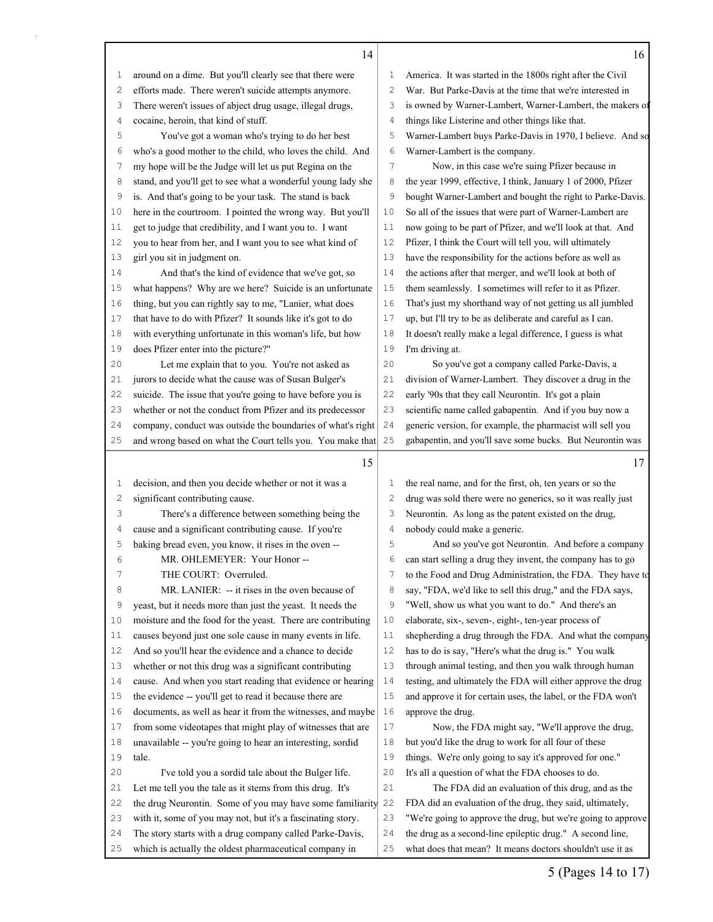around on a dime. But you'll clearly see that there were efforts made. There weren't suicide attempts anymore. There weren't issues of abject drug usage, illegal drugs, cocaine, heroin, that kind of stuff.

You've got a woman who's trying to do her best who's a good mother to the child, who loves the child. And my hope will be the Judge will let us put Regina on the stand, and you'll get to see what a wonderful young lady she is. And that's going to be your task. The stand is back here in the courtroom. I pointed the wrong way. But you'll get to judge that credibility, and I want you to. I want you to hear from her, and I want you to see what kind of girl you sit in judgment on.

And that's the kind of evidence that we've got, so what happens? Why are we here? Suicide is an unfortunate thing, but you can rightly say to me, "Lanier, what does that have to do with Pfizer? It sounds like it's got to do with everything unfortunate in this woman's life, but how does Pfizer enter into the picture?"

Let me explain that to you. You're not asked as jurors to decide what the cause was of Susan Bulger's suicide. The issue that you're going to have before you is whether or not the conduct from Pfizer and its predecessor company, conduct was outside the boundaries of what's right and wrong based on what the Court tells you. You make that decision, and then you decide whether or not it was a significant contributing cause.

There's a difference between something being the cause and a significant contributing cause. If you're baking bread even, you know, it rises in the oven --

MR. OHLEMEYER: Your Honor --

THE COURT: Overruled.

MR. LANIER: -- it rises in the oven because of yeast, but it needs more than just the yeast. It needs the moisture and the food for the yeast. There are contributing causes beyond just one sole cause in many events in life. And so you'll hear the evidence and a chance to decide whether or not this drug was a significant contributing cause. And when you start reading that evidence or hearing the evidence -- you'll get to read it because there are documents, as well as hear it from the witnesses, and maybe from some videotapes that might play of witnesses that are unavailable -- you're going to hear an interesting, sordid tale.

I've told you a sordid tale about the Bulger life. Let me tell you the tale as it stems from this drug. It's the drug Neurontin. Some of you may have some familiarity with it, some of you may not, but it's a fascinating story. The story starts with a drug company called Parke-Davis, which is actually the oldest pharmaceutical company in America. It was started in the 1800s right after the Civil War. But Parke-Davis at the time that we're interested in is owned by Warner-Lambert, Warner-Lambert, the makers of things like Listerine and other things like that. Warner-Lambert buys Parke-Davis in 1970, I believe. And so Warner-Lambert is the company.

Now, in this case we're suing Pfizer because in the year 1999, effective, I think, January 1 of 2000, Pfizer bought Warner-Lambert and bought the right to Parke-Davis. So all of the issues that were part of Warner-Lambert are now going to be part of Pfizer, and we'll look at that. And Pfizer, I think the Court will tell you, will ultimately have the responsibility for the actions before as well as the actions after that merger, and we'll look at both of them seamlessly. I sometimes will refer to it as Pfizer. That's just my shorthand way of not getting us all jumbled up, but I'll try to be as deliberate and careful as I can. It doesn't really make a legal difference, I guess is what I'm driving at.

So you've got a company called Parke-Davis, a division of Warner-Lambert. They discover a drug in the early '90s that they call Neurontin. It's got a plain scientific name called gabapentin. And if you buy now a generic version, for example, the pharmacist will sell you gabapentin, and you'll save some bucks. But Neurontin was the real name, and for the first, oh, ten years or so the drug was sold there were no generics, so it was really just Neurontin. As long as the patent existed on the drug, nobody could make a generic.

And so you've got Neurontin. And before a company can start selling a drug they invent, the company has to go to the Food and Drug Administration, the FDA. They have to say, "FDA, we'd like to sell this drug," and the FDA says, "Well, show us what you want to do." And there's an elaborate, six-, seven-, eight-, ten-year process of shepherding a drug through the FDA. And what the company has to do is say, "Here's what the drug is." You walk through animal testing, and then you walk through human testing, and ultimately the FDA will either approve the drug and approve it for certain uses, the label, or the FDA won't approve the drug.

Now, the FDA might say, "We'll approve the drug, but you'd like the drug to work for all four of these things. We're only going to say it's approved for one." It's all a question of what the FDA chooses to do.

The FDA did an evaluation of this drug, and as the FDA did an evaluation of the drug, they said, ultimately, "We're going to approve the drug, but we're going to approve the drug as a second-line epileptic drug." A second line, what does that mean? It means doctors shouldn't use it as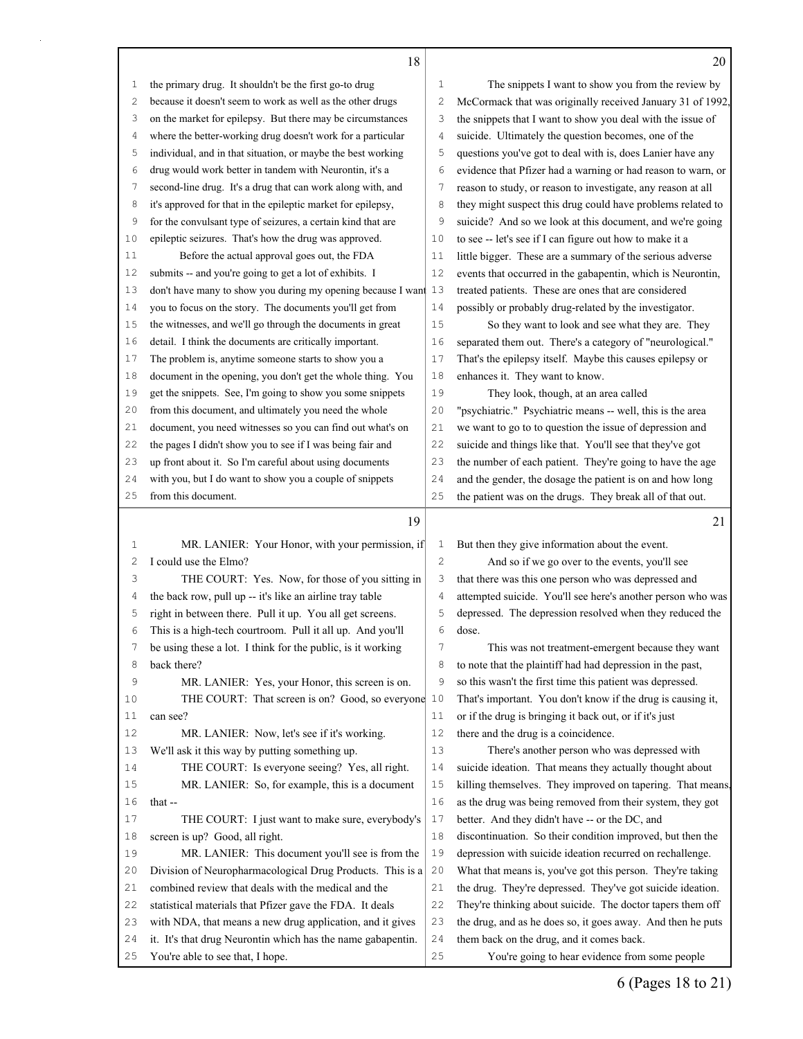the primary drug. It shouldn't be the first go-to drug because it doesn't seem to work as well as the other drugs on the market for epilepsy. But there may be circumstances where the better-working drug doesn't work for a particular individual, and in that situation, or maybe the best working drug would work better in tandem with Neurontin, it's a second-line drug. It's a drug that can work along with, and it's approved for that in the epileptic market for epilepsy, for the convulsant type of seizures, a certain kind that are epileptic seizures. That's how the drug was approved.

Before the actual approval goes out, the FDA submits -- and you're going to get a lot of exhibits. I don't have many to show you during my opening because I want you to focus on the story. The documents you'll get from the witnesses, and we'll go through the documents in great detail. I think the documents are critically important. The problem is, anytime someone starts to show you a document in the opening, you don't get the whole thing. You get the snippets. See, I'm going to show you some snippets from this document, and ultimately you need the whole document, you need witnesses so you can find out what's on the pages I didn't show you to see if I was being fair and up front about it. So I'm careful about using documents with you, but I do want to show you a couple of snippets from this document.

MR. LANIER: Your Honor, with your permission, if I could use the Elmo?

THE COURT: Yes. Now, for those of you sitting in the back row, pull up -- it's like an airline tray table right in between there. Pull it up. You all get screens. This is a high-tech courtroom. Pull it all up. And you'll be using these a lot. I think for the public, is it working back there?

MR. LANIER: Yes, your Honor, this screen is on.

THE COURT: That screen is on? Good, so everyone can see?

MR. LANIER: Now, let's see if it's working. We'll ask it this way by putting something up.

THE COURT: Is everyone seeing? Yes, all right.

MR. LANIER: So, for example, this is a document that --

THE COURT: I just want to make sure, everybody's screen is up? Good, all right.

MR. LANIER: This document you'll see is from the Division of Neuropharmacological Drug Products. This is a combined review that deals with the medical and the statistical materials that Pfizer gave the FDA. It deals with NDA, that means a new drug application, and it gives it. It's that drug Neurontin which has the name gabapentin. You're able to see that, I hope.

The snippets I want to show you from the review by McCormack that was originally received January 31 of 1992, the snippets that I want to show you deal with the issue of suicide. Ultimately the question becomes, one of the questions you've got to deal with is, does Lanier have any evidence that Pfizer had a warning or had reason to warn, or reason to study, or reason to investigate, any reason at all they might suspect this drug could have problems related to suicide? And so we look at this document, and we're going to see -- let's see if I can figure out how to make it a little bigger. These are a summary of the serious adverse events that occurred in the gabapentin, which is Neurontin, treated patients. These are ones that are considered possibly or probably drug-related by the investigator.

So they want to look and see what they are. They separated them out. There's a category of "neurological." That's the epilepsy itself. Maybe this causes epilepsy or enhances it. They want to know.

They look, though, at an area called "psychiatric." Psychiatric means -- well, this is the area we want to go to to question the issue of depression and suicide and things like that. You'll see that they've got the number of each patient. They're going to have the age and the gender, the dosage the patient is on and how long the patient was on the drugs. They break all of that out. But then they give information about the event.

And so if we go over to the events, you'll see that there was this one person who was depressed and attempted suicide. You'll see here's another person who was depressed. The depression resolved when they reduced the dose.

This was not treatment-emergent because they want to note that the plaintiff had had depression in the past, so this wasn't the first time this patient was depressed. That's important. You don't know if the drug is causing it, or if the drug is bringing it back out, or if it's just there and the drug is a coincidence.

There's another person who was depressed with suicide ideation. That means they actually thought about killing themselves. They improved on tapering. That means, as the drug was being removed from their system, they got better. And they didn't have -- or the DC, and discontinuation. So their condition improved, but then the depression with suicide ideation recurred on rechallenge. What that means is, you've got this person. They're taking the drug. They're depressed. They've got suicide ideation. They're thinking about suicide. The doctor tapers them off the drug, and as he does so, it goes away. And then he puts them back on the drug, and it comes back.

You're going to hear evidence from some people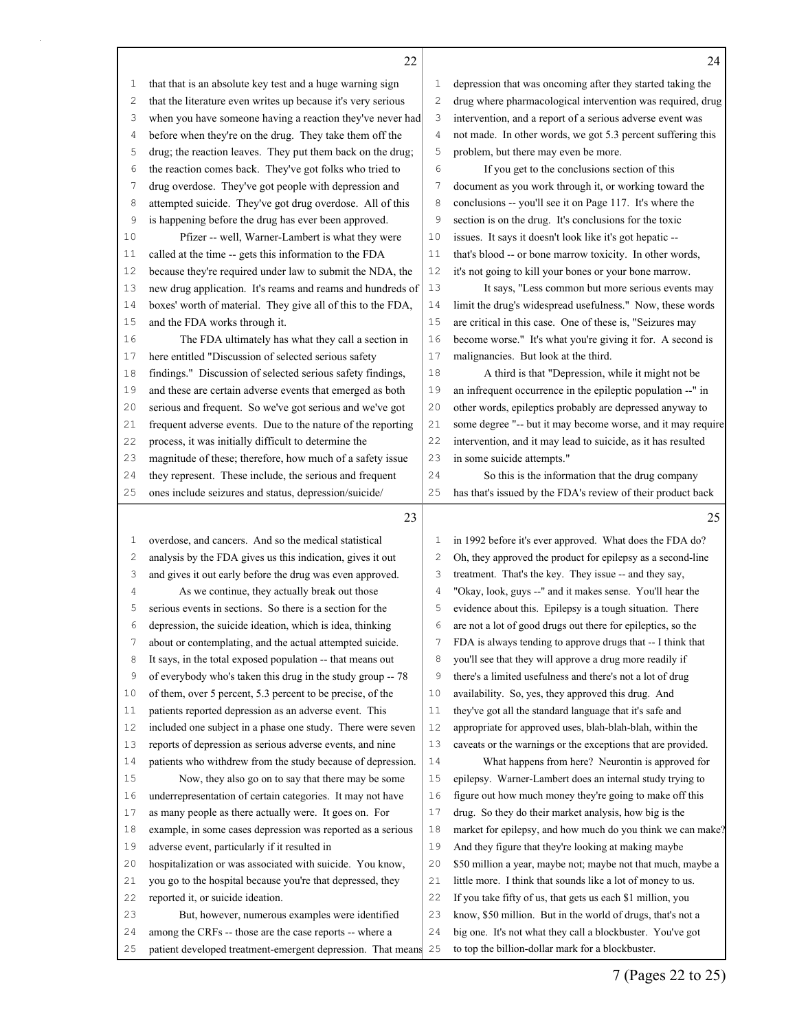that that is an absolute key test and a huge warning sign that the literature even writes up because it's very serious when you have someone having a reaction they've never had before when they're on the drug. They take them off the drug; the reaction leaves. They put them back on the drug; the reaction comes back. They've got folks who tried to drug overdose. They've got people with depression and attempted suicide. They've got drug overdose. All of this is happening before the drug has ever been approved.

Pfizer -- well, Warner-Lambert is what they were called at the time -- gets this information to the FDA because they're required under law to submit the NDA, the new drug application. It's reams and reams and hundreds of boxes' worth of material. They give all of this to the FDA, and the FDA works through it.

The FDA ultimately has what they call a section in here entitled "Discussion of selected serious safety findings." Discussion of selected serious safety findings, and these are certain adverse events that emerged as both serious and frequent. So we've got serious and we've got frequent adverse events. Due to the nature of the reporting process, it was initially difficult to determine the magnitude of these; therefore, how much of a safety issue they represent. These include, the serious and frequent ones include seizures and status, depression/suicide/overdose, and cancers. And so the medical statistical analysis by the FDA gives us this indication, gives it out and gives it out early before the drug was even approved.

As we continue, they actually break out those serious events in sections. So there is a section for the depression, the suicide ideation, which is idea, thinking about or contemplating, and the actual attempted suicide. It says, in the total exposed population -- that means out of everybody who's taken this drug in the study group -- 78 of them, over 5 percent, 5.3 percent to be precise, of the patients reported depression as an adverse event. This included one subject in a phase one study. There were seven reports of depression as serious adverse events, and nine patients who withdrew from the study because of depression.

Now, they also go on to say that there may be some underrepresentation of certain categories. It may not have as many people as there actually were. It goes on. For example, in some cases depression was reported as a serious adverse event, particularly if it resulted in hospitalization or was associated with suicide. You know, you go to the hospital because you're that depressed, they reported it, or suicide ideation.

But, however, numerous examples were identified among the CRFs -- those are the case reports -- where a patient developed treatment-emergent depression. That means depression that was oncoming after they started taking the drug where pharmacological intervention was required, drug intervention, and a report of a serious adverse event was not made. In other words, we got 5.3 percent suffering this problem, but there may even be more.

If you get to the conclusions section of this document as you work through it, or working toward the conclusions -- you'll see it on Page 117. It's where the section is on the drug. It's conclusions for the toxic issues. It says it doesn't look like it's got hepatic -- that's blood -- or bone marrow toxicity. In other words, it's not going to kill your bones or your bone marrow.

It says, "Less common but more serious events may limit the drug's widespread usefulness." Now, these words are critical in this case. One of these is, "Seizures may become worse." It's what you're giving it for. A second is malignancies. But look at the third.

A third is that "Depression, while it might not be an infrequent occurrence in the epileptic population --" in other words, epileptics probably are depressed anyway to some degree "-- but it may become worse, and it may require intervention, and it may lead to suicide, as it has resulted in some suicide attempts."

So this is the information that the drug company has that's issued by the FDA's review of their product back in 1992 before it's ever approved. What does the FDA do? Oh, they approved the product for epilepsy as a second-line treatment. That's the key. They issue -- and they say, "Okay, look, guys --" and it makes sense. You'll hear the evidence about this. Epilepsy is a tough situation. There are not a lot of good drugs out there for epileptics, so the FDA is always tending to approve drugs that -- I think that you'll see that they will approve a drug more readily if there's a limited usefulness and there's not a lot of drug availability. So, yes, they approved this drug. And they've got all the standard language that it's safe and appropriate for approved uses, blah-blah-blah, within the caveats or the warnings or the exceptions that are provided.

What happens from here? Neurontin is approved for epilepsy. Warner-Lambert does an internal study trying to figure out how much money they're going to make off this drug. So they do their market analysis, how big is the market for epilepsy, and how much do you think we can make? And they figure that they're looking at making maybe $50 million a year, maybe not; maybe not that much, maybe a little more. I think that sounds like a lot of money to us. If you take fifty of us, that gets us each $1 million, you know, $50 million. But in the world of drugs, that's not a big one. It's not what they call a blockbuster. You've got to top the billion-dollar mark for a blockbuster.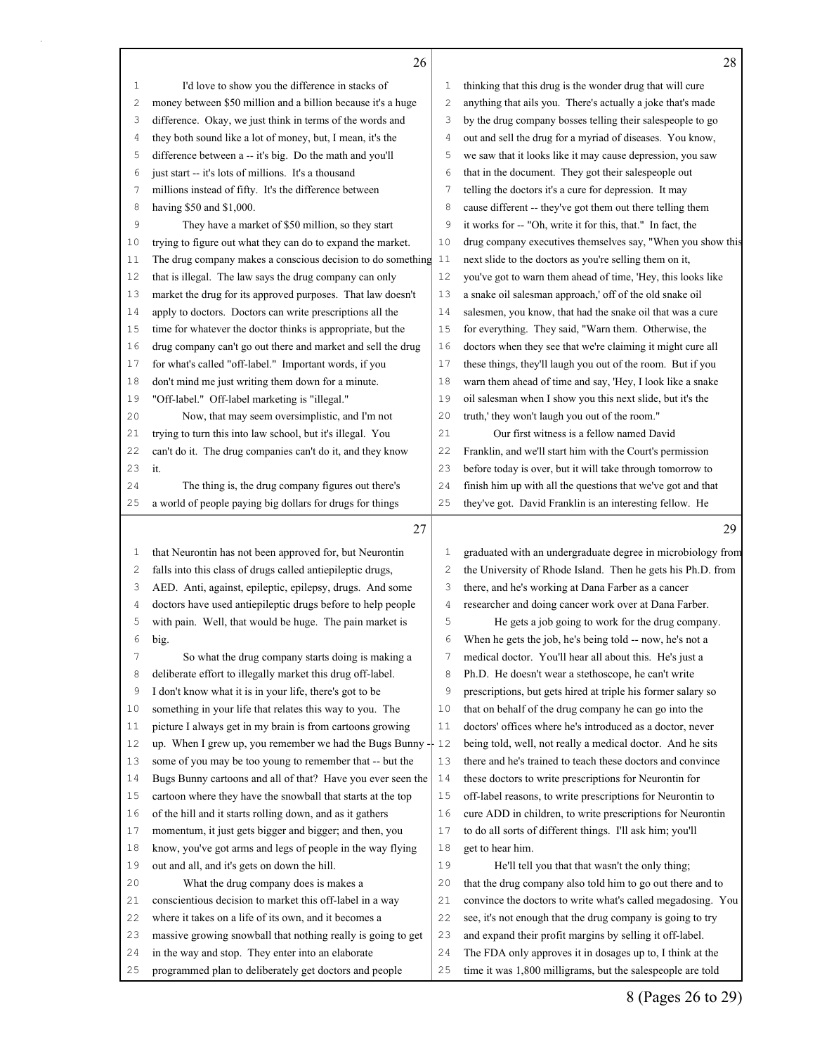I'd love to show you the difference in stacks of money between $50 million and a billion because it's a huge difference. Okay, we just think in terms of the words and they both sound like a lot of money, but, I mean, it's the difference between a -- it's big. Do the math and you'll just start -- it's lots of millions. It's a thousand millions instead of fifty. It's the difference between having $50 and $1,000.

They have a market of $50 million, so they start trying to figure out what they can do to expand the market. The drug company makes a conscious decision to do something that is illegal. The law says the drug company can only market the drug for its approved purposes. That law doesn't apply to doctors. Doctors can write prescriptions all the time for whatever the doctor thinks is appropriate, but the drug company can't go out there and market and sell the drug for what's called "off-label." Important words, if you don't mind me just writing them down for a minute. "Off-label." Off-label marketing is "illegal."

Now, that may seem oversimplistic, and I'm not trying to turn this into law school, but it's illegal. You can't do it. The drug companies can't do it, and they know it.

The thing is, the drug company figures out there's a world of people paying big dollars for drugs for things that Neurontin has not been approved for, but Neurontin falls into this class of drugs called antiepileptic drugs, AED. Anti, against, epileptic, epilepsy, drugs. And some doctors have used antiepileptic drugs before to help people with pain. Well, that would be huge. The pain market is big.

So what the drug company starts doing is making a deliberate effort to illegally market this drug off-label. I don't know what it is in your life, there's got to be something in your life that relates this way to you. The picture I always get in my brain is from cartoons growing up. When I grew up, you remember we had the Bugs Bunny -- some of you may be too young to remember that -- but the Bugs Bunny cartoons and all of that? Have you ever seen the cartoon where they have the snowball that starts at the top of the hill and it starts rolling down, and as it gathers momentum, it just gets bigger and bigger; and then, you know, you've got arms and legs of people in the way flying out and all, and it's gets on down the hill.

What the drug company does is makes a conscientious decision to market this off-label in a way where it takes on a life of its own, and it becomes a massive growing snowball that nothing really is going to get in the way and stop. They enter into an elaborate programmed plan to deliberately get doctors and people thinking that this drug is the wonder drug that will cure anything that ails you. There's actually a joke that's made by the drug company bosses telling their salespeople to go out and sell the drug for a myriad of diseases. You know, we saw that it looks like it may cause depression, you saw that in the document. They got their salespeople out telling the doctors it's a cure for depression. It may cause different -- they've got them out there telling them it works for -- "Oh, write it for this, that." In fact, the drug company executives themselves say, "When you show this next slide to the doctors as you're selling them on it, you've got to warn them ahead of time, 'Hey, this looks like a snake oil salesman approach,' off of the old snake oil salesmen, you know, that had the snake oil that was a cure for everything. They said, "Warn them. Otherwise, the doctors when they see that we're claiming it might cure all these things, they'll laugh you out of the room. But if you warn them ahead of time and say, 'Hey, I look like a snake oil salesman when I show you this next slide, but it's the truth,' they won't laugh you out of the room."

Our first witness is a fellow named David Franklin, and we'll start him with the Court's permission before today is over, but it will take through tomorrow to finish him up with all the questions that we've got and that they've got. David Franklin is an interesting fellow. He graduated with an undergraduate degree in microbiology from the University of Rhode Island. Then he gets his Ph.D. from there, and he's working at Dana Farber as a cancer researcher and doing cancer work over at Dana Farber.

He gets a job going to work for the drug company. When he gets the job, he's being told -- now, he's not a medical doctor. You'll hear all about this. He's just a Ph.D. He doesn't wear a stethoscope, he can't write prescriptions, but gets hired at triple his former salary so that on behalf of the drug company he can go into the doctors' offices where he's introduced as a doctor, never being told, well, not really a medical doctor. And he sits there and he's trained to teach these doctors and convince these doctors to write prescriptions for Neurontin for off-label reasons, to write prescriptions for Neurontin to cure ADD in children, to write prescriptions for Neurontin to do all sorts of different things. I'll ask him; you'll get to hear him.

He'll tell you that that wasn't the only thing; that the drug company also told him to go out there and to convince the doctors to write what's called megadosing. You see, it's not enough that the drug company is going to try and expand their profit margins by selling it off-label. The FDA only approves it in dosages up to, I think at the time it was 1,800 milligrams, but the salespeople are told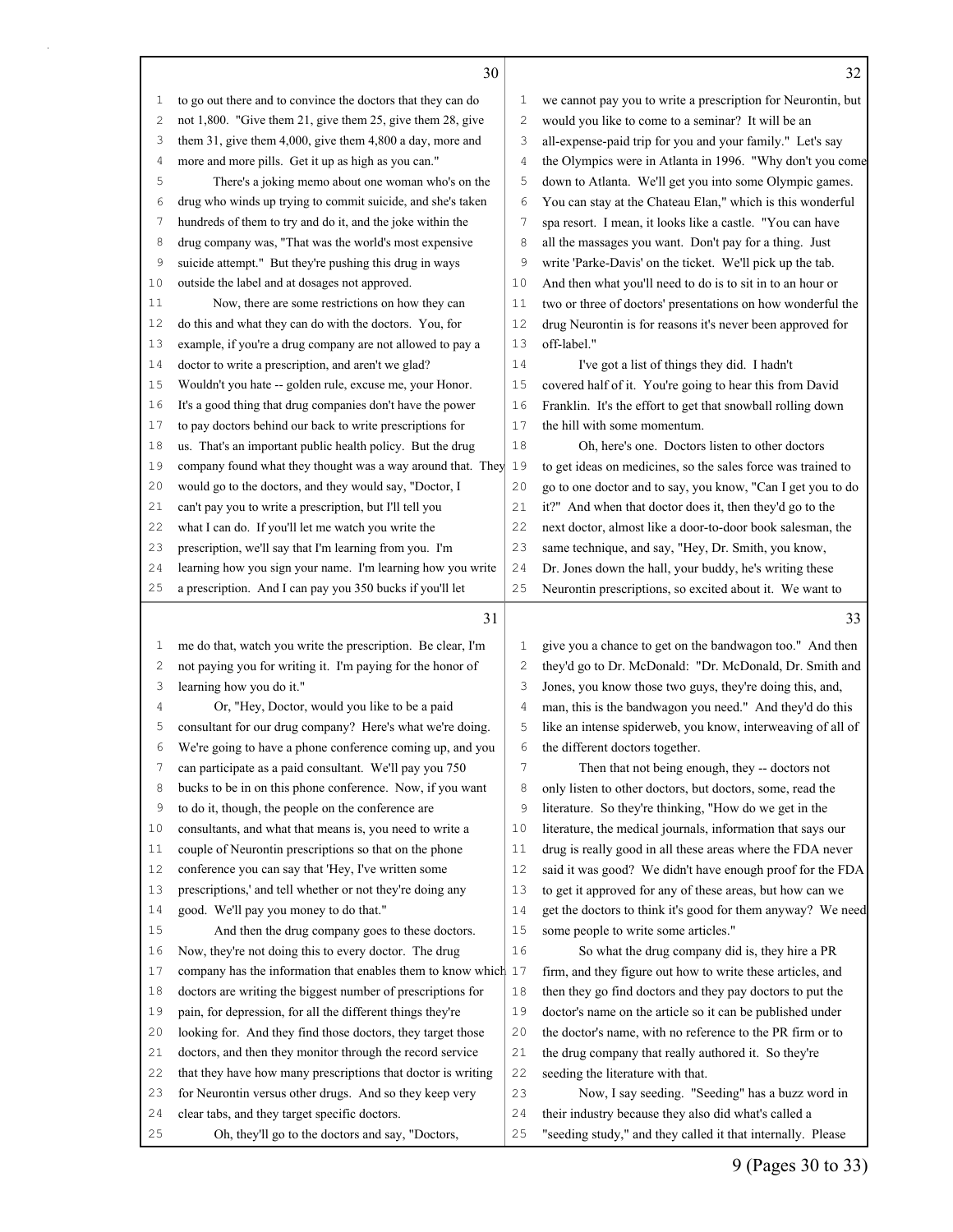to go out there and to convince the doctors that they can do not 1,800. "Give them 21, give them 25, give them 28, give them 31, give them 4,000, give them 4,800 a day, more and more and more pills. Get it up as high as you can."

There's a joking memo about one woman who's on the drug who winds up trying to commit suicide, and she's taken hundreds of them to try and do it, and the joke within the drug company was, "That was the world's most expensive suicide attempt." But they're pushing this drug in ways outside the label and at dosages not approved.

Now, there are some restrictions on how they can do this and what they can do with the doctors. You, for example, if you're a drug company are not allowed to pay a doctor to write a prescription, and aren't we glad? Wouldn't you hate -- golden rule, excuse me, your Honor. It's a good thing that drug companies don't have the power to pay doctors behind our back to write prescriptions for us. That's an important public health policy. But the drug company found what they thought was a way around that. They would go to the doctors, and they would say, "Doctor, I can't pay you to write a prescription, but I'll tell you what I can do. If you'll let me watch you write the prescription, we'll say that I'm learning from you. I'm learning how you sign your name. I'm learning how you write a prescription. And I can pay you 350 bucks if you'll let me do that, watch you write the prescription. Be clear, I'm not paying you for writing it. I'm paying for the honor of learning how you do it."

Or, "Hey, Doctor, would you like to be a paid consultant for our drug company? Here's what we're doing. We're going to have a phone conference coming up, and you can participate as a paid consultant. We'll pay you 750 bucks to be in on this phone conference. Now, if you want to do it, though, the people on the conference are consultants, and what that means is, you need to write a couple of Neurontin prescriptions so that on the phone conference you can say that 'Hey, I've written some prescriptions,' and tell whether or not they're doing any good. We'll pay you money to do that."

And then the drug company goes to these doctors. Now, they're not doing this to every doctor. The drug company has the information that enables them to know which doctors are writing the biggest number of prescriptions for pain, for depression, for all the different things they're looking for. And they find those doctors, they target those doctors, and then they monitor through the record service that they have how many prescriptions that doctor is writing for Neurontin versus other drugs. And so they keep very clear tabs, and they target specific doctors.

Oh, they'll go to the doctors and say, "Doctors, we cannot pay you to write a prescription for Neurontin, but would you like to come to a seminar? It will be an all-expense-paid trip for you and your family." Let's say the Olympics were in Atlanta in 1996. "Why don't you come down to Atlanta. We'll get you into some Olympic games. You can stay at the Chateau Elan," which is this wonderful spa resort. I mean, it looks like a castle. "You can have all the massages you want. Don't pay for a thing. Just write 'Parke-Davis' on the ticket. We'll pick up the tab. And then what you'll need to do is to sit in to an hour or two or three of doctors' presentations on how wonderful the drug Neurontin is for reasons it's never been approved for off-label."

I've got a list of things they did. I hadn't covered half of it. You're going to hear this from David Franklin. It's the effort to get that snowball rolling down the hill with some momentum.

Oh, here's one. Doctors listen to other doctors to get ideas on medicines, so the sales force was trained to go to one doctor and to say, you know, "Can I get you to do it?" And when that doctor does it, then they'd go to the next doctor, almost like a door-to-door book salesman, the same technique, and say, "Hey, Dr. Smith, you know, Dr. Jones down the hall, your buddy, he's writing these Neurontin prescriptions, so excited about it. We want to give you a chance to get on the bandwagon too." And then they'd go to Dr. McDonald: "Dr. McDonald, Dr. Smith and Jones, you know those two guys, they're doing this, and, man, this is the bandwagon you need." And they'd do this like an intense spiderweb, you know, interweaving of all of the different doctors together.

Then that not being enough, they -- doctors not only listen to other doctors, but doctors, some, read the literature. So they're thinking, "How do we get in the literature, the medical journals, information that says our drug is really good in all these areas where the FDA never said it was good? We didn't have enough proof for the FDA to get it approved for any of these areas, but how can we get the doctors to think it's good for them anyway? We need some people to write some articles."

So what the drug company did is, they hire a PR firm, and they figure out how to write these articles, and then they go find doctors and they pay doctors to put the doctor's name on the article so it can be published under the doctor's name, with no reference to the PR firm or to the drug company that really authored it. So they're seeding the literature with that.

Now, I say seeding. "Seeding" has a buzz word in their industry because they also did what's called a "seeding study," and they called it that internally. Please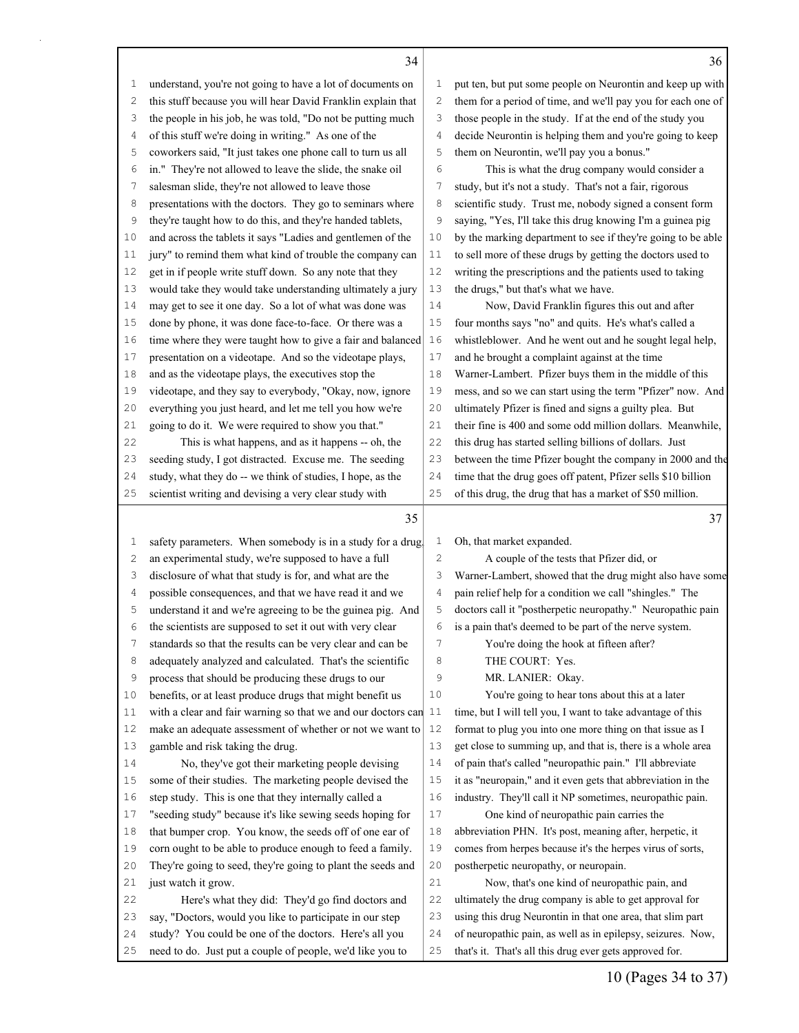understand, you're not going to have a lot of documents on this stuff because you will hear David Franklin explain that the people in his job, he was told, "Do not be putting much of this stuff we're doing in writing." As one of the coworkers said, "It just takes one phone call to turn us all in." They're not allowed to leave the slide, the snake oil salesman slide, they're not allowed to leave those presentations with the doctors. They go to seminars where they're taught how to do this, and they're handed tablets, and across the tablets it says "Ladies and gentlemen of the jury" to remind them what kind of trouble the company can get in if people write stuff down. So any note that they would take they would take understanding ultimately a jury may get to see it one day. So a lot of what was done was done by phone, it was done face-to-face. Or there was a time where they were taught how to give a fair and balanced presentation on a videotape. And so the videotape plays, and as the videotape plays, the executives stop the videotape, and they say to everybody, "Okay, now, ignore everything you just heard, and let me tell you how we're going to do it. We were required to show you that."

This is what happens, and as it happens -- oh, the seeding study, I got distracted. Excuse me. The seeding study, what they do -- we think of studies, I hope, as the scientist writing and devising a very clear study with safety parameters. When somebody is in a study for a drug, an experimental study, we're supposed to have a full disclosure of what that study is for, and what are the possible consequences, and that we have read it and we understand it and we're agreeing to be the guinea pig. And the scientists are supposed to set it out with very clear standards so that the results can be very clear and can be adequately analyzed and calculated. That's the scientific process that should be producing these drugs to our benefits, or at least produce drugs that might benefit us with a clear and fair warning so that we and our doctors can make an adequate assessment of whether or not we want to gamble and risk taking the drug.

No, they've got their marketing people devising some of their studies. The marketing people devised the step study. This is one that they internally called a "seeding study" because it's like sewing seeds hoping for that bumper crop. You know, the seeds off of one ear of corn ought to be able to produce enough to feed a family. They're going to seed, they're going to plant the seeds and just watch it grow.

Here's what they did: They'd go find doctors and say, "Doctors, would you like to participate in our step study? You could be one of the doctors. Here's all you need to do. Just put a couple of people, we'd like you to put ten, but put some people on Neurontin and keep up with them for a period of time, and we'll pay you for each one of those people in the study. If at the end of the study you decide Neurontin is helping them and you're going to keep them on Neurontin, we'll pay you a bonus."

This is what the drug company would consider a study, but it's not a study. That's not a fair, rigorous scientific study. Trust me, nobody signed a consent form saying, "Yes, I'll take this drug knowing I'm a guinea pig by the marking department to see if they're going to be able to sell more of these drugs by getting the doctors used to writing the prescriptions and the patients used to taking the drugs," but that's what we have.

Now, David Franklin figures this out and after four months says "no" and quits. He's what's called a whistleblower. And he went out and he sought legal help, and he brought a complaint against at the time Warner-Lambert. Pfizer buys them in the middle of this mess, and so we can start using the term "Pfizer" now. And ultimately Pfizer is fined and signs a guilty plea. But their fine is 400 and some odd million dollars. Meanwhile, this drug has started selling billions of dollars. Just between the time Pfizer bought the company in 2000 and the time that the drug goes off patent, Pfizer sells $10 billion of this drug, the drug that has a market of $50 million. Oh, that market expanded.

A couple of the tests that Pfizer did, or Warner-Lambert, showed that the drug might also have some pain relief help for a condition we call "shingles." The doctors call it "postherpetic neuropathy." Neuropathic pain is a pain that's deemed to be part of the nerve system.

You're doing the hook at fifteen after?

THE COURT: Yes.

MR. LANIER: Okay.

You're going to hear tons about this at a later time, but I will tell you, I want to take advantage of this format to plug you into one more thing on that issue as I get close to summing up, and that is, there is a whole area of pain that's called "neuropathic pain." I'll abbreviate it as "neuropain," and it even gets that abbreviation in the industry. They'll call it NP sometimes, neuropathic pain.

One kind of neuropathic pain carries the abbreviation PHN. It's post, meaning after, herpetic, it comes from herpes because it's the herpes virus of sorts, postherpetic neuropathy, or neuropain.

Now, that's one kind of neuropathic pain, and ultimately the drug company is able to get approval for using this drug Neurontin in that one area, that slim part of neuropathic pain, as well as in epilepsy, seizures. Now, that's it. That's all this drug ever gets approved for.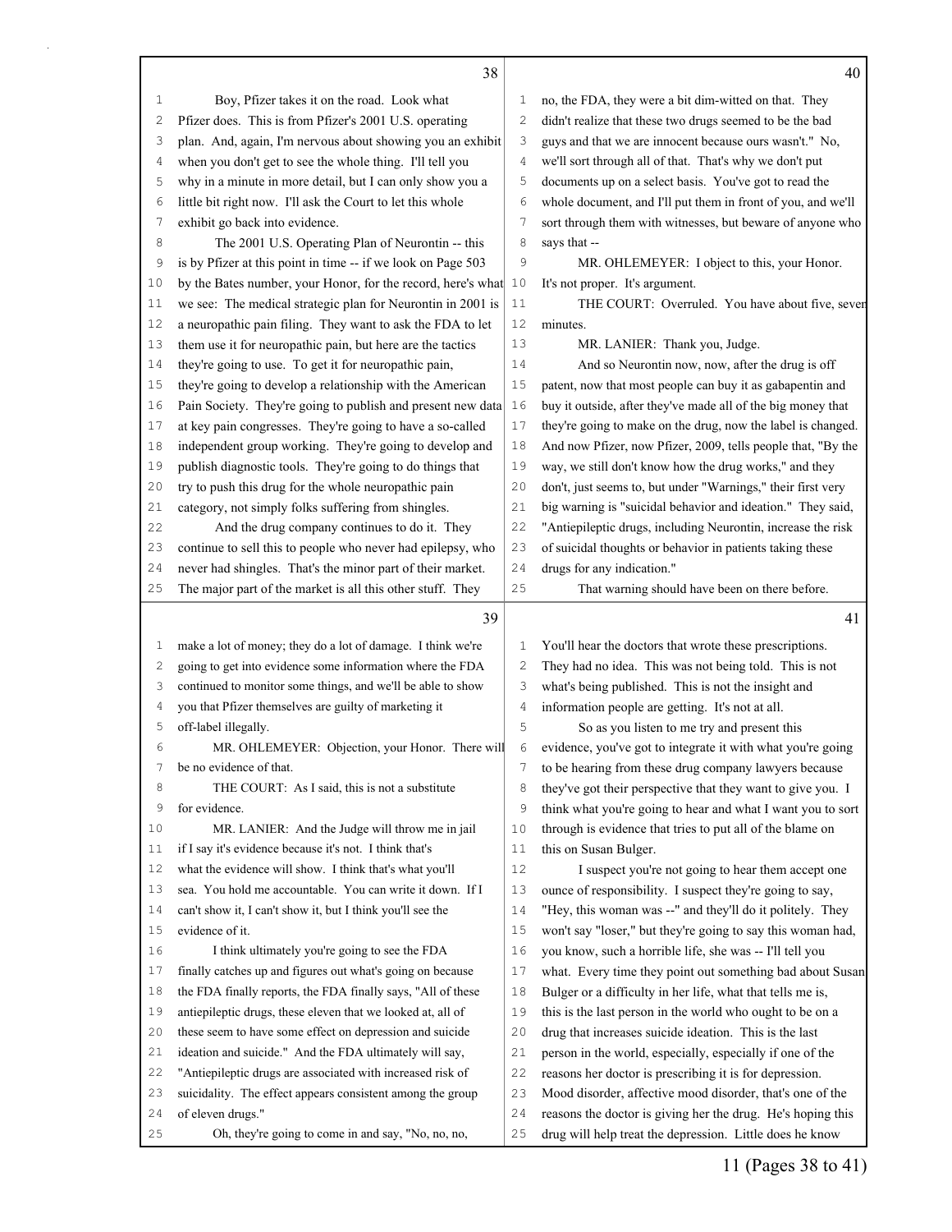Boy, Pfizer takes it on the road. Look what Pfizer does. This is from Pfizer's 2001 U.S. operating plan. And, again, I'm nervous about showing you an exhibit when you don't get to see the whole thing. I'll tell you why in a minute in more detail, but I can only show you a little bit right now. I'll ask the Court to let this whole exhibit go back into evidence.

The 2001 U.S. Operating Plan of Neurontin -- this is by Pfizer at this point in time -- if we look on Page 503 by the Bates number, your Honor, for the record, here's what we see: The medical strategic plan for Neurontin in 2001 is a neuropathic pain filing. They want to ask the FDA to let them use it for neuropathic pain, but here are the tactics they're going to use. To get it for neuropathic pain, they're going to develop a relationship with the American Pain Society. They're going to publish and present new data at key pain congresses. They're going to have a so-called independent group working. They're going to develop and publish diagnostic tools. They're going to do things that try to push this drug for the whole neuropathic pain category, not simply folks suffering from shingles.

And the drug company continues to do it. They continue to sell this to people who never had epilepsy, who never had shingles. That's the minor part of their market. The major part of the market is all this other stuff. They make a lot of money; they do a lot of damage. I think we're going to get into evidence some information where the FDA continued to monitor some things, and we'll be able to show you that Pfizer themselves are guilty of marketing it off-label illegally.

MR. OHLEMEYER: Objection, your Honor. There will be no evidence of that.

THE COURT: As I said, this is not a substitute for evidence.

MR. LANIER: And the Judge will throw me in jail if I say it's evidence because it's not. I think that's what the evidence will show. I think that's what you'll sea. You hold me accountable. You can write it down. If I can't show it, I can't show it, but I think you'll see the evidence of it.

I think ultimately you're going to see the FDA finally catches up and figures out what's going on because the FDA finally reports, the FDA finally says, "All of these antiepileptic drugs, these eleven that we looked at, all of these seem to have some effect on depression and suicide ideation and suicide." And the FDA ultimately will say, "Antiepileptic drugs are associated with increased risk of suicidality. The effect appears consistent among the group of eleven drugs."

Oh, they're going to come in and say, "No, no, no, no, the FDA, they were a bit dim-witted on that. They didn't realize that these two drugs seemed to be the bad guys and that we are innocent because ours wasn't." No, we'll sort through all of that. That's why we don't put documents up on a select basis. You've got to read the whole document, and I'll put them in front of you, and we'll sort through them with witnesses, but beware of anyone who says that --

MR. OHLEMEYER: I object to this, your Honor. It's not proper. It's argument.

THE COURT: Overruled. You have about five, seven minutes.

MR. LANIER: Thank you, Judge.

And so Neurontin now, now, after the drug is off patent, now that most people can buy it as gabapentin and buy it outside, after they've made all of the big money that they're going to make on the drug, now the label is changed. And now Pfizer, now Pfizer, 2009, tells people that, "By the way, we still don't know how the drug works," and they don't, just seems to, but under "Warnings," their first very big warning is "suicidal behavior and ideation." They said, "Antiepileptic drugs, including Neurontin, increase the risk of suicidal thoughts or behavior in patients taking these drugs for any indication."

That warning should have been on there before. You'll hear the doctors that wrote these prescriptions. They had no idea. This was not being told. This is not what's being published. This is not the insight and information people are getting. It's not at all.

So as you listen to me try and present this evidence, you've got to integrate it with what you're going to be hearing from these drug company lawyers because they've got their perspective that they want to give you. I think what you're going to hear and what I want you to sort through is evidence that tries to put all of the blame on this on Susan Bulger.

I suspect you're not going to hear them accept one ounce of responsibility. I suspect they're going to say, "Hey, this woman was --" and they'll do it politely. They won't say "loser," but they're going to say this woman had, you know, such a horrible life, she was -- I'll tell you what. Every time they point out something bad about Susan Bulger or a difficulty in her life, what that tells me is, this is the last person in the world who ought to be on a drug that increases suicide ideation. This is the last person in the world, especially, especially if one of the reasons her doctor is prescribing it is for depression. Mood disorder, affective mood disorder, that's one of the reasons the doctor is giving her the drug. He's hoping this drug will help treat the depression. Little does he know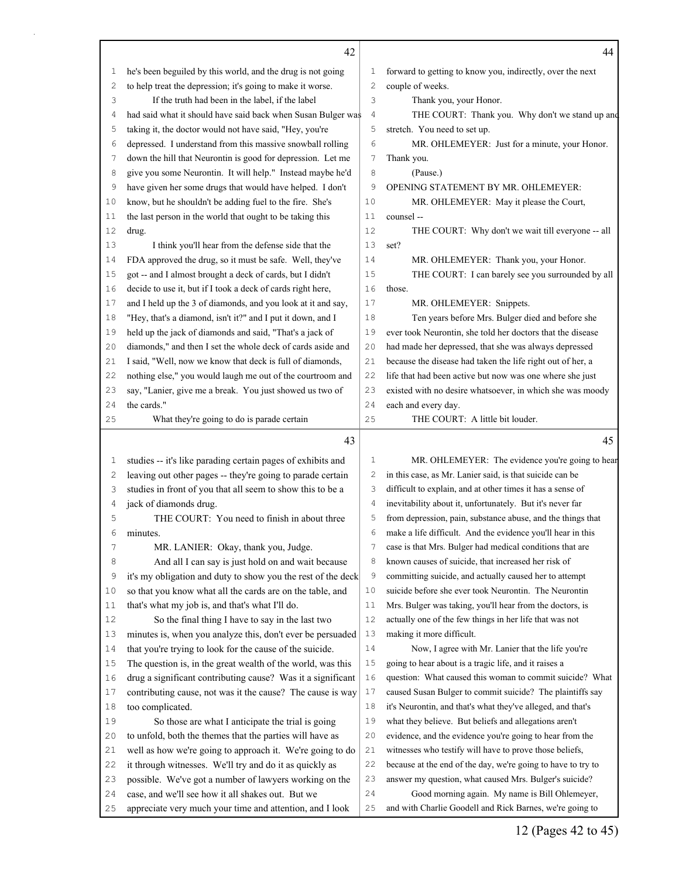he's been beguiled by this world, and the drug is not going to help treat the depression; it's going to make it worse.

If the truth had been in the label, if the label had said what it should have said back when Susan Bulger was taking it, the doctor would not have said, "Hey, you're depressed. I understand from this massive snowball rolling down the hill that Neurontin is good for depression. Let me give you some Neurontin. It will help." Instead maybe he'd have given her some drugs that would have helped. I don't know, but he shouldn't be adding fuel to the fire. She's the last person in the world that ought to be taking this drug.

I think you'll hear from the defense side that the FDA approved the drug, so it must be safe. Well, they've got -- and I almost brought a deck of cards, but I didn't decide to use it, but if I took a deck of cards right here, and I held up the 3 of diamonds, and you look at it and say, "Hey, that's a diamond, isn't it?" and I put it down, and I held up the jack of diamonds and said, "That's a jack of diamonds," and then I set the whole deck of cards aside and I said, "Well, now we know that deck is full of diamonds, nothing else," you would laugh me out of the courtroom and say, "Lanier, give me a break. You just showed us two of the cards."

What they're going to do is parade certain studies -- it's like parading certain pages of exhibits and leaving out other pages -- they're going to parade certain studies in front of you that all seem to show this to be a jack of diamonds drug.

THE COURT: You need to finish in about three minutes.

MR. LANIER: Okay, thank you, Judge.

And all I can say is just hold on and wait because it's my obligation and duty to show you the rest of the deck so that you know what all the cards are on the table, and that's what my job is, and that's what I'll do.

So the final thing I have to say in the last two minutes is, when you analyze this, don't ever be persuaded that you're trying to look for the cause of the suicide. The question is, in the great wealth of the world, was this drug a significant contributing cause? Was it a significant contributing cause, not was it the cause? The cause is way too complicated.

So those are what I anticipate the trial is going to unfold, both the themes that the parties will have as well as how we're going to approach it. We're going to do it through witnesses. We'll try and do it as quickly as possible. We've got a number of lawyers working on the case, and we'll see how it all shakes out. But we appreciate very much your time and attention, and I look forward to getting to know you, indirectly, over the next couple of weeks.

Thank you, your Honor.

THE COURT: Thank you. Why don't we stand up and stretch. You need to set up.

MR. OHLEMEYER: Just for a minute, your Honor. Thank you.

(Pause.)

OPENING STATEMENT BY MR. OHLEMEYER:

MR. OHLEMEYER: May it please the Court, counsel --

THE COURT: Why don't we wait till everyone -- all set?

MR. OHLEMEYER: Thank you, your Honor.

THE COURT: I can barely see you surrounded by all those.

MR. OHLEMEYER: Snippets.

Ten years before Mrs. Bulger died and before she ever took Neurontin, she told her doctors that the disease had made her depressed, that she was always depressed because the disease had taken the life right out of her, a life that had been active but now was one where she just existed with no desire whatsoever, in which she was moody each and every day.

THE COURT: A little bit louder.

MR. OHLEMEYER: The evidence you're going to hear in this case, as Mr. Lanier said, is that suicide can be difficult to explain, and at other times it has a sense of inevitability about it, unfortunately. But it's never far from depression, pain, substance abuse, and the things that make a life difficult. And the evidence you'll hear in this case is that Mrs. Bulger had medical conditions that are known causes of suicide, that increased her risk of committing suicide, and actually caused her to attempt suicide before she ever took Neurontin. The Neurontin Mrs. Bulger was taking, you'll hear from the doctors, is actually one of the few things in her life that was not making it more difficult.

Now, I agree with Mr. Lanier that the life you're going to hear about is a tragic life, and it raises a question: What caused this woman to commit suicide? What caused Susan Bulger to commit suicide? The plaintiffs say it's Neurontin, and that's what they've alleged, and that's what they believe. But beliefs and allegations aren't evidence, and the evidence you're going to hear from the witnesses who testify will have to prove those beliefs, because at the end of the day, we're going to have to try to answer my question, what caused Mrs. Bulger's suicide?

Good morning again. My name is Bill Ohlemeyer, and with Charlie Goodell and Rick Barnes, we're going to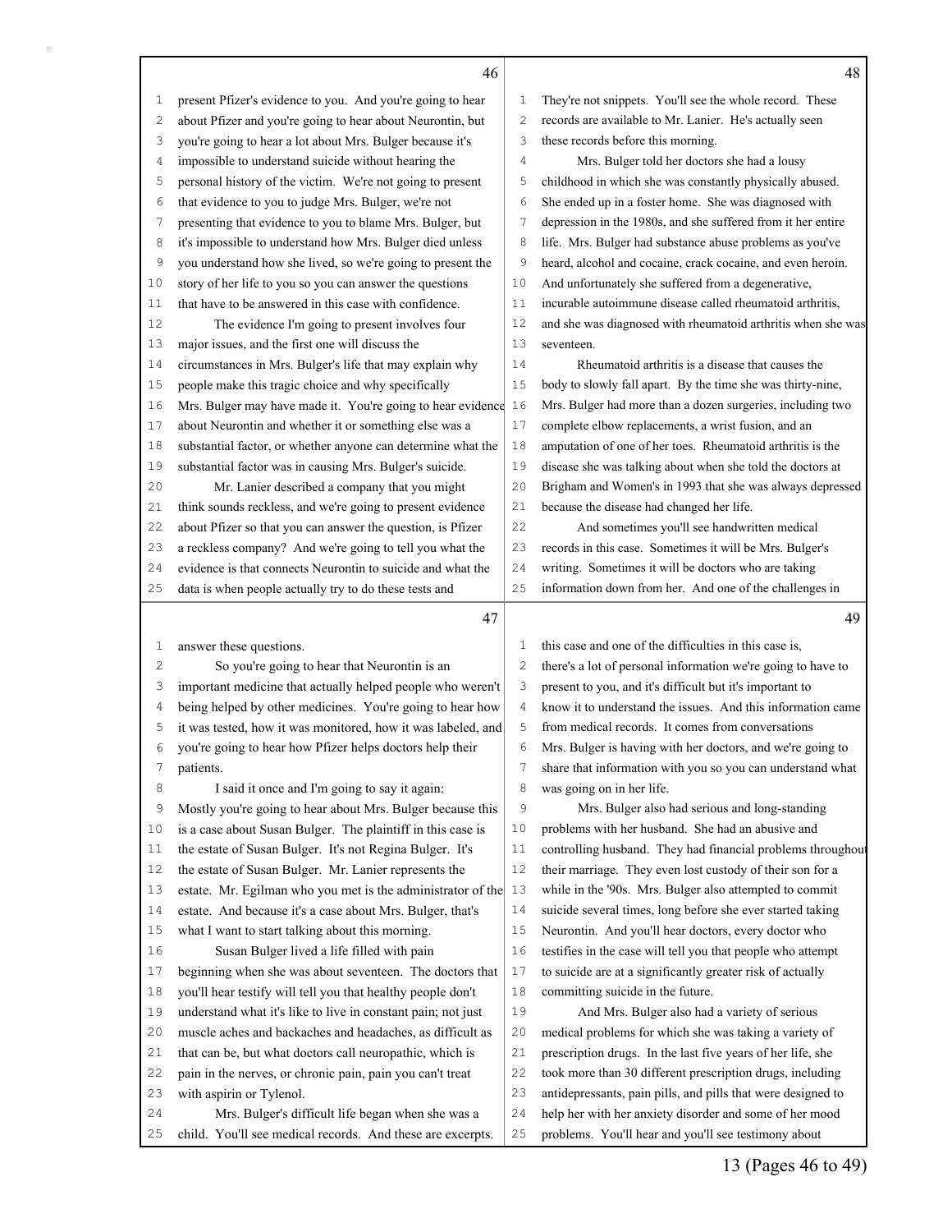present Pfizer's evidence to you. And you're going to hear about Pfizer and you're going to hear about Neurontin, but you're going to hear a lot about Mrs. Bulger because it's impossible to understand suicide without hearing the personal history of the victim. We're not going to present that evidence to you to judge Mrs. Bulger, we're not presenting that evidence to you to blame Mrs. Bulger, but it's impossible to understand how Mrs. Bulger died unless you understand how she lived, so we're going to present the story of her life to you so you can answer the questions that have to be answered in this case with confidence.

The evidence I'm going to present involves four major issues, and the first one will discuss the circumstances in Mrs. Bulger's life that may explain why people make this tragic choice and why specifically Mrs. Bulger may have made it. You're going to hear evidence about Neurontin and whether it or something else was a substantial factor, or whether anyone can determine what the substantial factor was in causing Mrs. Bulger's suicide.

Mr. Lanier described a company that you might think sounds reckless, and we're going to present evidence about Pfizer so that you can answer the question, is Pfizer a reckless company? And we're going to tell you what the evidence is that connects Neurontin to suicide and what the data is when people actually try to do these tests and answer these questions.

So you're going to hear that Neurontin is an important medicine that actually helped people who weren't being helped by other medicines. You're going to hear how it was tested, how it was monitored, how it was labeled, and you're going to hear how Pfizer helps doctors help their patients.

I said it once and I'm going to say it again: Mostly you're going to hear about Mrs. Bulger because this is a case about Susan Bulger. The plaintiff in this case is the estate of Susan Bulger. It's not Regina Bulger. It's the estate of Susan Bulger. Mr. Lanier represents the estate. Mr. Egilman who you met is the administrator of the estate. And because it's a case about Mrs. Bulger, that's what I want to start talking about this morning.

Susan Bulger lived a life filled with pain beginning when she was about seventeen. The doctors that you'll hear testify will tell you that healthy people don't understand what it's like to live in constant pain; not just muscle aches and backaches and headaches, as difficult as that can be, but what doctors call neuropathic, which is pain in the nerves, or chronic pain, pain you can't treat with aspirin or Tylenol.

Mrs. Bulger's difficult life began when she was a child. You'll see medical records. And these are excerpts. They're not snippets. You'll see the whole record. These records are available to Mr. Lanier. He's actually seen these records before this morning.

Mrs. Bulger told her doctors she had a lousy childhood in which she was constantly physically abused. She ended up in a foster home. She was diagnosed with depression in the 1980s, and she suffered from it her entire life. Mrs. Bulger had substance abuse problems as you've heard, alcohol and cocaine, crack cocaine, and even heroin. And unfortunately she suffered from a degenerative, incurable autoimmune disease called rheumatoid arthritis, and she was diagnosed with rheumatoid arthritis when she was seventeen.

Rheumatoid arthritis is a disease that causes the body to slowly fall apart. By the time she was thirty-nine, Mrs. Bulger had more than a dozen surgeries, including two complete elbow replacements, a wrist fusion, and an amputation of one of her toes. Rheumatoid arthritis is the disease she was talking about when she told the doctors at Brigham and Women's in 1993 that she was always depressed because the disease had changed her life.

And sometimes you'll see handwritten medical records in this case. Sometimes it will be Mrs. Bulger's writing. Sometimes it will be doctors who are taking information down from her. And one of the challenges in this case and one of the difficulties in this case is, there's a lot of personal information we're going to have to present to you, and it's difficult but it's important to know it to understand the issues. And this information came from medical records. It comes from conversations Mrs. Bulger is having with her doctors, and we're going to share that information with you so you can understand what was going on in her life.

Mrs. Bulger also had serious and long-standing problems with her husband. She had an abusive and controlling husband. They had financial problems throughout their marriage. They even lost custody of their son for a while in the '90s. Mrs. Bulger also attempted to commit suicide several times, long before she ever started taking Neurontin. And you'll hear doctors, every doctor who testifies in the case will tell you that people who attempt to suicide are at a significantly greater risk of actually committing suicide in the future.

And Mrs. Bulger also had a variety of serious medical problems for which she was taking a variety of prescription drugs. In the last five years of her life, she took more than 30 different prescription drugs, including antidepressants, pain pills, and pills that were designed to help her with her anxiety disorder and some of her mood problems. You'll hear and you'll see testimony about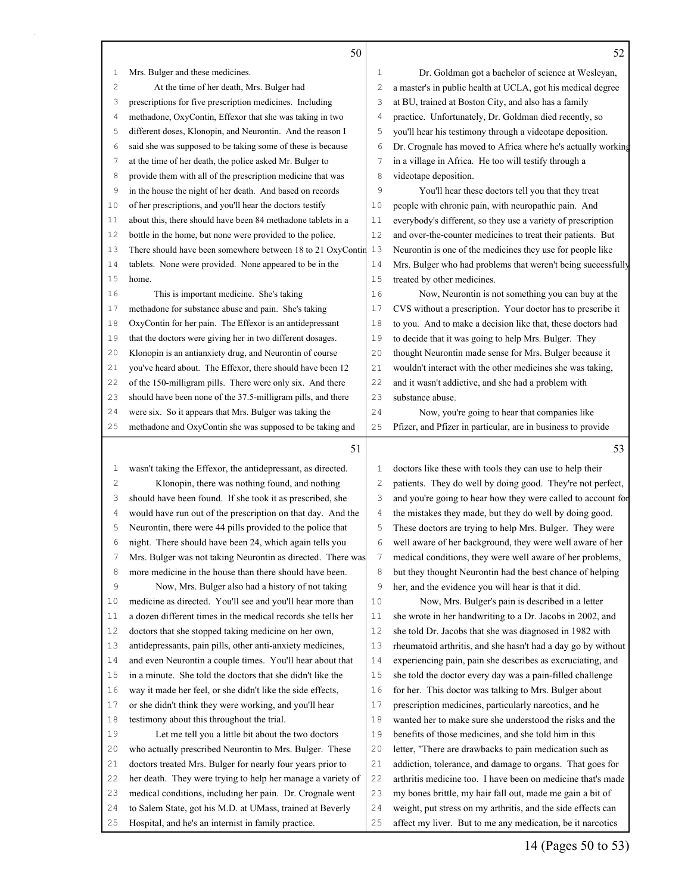Mrs. Bulger and these medicines.

At the time of her death, Mrs. Bulger had prescriptions for five prescription medicines. Including methadone, OxyContin, Effexor that she was taking in two different doses, Klonopin, and Neurontin. And the reason I said she was supposed to be taking some of these is because at the time of her death, the police asked Mr. Bulger to provide them with all of the prescription medicine that was in the house the night of her death. And based on records of her prescriptions, and you'll hear the doctors testify about this, there should have been 84 methadone tablets in a bottle in the home, but none were provided to the police. There should have been somewhere between 18 to 21 OxyContin tablets. None were provided. None appeared to be in the home.

This is important medicine. She's taking methadone for substance abuse and pain. She's taking OxyContin for her pain. The Effexor is an antidepressant that the doctors were giving her in two different dosages. Klonopin is an antianxiety drug, and Neurontin of course you've heard about. The Effexor, there should have been 12 of the 150-milligram pills. There were only six. And there should have been none of the 37.5-milligram pills, and there were six. So it appears that Mrs. Bulger was taking the methadone and OxyContin she was supposed to be taking and wasn't taking the Effexor, the antidepressant, as directed.

Klonopin, there was nothing found, and nothing should have been found. If she took it as prescribed, she would have run out of the prescription on that day. And the Neurontin, there were 44 pills provided to the police that night. There should have been 24, which again tells you Mrs. Bulger was not taking Neurontin as directed. There was more medicine in the house than there should have been.

Now, Mrs. Bulger also had a history of not taking medicine as directed. You'll see and you'll hear more than a dozen different times in the medical records she tells her doctors that she stopped taking medicine on her own, antidepressants, pain pills, other anti-anxiety medicines, and even Neurontin a couple times. You'll hear about that in a minute. She told the doctors that she didn't like the way it made her feel, or she didn't like the side effects, or she didn't think they were working, and you'll hear testimony about this throughout the trial.

Let me tell you a little bit about the two doctors who actually prescribed Neurontin to Mrs. Bulger. These doctors treated Mrs. Bulger for nearly four years prior to her death. They were trying to help her manage a variety of medical conditions, including her pain. Dr. Crognale went to Salem State, got his M.D. at UMass, trained at Beverly Hospital, and he's an internist in family practice.

Dr. Goldman got a bachelor of science at Wesleyan, a master's in public health at UCLA, got his medical degree at BU, trained at Boston City, and also has a family practice. Unfortunately, Dr. Goldman died recently, so you'll hear his testimony through a videotape deposition. Dr. Crognale has moved to Africa where he's actually working in a village in Africa. He too will testify through a videotape deposition.

You'll hear these doctors tell you that they treat people with chronic pain, with neuropathic pain. And everybody's different, so they use a variety of prescription and over-the-counter medicines to treat their patients. But Neurontin is one of the medicines they use for people like Mrs. Bulger who had problems that weren't being successfully treated by other medicines.

Now, Neurontin is not something you can buy at the CVS without a prescription. Your doctor has to prescribe it to you. And to make a decision like that, these doctors had to decide that it was going to help Mrs. Bulger. They thought Neurontin made sense for Mrs. Bulger because it wouldn't interact with the other medicines she was taking, and it wasn't addictive, and she had a problem with substance abuse.

Now, you're going to hear that companies like Pfizer, and Pfizer in particular, are in business to provide doctors like these with tools they can use to help their patients. They do well by doing good. They're not perfect, and you're going to hear how they were called to account for the mistakes they made, but they do well by doing good. These doctors are trying to help Mrs. Bulger. They were well aware of her background, they were well aware of her medical conditions, they were well aware of her problems, but they thought Neurontin had the best chance of helping her, and the evidence you will hear is that it did.

Now, Mrs. Bulger's pain is described in a letter she wrote in her handwriting to a Dr. Jacobs in 2002, and she told Dr. Jacobs that she was diagnosed in 1982 with rheumatoid arthritis, and she hasn't had a day go by without experiencing pain, pain she describes as excruciating, and she told the doctor every day was a pain-filled challenge for her. This doctor was talking to Mrs. Bulger about prescription medicines, particularly narcotics, and he wanted her to make sure she understood the risks and the benefits of those medicines, and she told him in this letter, "There are drawbacks to pain medication such as addiction, tolerance, and damage to organs. That goes for arthritis medicine too. I have been on medicine that's made my bones brittle, my hair fall out, made me gain a bit of weight, put stress on my arthritis, and the side effects can affect my liver. But to me any medication, be it narcotics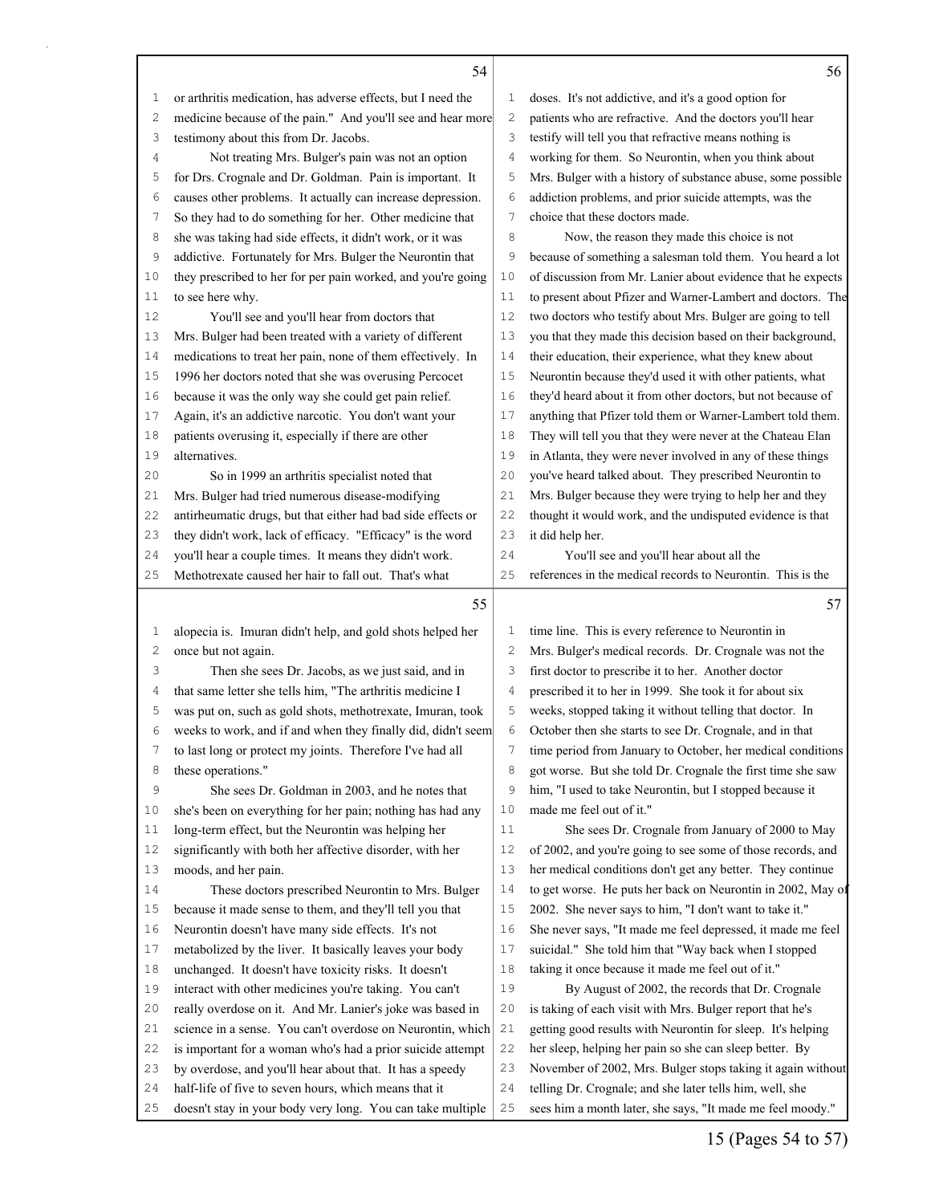or arthritis medication, has adverse effects, but I need the medicine because of the pain." And you'll see and hear more testimony about this from Dr. Jacobs.

Not treating Mrs. Bulger's pain was not an option for Drs. Crognale and Dr. Goldman. Pain is important. It causes other problems. It actually can increase depression. So they had to do something for her. Other medicine that she was taking had side effects, it didn't work, or it was addictive. Fortunately for Mrs. Bulger the Neurontin that they prescribed to her for per pain worked, and you're going to see here why.

You'll see and you'll hear from doctors that Mrs. Bulger had been treated with a variety of different medications to treat her pain, none of them effectively. In 1996 her doctors noted that she was overusing Percocet because it was the only way she could get pain relief. Again, it's an addictive narcotic. You don't want your patients overusing it, especially if there are other alternatives.

So in 1999 an arthritis specialist noted that Mrs. Bulger had tried numerous disease-modifying antirheumatic drugs, but that either had bad side effects or they didn't work, lack of efficacy. "Efficacy" is the word you'll hear a couple times. It means they didn't work. Methotrexate caused her hair to fall out. That's what alopecia is. Imuran didn't help, and gold shots helped her once but not again.

Then she sees Dr. Jacobs, as we just said, and in that same letter she tells him, "The arthritis medicine I was put on, such as gold shots, methotrexate, Imuran, took weeks to work, and if and when they finally did, didn't seem to last long or protect my joints. Therefore I've had all these operations."

She sees Dr. Goldman in 2003, and he notes that she's been on everything for her pain; nothing has had any long-term effect, but the Neurontin was helping her significantly with both her affective disorder, with her moods, and her pain.

These doctors prescribed Neurontin to Mrs. Bulger because it made sense to them, and they'll tell you that Neurontin doesn't have many side effects. It's not metabolized by the liver. It basically leaves your body unchanged. It doesn't have toxicity risks. It doesn't interact with other medicines you're taking. You can't really overdose on it. And Mr. Lanier's joke was based in science in a sense. You can't overdose on Neurontin, which is important for a woman who's had a prior suicide attempt by overdose, and you'll hear about that. It has a speedy half-life of five to seven hours, which means that it doesn't stay in your body very long. You can take multiple doses. It's not addictive, and it's a good option for patients who are refractive. And the doctors you'll hear testify will tell you that refractive means nothing is working for them. So Neurontin, when you think about Mrs. Bulger with a history of substance abuse, some possible addiction problems, and prior suicide attempts, was the choice that these doctors made.

Now, the reason they made this choice is not because of something a salesman told them. You heard a lot of discussion from Mr. Lanier about evidence that he expects to present about Pfizer and Warner-Lambert and doctors. The two doctors who testify about Mrs. Bulger are going to tell you that they made this decision based on their background, their education, their experience, what they knew about Neurontin because they'd used it with other patients, what they'd heard about it from other doctors, but not because of anything that Pfizer told them or Warner-Lambert told them. They will tell you that they were never at the Chateau Elan in Atlanta, they were never involved in any of these things you've heard talked about. They prescribed Neurontin to Mrs. Bulger because they were trying to help her and they thought it would work, and the undisputed evidence is that it did help her.

You'll see and you'll hear about all the references in the medical records to Neurontin. This is the time line. This is every reference to Neurontin in Mrs. Bulger's medical records. Dr. Crognale was not the first doctor to prescribe it to her. Another doctor prescribed it to her in 1999. She took it for about six weeks, stopped taking it without telling that doctor. In October then she starts to see Dr. Crognale, and in that time period from January to October, her medical conditions got worse. But she told Dr. Crognale the first time she saw him, "I used to take Neurontin, but I stopped because it made me feel out of it."

She sees Dr. Crognale from January of 2000 to May of 2002, and you're going to see some of those records, and her medical conditions don't get any better. They continue to get worse. He puts her back on Neurontin in 2002, May of 2002. She never says to him, "I don't want to take it." She never says, "It made me feel depressed, it made me feel suicidal." She told him that "Way back when I stopped taking it once because it made me feel out of it."

By August of 2002, the records that Dr. Crognale is taking of each visit with Mrs. Bulger report that he's getting good results with Neurontin for sleep. It's helping her sleep, helping her pain so she can sleep better. By November of 2002, Mrs. Bulger stops taking it again without telling Dr. Crognale; and she later tells him, well, she sees him a month later, she says, "It made me feel moody."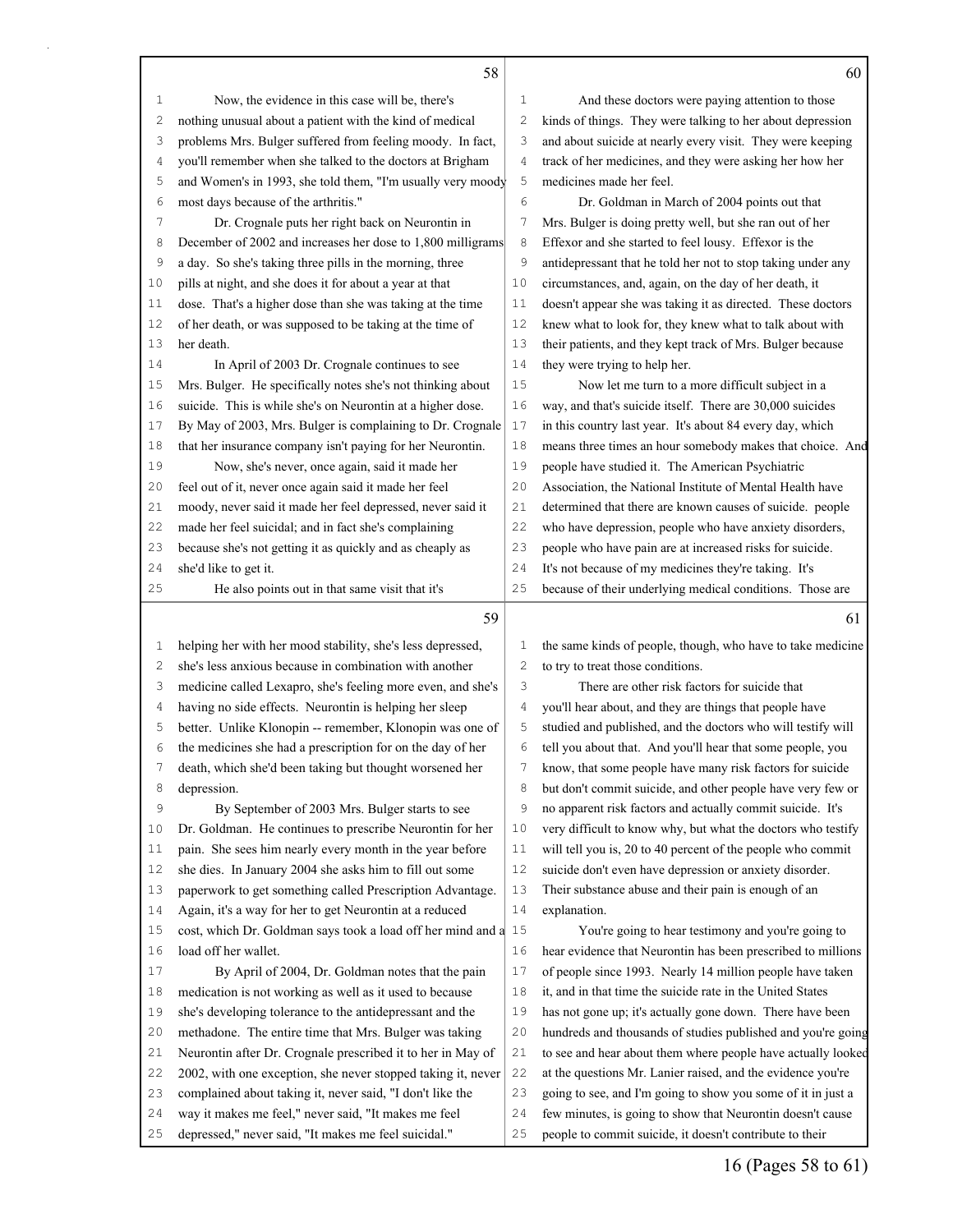Now, the evidence in this case will be, there's nothing unusual about a patient with the kind of medical problems Mrs. Bulger suffered from feeling moody. In fact, you'll remember when she talked to the doctors at Brigham and Women's in 1993, she told them, "I'm usually very moody most days because of the arthritis."

Dr. Crognale puts her right back on Neurontin in December of 2002 and increases her dose to 1,800 milligrams a day. So she's taking three pills in the morning, three pills at night, and she does it for about a year at that dose. That's a higher dose than she was taking at the time of her death, or was supposed to be taking at the time of her death.

In April of 2003 Dr. Crognale continues to see Mrs. Bulger. He specifically notes she's not thinking about suicide. This is while she's on Neurontin at a higher dose. By May of 2003, Mrs. Bulger is complaining to Dr. Crognale that her insurance company isn't paying for her Neurontin.

Now, she's never, once again, said it made her feel out of it, never once again said it made her feel moody, never said it made her feel depressed, never said it made her feel suicidal; and in fact she's complaining because she's not getting it as quickly and as cheaply as she'd like to get it.

He also points out in that same visit that it's helping her with her mood stability, she's less depressed, she's less anxious because in combination with another medicine called Lexapro, she's feeling more even, and she's having no side effects. Neurontin is helping her sleep better. Unlike Klonopin -- remember, Klonopin was one of the medicines she had a prescription for on the day of her death, which she'd been taking but thought worsened her depression.

By September of 2003 Mrs. Bulger starts to see Dr. Goldman. He continues to prescribe Neurontin for her pain. She sees him nearly every month in the year before she dies. In January 2004 she asks him to fill out some paperwork to get something called Prescription Advantage. Again, it's a way for her to get Neurontin at a reduced cost, which Dr. Goldman says took a load off her mind and a load off her wallet.

By April of 2004, Dr. Goldman notes that the pain medication is not working as well as it used to because she's developing tolerance to the antidepressant and the methadone. The entire time that Mrs. Bulger was taking Neurontin after Dr. Crognale prescribed it to her in May of 2002, with one exception, she never stopped taking it, never complained about taking it, never said, "I don't like the way it makes me feel," never said, "It makes me feel depressed," never said, "It makes me feel suicidal."

And these doctors were paying attention to those kinds of things. They were talking to her about depression and about suicide at nearly every visit. They were keeping track of her medicines, and they were asking her how her medicines made her feel.

Dr. Goldman in March of 2004 points out that Mrs. Bulger is doing pretty well, but she ran out of her Effexor and she started to feel lousy. Effexor is the antidepressant that he told her not to stop taking under any circumstances, and, again, on the day of her death, it doesn't appear she was taking it as directed. These doctors knew what to look for, they knew what to talk about with their patients, and they kept track of Mrs. Bulger because they were trying to help her.

Now let me turn to a more difficult subject in a way, and that's suicide itself. There are 30,000 suicides in this country last year. It's about 84 every day, which means three times an hour somebody makes that choice. And people have studied it. The American Psychiatric Association, the National Institute of Mental Health have determined that there are known causes of suicide. people who have depression, people who have anxiety disorders, people who have pain are at increased risks for suicide. It's not because of my medicines they're taking. It's because of their underlying medical conditions. Those are the same kinds of people, though, who have to take medicine to try to treat those conditions.

There are other risk factors for suicide that you'll hear about, and they are things that people have studied and published, and the doctors who will testify will tell you about that. And you'll hear that some people, you know, that some people have many risk factors for suicide but don't commit suicide, and other people have very few or no apparent risk factors and actually commit suicide. It's very difficult to know why, but what the doctors who testify will tell you is, 20 to 40 percent of the people who commit suicide don't even have depression or anxiety disorder. Their substance abuse and their pain is enough of an explanation.

You're going to hear testimony and you're going to hear evidence that Neurontin has been prescribed to millions of people since 1993. Nearly 14 million people have taken it, and in that time the suicide rate in the United States has not gone up; it's actually gone down. There have been hundreds and thousands of studies published and you're going to see and hear about them where people have actually looked at the questions Mr. Lanier raised, and the evidence you're going to see, and I'm going to show you some of it in just a few minutes, is going to show that Neurontin doesn't cause people to commit suicide, it doesn't contribute to their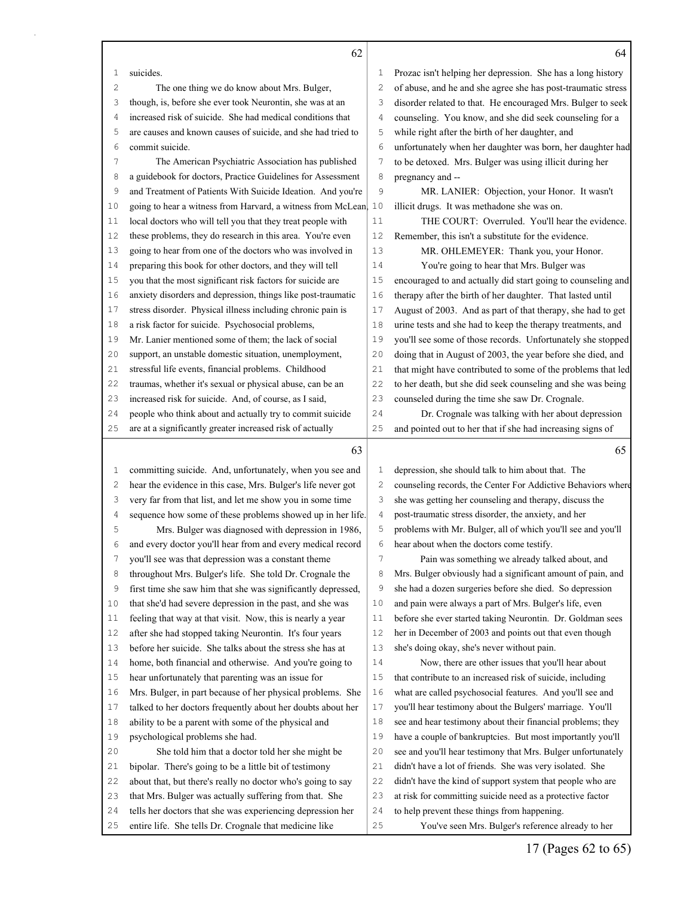suicides.

The one thing we do know about Mrs. Bulger, though, is, before she ever took Neurontin, she was at an increased risk of suicide. She had medical conditions that are causes and known causes of suicide, and she had tried to commit suicide.

The American Psychiatric Association has published a guidebook for doctors, Practice Guidelines for Assessment and Treatment of Patients With Suicide Ideation. And you're going to hear a witness from Harvard, a witness from McLean, local doctors who will tell you that they treat people with these problems, they do research in this area. You're even going to hear from one of the doctors who was involved in preparing this book for other doctors, and they will tell you that the most significant risk factors for suicide are anxiety disorders and depression, things like post-traumatic stress disorder. Physical illness including chronic pain is a risk factor for suicide. Psychosocial problems, Mr. Lanier mentioned some of them; the lack of social support, an unstable domestic situation, unemployment, stressful life events, financial problems. Childhood traumas, whether it's sexual or physical abuse, can be an increased risk for suicide. And, of course, as I said, people who think about and actually try to commit suicide are at a significantly greater increased risk of actually committing suicide. And, unfortunately, when you see and hear the evidence in this case, Mrs. Bulger's life never got very far from that list, and let me show you in some time sequence how some of these problems showed up in her life.

Mrs. Bulger was diagnosed with depression in 1986, and every doctor you'll hear from and every medical record you'll see was that depression was a constant theme throughout Mrs. Bulger's life. She told Dr. Crognale the first time she saw him that she was significantly depressed, that she'd had severe depression in the past, and she was feeling that way at that visit. Now, this is nearly a year after she had stopped taking Neurontin. It's four years before her suicide. She talks about the stress she has at home, both financial and otherwise. And you're going to hear unfortunately that parenting was an issue for Mrs. Bulger, in part because of her physical problems. She talked to her doctors frequently about her doubts about her ability to be a parent with some of the physical and psychological problems she had.

She told him that a doctor told her she might be bipolar. There's going to be a little bit of testimony about that, but there's really no doctor who's going to say that Mrs. Bulger was actually suffering from that. She tells her doctors that she was experiencing depression her entire life. She tells Dr. Crognale that medicine like Prozac isn't helping her depression. She has a long history of abuse, and he and she agree she has post-traumatic stress disorder related to that. He encouraged Mrs. Bulger to seek counseling. You know, and she did seek counseling for a while right after the birth of her daughter, and unfortunately when her daughter was born, her daughter had to be detoxed. Mrs. Bulger was using illicit during her pregnancy and --

MR. LANIER: Objection, your Honor. It wasn't illicit drugs. It was methadone she was on.

THE COURT: Overruled. You'll hear the evidence. Remember, this isn't a substitute for the evidence.

MR. OHLEMEYER: Thank you, your Honor.

You're going to hear that Mrs. Bulger was encouraged to and actually did start going to counseling and therapy after the birth of her daughter. That lasted until August of 2003. And as part of that therapy, she had to get urine tests and she had to keep the therapy treatments, and you'll see some of those records. Unfortunately she stopped doing that in August of 2003, the year before she died, and that might have contributed to some of the problems that led to her death, but she did seek counseling and she was being counseled during the time she saw Dr. Crognale.

Dr. Crognale was talking with her about depression and pointed out to her that if she had increasing signs of depression, she should talk to him about that. The counseling records, the Center For Addictive Behaviors where she was getting her counseling and therapy, discuss the post-traumatic stress disorder, the anxiety, and her problems with Mr. Bulger, all of which you'll see and you'll hear about when the doctors come testify.

Pain was something we already talked about, and Mrs. Bulger obviously had a significant amount of pain, and she had a dozen surgeries before she died. So depression and pain were always a part of Mrs. Bulger's life, even before she ever started taking Neurontin. Dr. Goldman sees her in December of 2003 and points out that even though she's doing okay, she's never without pain.

Now, there are other issues that you'll hear about that contribute to an increased risk of suicide, including what are called psychosocial features. And you'll see and you'll hear testimony about the Bulgers' marriage. You'll see and hear testimony about their financial problems; they have a couple of bankruptcies. But most importantly you'll see and you'll hear testimony that Mrs. Bulger unfortunately didn't have a lot of friends. She was very isolated. She didn't have the kind of support system that people who are at risk for committing suicide need as a protective factor to help prevent these things from happening.

You've seen Mrs. Bulger's reference already to her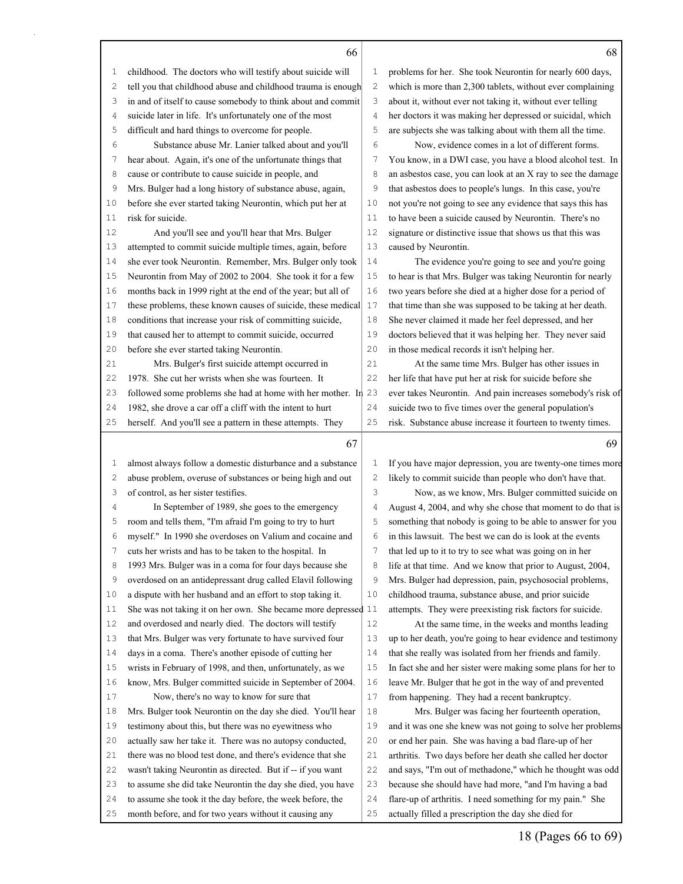childhood. The doctors who will testify about suicide will tell you that childhood abuse and childhood trauma is enough in and of itself to cause somebody to think about and commit suicide later in life. It's unfortunately one of the most difficult and hard things to overcome for people.

Substance abuse Mr. Lanier talked about and you'll hear about. Again, it's one of the unfortunate things that cause or contribute to cause suicide in people, and Mrs. Bulger had a long history of substance abuse, again, before she ever started taking Neurontin, which put her at risk for suicide.

And you'll see and you'll hear that Mrs. Bulger attempted to commit suicide multiple times, again, before she ever took Neurontin. Remember, Mrs. Bulger only took Neurontin from May of 2002 to 2004. She took it for a few months back in 1999 right at the end of the year; but all of these problems, these known causes of suicide, these medical conditions that increase your risk of committing suicide, that caused her to attempt to commit suicide, occurred before she ever started taking Neurontin.

Mrs. Bulger's first suicide attempt occurred in 1978. She cut her wrists when she was fourteen. It followed some problems she had at home with her mother. In 1982, she drove a car off a cliff with the intent to hurt herself. And you'll see a pattern in these attempts. They almost always follow a domestic disturbance and a substance abuse problem, overuse of substances or being high and out of control, as her sister testifies.

In September of 1989, she goes to the emergency room and tells them, "I'm afraid I'm going to try to hurt myself." In 1990 she overdoses on Valium and cocaine and cuts her wrists and has to be taken to the hospital. In 1993 Mrs. Bulger was in a coma for four days because she overdosed on an antidepressant drug called Elavil following a dispute with her husband and an effort to stop taking it. She was not taking it on her own. She became more depressed and overdosed and nearly died. The doctors will testify that Mrs. Bulger was very fortunate to have survived four days in a coma. There's another episode of cutting her wrists in February of 1998, and then, unfortunately, as we know, Mrs. Bulger committed suicide in September of 2004.

Now, there's no way to know for sure that Mrs. Bulger took Neurontin on the day she died. You'll hear testimony about this, but there was no eyewitness who actually saw her take it. There was no autopsy conducted, there was no blood test done, and there's evidence that she wasn't taking Neurontin as directed. But if -- if you want to assume she did take Neurontin the day she died, you have to assume she took it the day before, the week before, the month before, and for two years without it causing any problems for her. She took Neurontin for nearly 600 days, which is more than 2,300 tablets, without ever complaining about it, without ever not taking it, without ever telling her doctors it was making her depressed or suicidal, which are subjects she was talking about with them all the time.

Now, evidence comes in a lot of different forms. You know, in a DWI case, you have a blood alcohol test. In an asbestos case, you can look at an X ray to see the damage that asbestos does to people's lungs. In this case, you're not you're not going to see any evidence that says this has to have been a suicide caused by Neurontin. There's no signature or distinctive issue that shows us that this was caused by Neurontin.

The evidence you're going to see and you're going to hear is that Mrs. Bulger was taking Neurontin for nearly two years before she died at a higher dose for a period of that time than she was supposed to be taking at her death. She never claimed it made her feel depressed, and her doctors believed that it was helping her. They never said in those medical records it isn't helping her.

At the same time Mrs. Bulger has other issues in her life that have put her at risk for suicide before she ever takes Neurontin. And pain increases somebody's risk of suicide two to five times over the general population's risk. Substance abuse increase it fourteen to twenty times. If you have major depression, you are twenty-one times more likely to commit suicide than people who don't have that.

Now, as we know, Mrs. Bulger committed suicide on August 4, 2004, and why she chose that moment to do that is something that nobody is going to be able to answer for you in this lawsuit. The best we can do is look at the events that led up to it to try to see what was going on in her life at that time. And we know that prior to August, 2004, Mrs. Bulger had depression, pain, psychosocial problems, childhood trauma, substance abuse, and prior suicide attempts. They were preexisting risk factors for suicide.

At the same time, in the weeks and months leading up to her death, you're going to hear evidence and testimony that she really was isolated from her friends and family. In fact she and her sister were making some plans for her to leave Mr. Bulger that he got in the way of and prevented from happening. They had a recent bankruptcy.

Mrs. Bulger was facing her fourteenth operation, and it was one she knew was not going to solve her problems or end her pain. She was having a bad flare-up of her arthritis. Two days before her death she called her doctor and says, "I'm out of methadone," which he thought was odd because she should have had more, "and I'm having a bad flare-up of arthritis. I need something for my pain." She actually filled a prescription the day she died for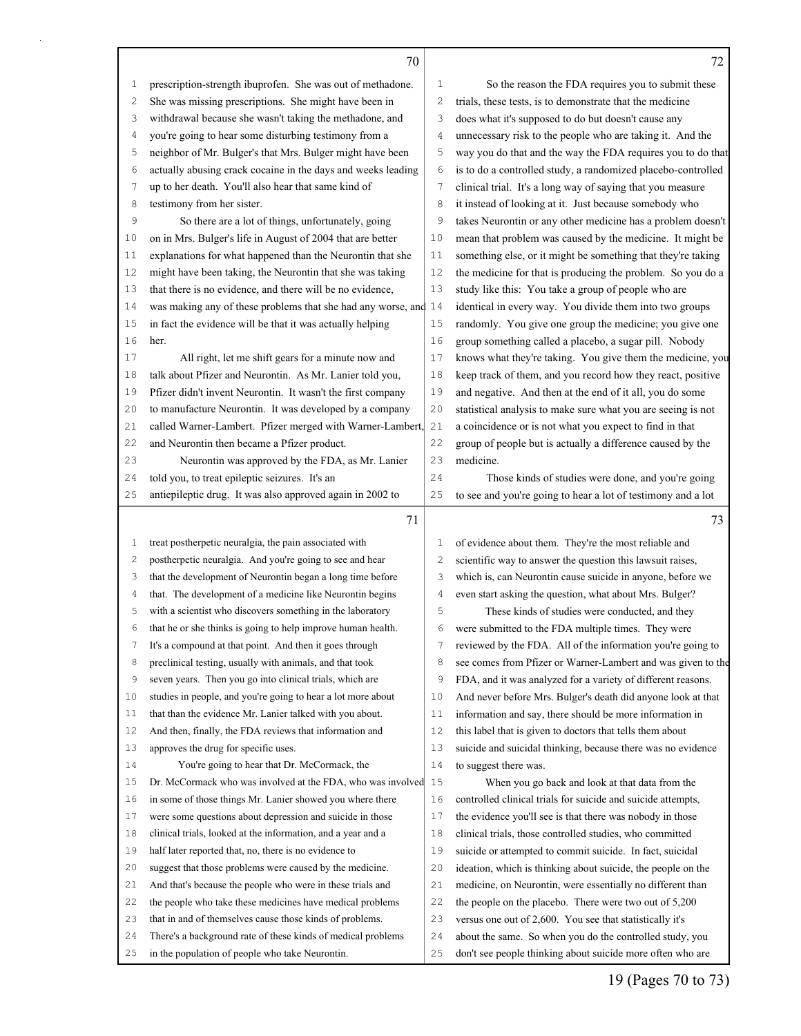prescription-strength ibuprofen. She was out of methadone. She was missing prescriptions. She might have been in withdrawal because she wasn't taking the methadone, and you're going to hear some disturbing testimony from a neighbor of Mr. Bulger's that Mrs. Bulger might have been actually abusing crack cocaine in the days and weeks leading up to her death. You'll also hear that same kind of testimony from her sister.

So there are a lot of things, unfortunately, going on in Mrs. Bulger's life in August of 2004 that are better explanations for what happened than the Neurontin that she might have been taking, the Neurontin that she was taking that there is no evidence, and there will be no evidence, was making any of these problems that she had any worse, and in fact the evidence will be that it was actually helping her.

All right, let me shift gears for a minute now and talk about Pfizer and Neurontin. As Mr. Lanier told you, Pfizer didn't invent Neurontin. It wasn't the first company to manufacture Neurontin. It was developed by a company called Warner-Lambert. Pfizer merged with Warner-Lambert, and Neurontin then became a Pfizer product.

Neurontin was approved by the FDA, as Mr. Lanier told you, to treat epileptic seizures. It's an antiepileptic drug. It was also approved again in 2002 to treat postherpetic neuralgia, the pain associated with postherpetic neuralgia. And you're going to see and hear that the development of Neurontin began a long time before that. The development of a medicine like Neurontin begins with a scientist who discovers something in the laboratory that he or she thinks is going to help improve human health. It's a compound at that point. And then it goes through preclinical testing, usually with animals, and that took seven years. Then you go into clinical trials, which are studies in people, and you're going to hear a lot more about that than the evidence Mr. Lanier talked with you about. And then, finally, the FDA reviews that information and approves the drug for specific uses.

You're going to hear that Dr. McCormack, the Dr. McCormack who was involved at the FDA, who was involved in some of those things Mr. Lanier showed you where there were some questions about depression and suicide in those clinical trials, looked at the information, and a year and a half later reported that, no, there is no evidence to suggest that those problems were caused by the medicine. And that's because the people who were in these trials and the people who take these medicines have medical problems that in and of themselves cause those kinds of problems. There's a background rate of these kinds of medical problems in the population of people who take Neurontin.

So the reason the FDA requires you to submit these trials, these tests, is to demonstrate that the medicine does what it's supposed to do but doesn't cause any unnecessary risk to the people who are taking it. And the way you do that and the way the FDA requires you to do that is to do a controlled study, a randomized placebo-controlled clinical trial. It's a long way of saying that you measure it instead of looking at it. Just because somebody who takes Neurontin or any other medicine has a problem doesn't mean that problem was caused by the medicine. It might be something else, or it might be something that they're taking the medicine for that is producing the problem. So you do a study like this: You take a group of people who are identical in every way. You divide them into two groups randomly. You give one group the medicine; you give one group something called a placebo, a sugar pill. Nobody knows what they're taking. You give them the medicine, you keep track of them, and you record how they react, positive and negative. And then at the end of it all, you do some statistical analysis to make sure what you are seeing is not a coincidence or is not what you expect to find in that group of people but is actually a difference caused by the medicine.

Those kinds of studies were done, and you're going to see and you're going to hear a lot of testimony and a lot of evidence about them. They're the most reliable and scientific way to answer the question this lawsuit raises, which is, can Neurontin cause suicide in anyone, before we even start asking the question, what about Mrs. Bulger?

These kinds of studies were conducted, and they were submitted to the FDA multiple times. They were reviewed by the FDA. All of the information you're going to see comes from Pfizer or Warner-Lambert and was given to the FDA, and it was analyzed for a variety of different reasons. And never before Mrs. Bulger's death did anyone look at that information and say, there should be more information in this label that is given to doctors that tells them about suicide and suicidal thinking, because there was no evidence to suggest there was.

When you go back and look at that data from the controlled clinical trials for suicide and suicide attempts, the evidence you'll see is that there was nobody in those clinical trials, those controlled studies, who committed suicide or attempted to commit suicide. In fact, suicidal ideation, which is thinking about suicide, the people on the medicine, on Neurontin, were essentially no different than the people on the placebo. There were two out of 5,200 versus one out of 2,600. You see that statistically it's about the same. So when you do the controlled study, you don't see people thinking about suicide more often who are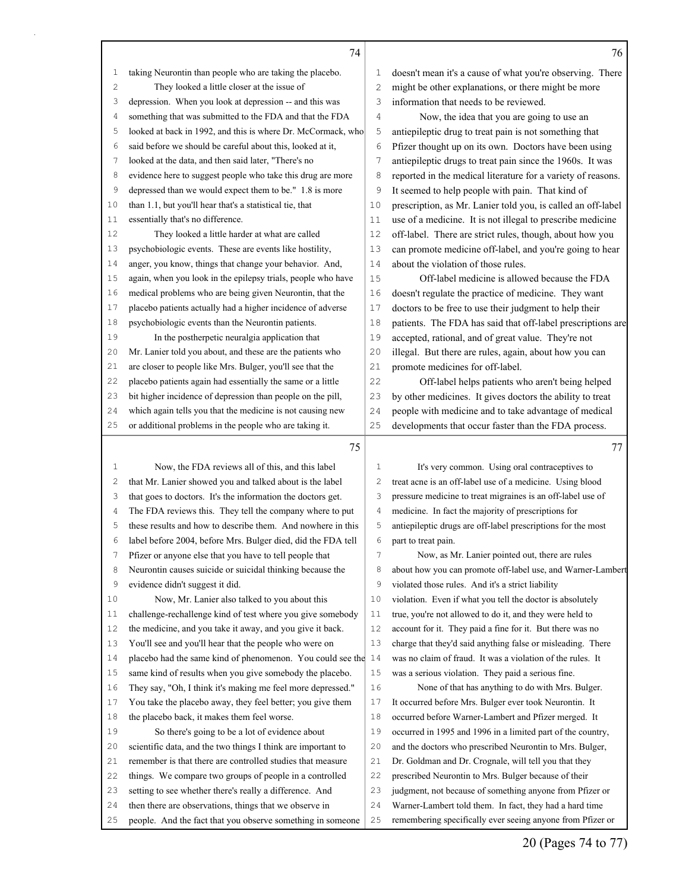taking Neurontin than people who are taking the placebo.

They looked a little closer at the issue of depression. When you look at depression -- and this was something that was submitted to the FDA and that the FDA looked at back in 1992, and this is where Dr. McCormack, who said before we should be careful about this, looked at it, looked at the data, and then said later, "There's no evidence here to suggest people who take this drug are more depressed than we would expect them to be." 1.8 is more than 1.1, but you'll hear that's a statistical tie, that essentially that's no difference.

They looked a little harder at what are called psychobiologic events. These are events like hostility, anger, you know, things that change your behavior. And, again, when you look in the epilepsy trials, people who have medical problems who are being given Neurontin, that the placebo patients actually had a higher incidence of adverse psychobiologic events than the Neurontin patients.

In the postherpetic neuralgia application that Mr. Lanier told you about, and these are the patients who are closer to people like Mrs. Bulger, you'll see that the placebo patients again had essentially the same or a little bit higher incidence of depression than people on the pill, which again tells you that the medicine is not causing new or additional problems in the people who are taking it.

Now, the FDA reviews all of this, and this label that Mr. Lanier showed you and talked about is the label that goes to doctors. It's the information the doctors get. The FDA reviews this. They tell the company where to put these results and how to describe them. And nowhere in this label before 2004, before Mrs. Bulger died, did the FDA tell Pfizer or anyone else that you have to tell people that Neurontin causes suicide or suicidal thinking because the evidence didn't suggest it did.

Now, Mr. Lanier also talked to you about this challenge-rechallenge kind of test where you give somebody the medicine, and you take it away, and you give it back. You'll see and you'll hear that the people who were on placebo had the same kind of phenomenon. You could see the same kind of results when you give somebody the placebo. They say, "Oh, I think it's making me feel more depressed." You take the placebo away, they feel better; you give them the placebo back, it makes them feel worse.

So there's going to be a lot of evidence about scientific data, and the two things I think are important to remember is that there are controlled studies that measure things. We compare two groups of people in a controlled setting to see whether there's really a difference. And then there are observations, things that we observe in people. And the fact that you observe something in someone doesn't mean it's a cause of what you're observing. There might be other explanations, or there might be more information that needs to be reviewed.

Now, the idea that you are going to use an antiepileptic drug to treat pain is not something that Pfizer thought up on its own. Doctors have been using antiepileptic drugs to treat pain since the 1960s. It was reported in the medical literature for a variety of reasons. It seemed to help people with pain. That kind of prescription, as Mr. Lanier told you, is called an off-label use of a medicine. It is not illegal to prescribe medicine off-label. There are strict rules, though, about how you can promote medicine off-label, and you're going to hear about the violation of those rules.

Off-label medicine is allowed because the FDA doesn't regulate the practice of medicine. They want doctors to be free to use their judgment to help their patients. The FDA has said that off-label prescriptions are accepted, rational, and of great value. They're not illegal. But there are rules, again, about how you can promote medicines for off-label.

Off-label helps patients who aren't being helped by other medicines. It gives doctors the ability to treat people with medicine and to take advantage of medical developments that occur faster than the FDA process.

It's very common. Using oral contraceptives to treat acne is an off-label use of a medicine. Using blood pressure medicine to treat migraines is an off-label use of medicine. In fact the majority of prescriptions for antiepileptic drugs are off-label prescriptions for the most part to treat pain.

Now, as Mr. Lanier pointed out, there are rules about how you can promote off-label use, and Warner-Lambert violated those rules. And it's a strict liability violation. Even if what you tell the doctor is absolutely true, you're not allowed to do it, and they were held to account for it. They paid a fine for it. But there was no charge that they'd said anything false or misleading. There was no claim of fraud. It was a violation of the rules. It was a serious violation. They paid a serious fine.

None of that has anything to do with Mrs. Bulger. It occurred before Mrs. Bulger ever took Neurontin. It occurred before Warner-Lambert and Pfizer merged. It occurred in 1995 and 1996 in a limited part of the country, and the doctors who prescribed Neurontin to Mrs. Bulger, Dr. Goldman and Dr. Crognale, will tell you that they prescribed Neurontin to Mrs. Bulger because of their judgment, not because of something anyone from Pfizer or Warner-Lambert told them. In fact, they had a hard time remembering specifically ever seeing anyone from Pfizer or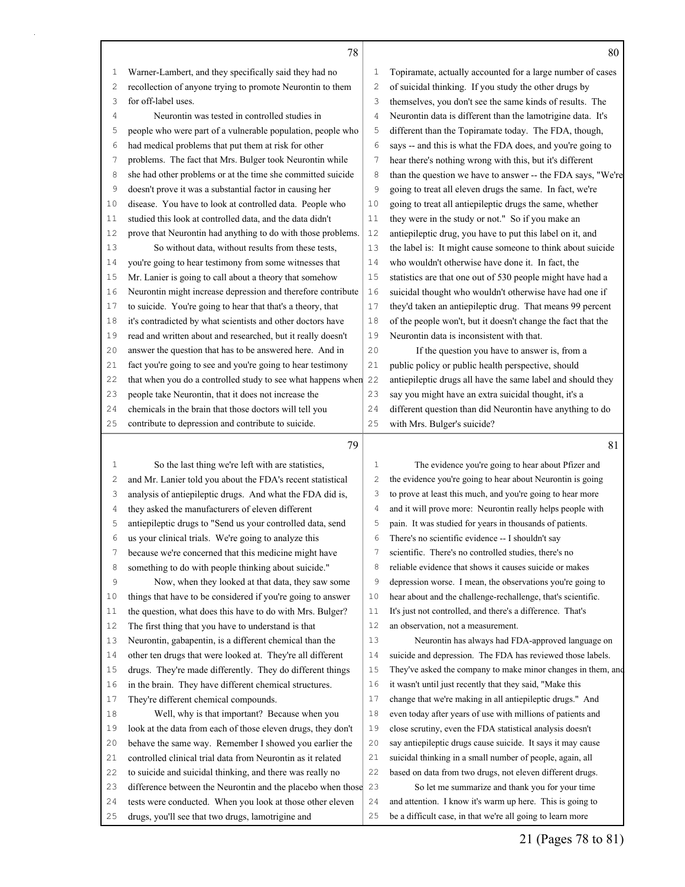Warner-Lambert, and they specifically said they had no recollection of anyone trying to promote Neurontin to them for off-label uses.

Neurontin was tested in controlled studies in people who were part of a vulnerable population, people who had medical problems that put them at risk for other problems. The fact that Mrs. Bulger took Neurontin while she had other problems or at the time she committed suicide doesn't prove it was a substantial factor in causing her disease. You have to look at controlled data. People who studied this look at controlled data, and the data didn't prove that Neurontin had anything to do with those problems.

So without data, without results from these tests, you're going to hear testimony from some witnesses that Mr. Lanier is going to call about a theory that somehow Neurontin might increase depression and therefore contribute to suicide. You're going to hear that that's a theory, that it's contradicted by what scientists and other doctors have read and written about and researched, but it really doesn't answer the question that has to be answered here. And in fact you're going to see and you're going to hear testimony that when you do a controlled study to see what happens when people take Neurontin, that it does not increase the chemicals in the brain that those doctors will tell you contribute to depression and contribute to suicide.

So the last thing we're left with are statistics, and Mr. Lanier told you about the FDA's recent statistical analysis of antiepileptic drugs. And what the FDA did is, they asked the manufacturers of eleven different antiepileptic drugs to "Send us your controlled data, send us your clinical trials. We're going to analyze this because we're concerned that this medicine might have something to do with people thinking about suicide."

Now, when they looked at that data, they saw some things that have to be considered if you're going to answer the question, what does this have to do with Mrs. Bulger? The first thing that you have to understand is that Neurontin, gabapentin, is a different chemical than the other ten drugs that were looked at. They're all different drugs. They're made differently. They do different things in the brain. They have different chemical structures. They're different chemical compounds.

Well, why is that important? Because when you look at the data from each of those eleven drugs, they don't behave the same way. Remember I showed you earlier the controlled clinical trial data from Neurontin as it related to suicide and suicidal thinking, and there was really no difference between the Neurontin and the placebo when those tests were conducted. When you look at those other eleven drugs, you'll see that two drugs, lamotrigine and Topiramate, actually accounted for a large number of cases of suicidal thinking. If you study the other drugs by themselves, you don't see the same kinds of results. The Neurontin data is different than the lamotrigine data. It's different than the Topiramate today. The FDA, though, says -- and this is what the FDA does, and you're going to hear there's nothing wrong with this, but it's different than the question we have to answer -- the FDA says, "We're going to treat all eleven drugs the same. In fact, we're going to treat all antiepileptic drugs the same, whether they were in the study or not." So if you make an antiepileptic drug, you have to put this label on it, and the label is: It might cause someone to think about suicide who wouldn't otherwise have done it. In fact, the statistics are that one out of 530 people might have had a suicidal thought who wouldn't otherwise have had one if they'd taken an antiepileptic drug. That means 99 percent of the people won't, but it doesn't change the fact that the Neurontin data is inconsistent with that.

If the question you have to answer is, from a public policy or public health perspective, should antiepileptic drugs all have the same label and should they say you might have an extra suicidal thought, it's a different question than did Neurontin have anything to do with Mrs. Bulger's suicide?

The evidence you're going to hear about Pfizer and the evidence you're going to hear about Neurontin is going to prove at least this much, and you're going to hear more and it will prove more: Neurontin really helps people with pain. It was studied for years in thousands of patients. There's no scientific evidence -- I shouldn't say scientific. There's no controlled studies, there's no reliable evidence that shows it causes suicide or makes depression worse. I mean, the observations you're going to hear about and the challenge-rechallenge, that's scientific. It's just not controlled, and there's a difference. That's an observation, not a measurement.

Neurontin has always had FDA-approved language on suicide and depression. The FDA has reviewed those labels. They've asked the company to make minor changes in them, and it wasn't until just recently that they said, "Make this change that we're making in all antiepileptic drugs." And even today after years of use with millions of patients and close scrutiny, even the FDA statistical analysis doesn't say antiepileptic drugs cause suicide. It says it may cause suicidal thinking in a small number of people, again, all based on data from two drugs, not eleven different drugs.

So let me summarize and thank you for your time and attention. I know it's warm up here. This is going to be a difficult case, in that we're all going to learn more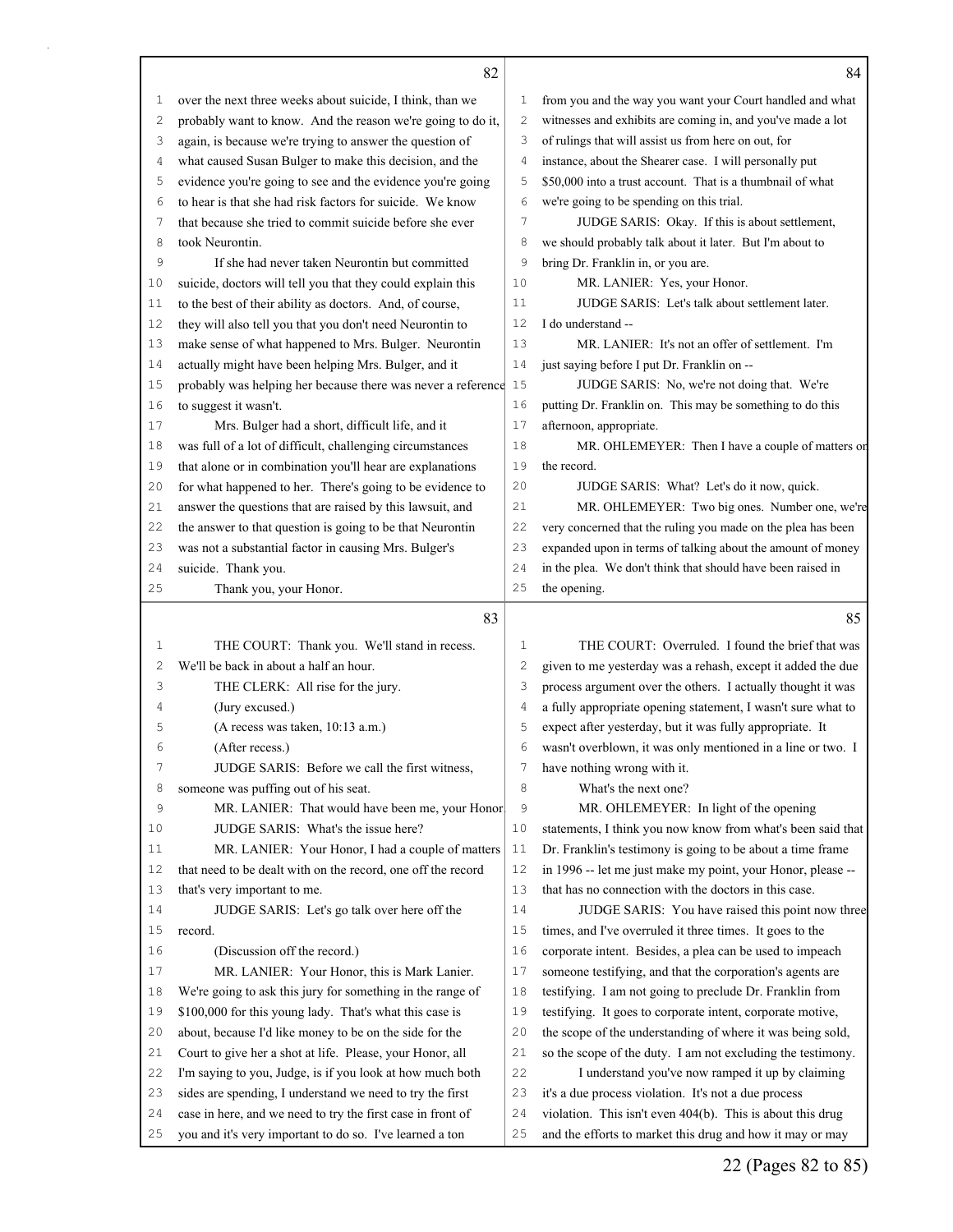over the next three weeks about suicide, I think, than we probably want to know. And the reason we're going to do it, again, is because we're trying to answer the question of what caused Susan Bulger to make this decision, and the evidence you're going to see and the evidence you're going to hear is that she had risk factors for suicide. We know that because she tried to commit suicide before she ever took Neurontin.

If she had never taken Neurontin but committed suicide, doctors will tell you that they could explain this to the best of their ability as doctors. And, of course, they will also tell you that you don't need Neurontin to make sense of what happened to Mrs. Bulger. Neurontin actually might have been helping Mrs. Bulger, and it probably was helping her because there was never a reference to suggest it wasn't.

Mrs. Bulger had a short, difficult life, and it was full of a lot of difficult, challenging circumstances that alone or in combination you'll hear are explanations for what happened to her. There's going to be evidence to answer the questions that are raised by this lawsuit, and the answer to that question is going to be that Neurontin was not a substantial factor in causing Mrs. Bulger's suicide. Thank you.

Thank you, your Honor.

THE COURT: Thank you. We'll stand in recess. We'll be back in about a half an hour.

THE CLERK: All rise for the jury.

(Jury excused.)

(A recess was taken, 10:13 a.m.)

(After recess.)

JUDGE SARIS: Before we call the first witness, someone was puffing out of his seat.

MR. LANIER: That would have been me, your Honor.

JUDGE SARIS: What's the issue here?

MR. LANIER: Your Honor, I had a couple of matters that need to be dealt with on the record, one off the record that's very important to me.

JUDGE SARIS: Let's go talk over here off the record.

(Discussion off the record.)

MR. LANIER: Your Honor, this is Mark Lanier. We're going to ask this jury for something in the range of $100,000 for this young lady. That's what this case is about, because I'd like money to be on the side for the Court to give her a shot at life. Please, your Honor, all I'm saying to you, Judge, is if you look at how much both sides are spending, I understand we need to try the first case in here, and we need to try the first case in front of you and it's very important to do so. I've learned a ton from you and the way you want your Court handled and what witnesses and exhibits are coming in, and you've made a lot of rulings that will assist us from here on out, for instance, about the Shearer case. I will personally put $50,000 into a trust account. That is a thumbnail of what we're going to be spending on this trial.

JUDGE SARIS: Okay. If this is about settlement, we should probably talk about it later. But I'm about to bring Dr. Franklin in, or you are.

MR. LANIER: Yes, your Honor.

JUDGE SARIS: Let's talk about settlement later. I do understand --

MR. LANIER: It's not an offer of settlement. I'm just saying before I put Dr. Franklin on --

JUDGE SARIS: No, we're not doing that. We're putting Dr. Franklin on. This may be something to do this afternoon, appropriate.

MR. OHLEMEYER: Then I have a couple of matters on the record.

JUDGE SARIS: What? Let's do it now, quick.

MR. OHLEMEYER: Two big ones. Number one, we're very concerned that the ruling you made on the plea has been expanded upon in terms of talking about the amount of money in the plea. We don't think that should have been raised in the opening.

THE COURT: Overruled. I found the brief that was given to me yesterday was a rehash, except it added the due process argument over the others. I actually thought it was a fully appropriate opening statement, I wasn't sure what to expect after yesterday, but it was fully appropriate. It wasn't overblown, it was only mentioned in a line or two. I have nothing wrong with it.

What's the next one?

MR. OHLEMEYER: In light of the opening statements, I think you now know from what's been said that Dr. Franklin's testimony is going to be about a time frame in 1996 -- let me just make my point, your Honor, please -- that has no connection with the doctors in this case.

JUDGE SARIS: You have raised this point now three times, and I've overruled it three times. It goes to the corporate intent. Besides, a plea can be used to impeach someone testifying, and that the corporation's agents are testifying. I am not going to preclude Dr. Franklin from testifying. It goes to corporate intent, corporate motive, the scope of the understanding of where it was being sold, so the scope of the duty. I am not excluding the testimony.

I understand you've now ramped it up by claiming it's a due process violation. It's not a due process violation. This isn't even 404(b). This is about this drug and the efforts to market this drug and how it may or may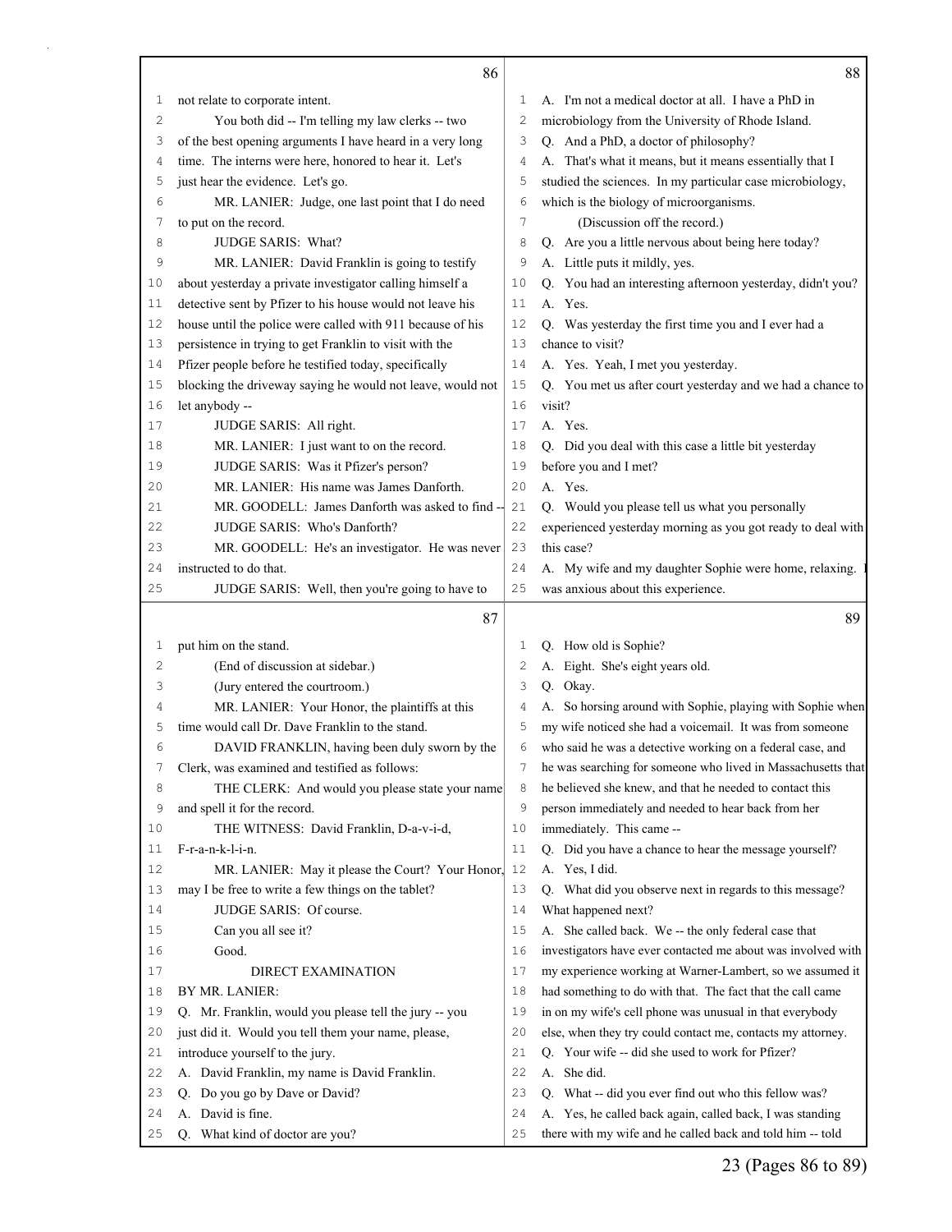**86**

1 not relate to corporate intent.
2 You both did -- I'm telling my law clerks -- two
3 of the best opening arguments I have heard in a very long
4 time. The interns were here, honored to hear it. Let's
5 just hear the evidence. Let's go.
6 MR. LANIER: Judge, one last point that I do need
7 to put on the record.
8 JUDGE SARIS: What?
9 MR. LANIER: David Franklin is going to testify
10 about yesterday a private investigator calling himself a
11 detective sent by Pfizer to his house would not leave his
12 house until the police were called with 911 because of his
13 persistence in trying to get Franklin to visit with the
14 Pfizer people before he testified today, specifically
15 blocking the driveway saying he would not leave, would not
16 let anybody --
17 JUDGE SARIS: All right.
18 MR. LANIER: I just want to on the record.
19 JUDGE SARIS: Was it Pfizer's person?
20 MR. LANIER: His name was James Danforth.
21 MR. GOODELL: James Danforth was asked to find --
22 JUDGE SARIS: Who's Danforth?
23 MR. GOODELL: He's an investigator. He was never
24 instructed to do that.
25 JUDGE SARIS: Well, then you're going to have to

**87**

1 put him on the stand.
2 (End of discussion at sidebar.)
3 (Jury entered the courtroom.)
4 MR. LANIER: Your Honor, the plaintiffs at this
5 time would call Dr. Dave Franklin to the stand.
6 DAVID FRANKLIN, having been duly sworn by the
7 Clerk, was examined and testified as follows:
8 THE CLERK: And would you please state your name
9 and spell it for the record.
10 THE WITNESS: David Franklin, D-a-v-i-d,
11 F-r-a-n-k-l-i-n.
12 MR. LANIER: May it please the Court? Your Honor,
13 may I be free to write a few things on the tablet?
14 JUDGE SARIS: Of course.
15 Can you all see it?
16 Good.
17 DIRECT EXAMINATION
18 BY MR. LANIER:
19 Q. Mr. Franklin, would you please tell the jury -- you
20 just did it. Would you tell them your name, please,
21 introduce yourself to the jury.
22 A. David Franklin, my name is David Franklin.
23 Q. Do you go by Dave or David?
24 A. David is fine.
25 Q. What kind of doctor are you?

**88**

1 A. I'm not a medical doctor at all. I have a PhD in
2 microbiology from the University of Rhode Island.
3 Q. And a PhD, a doctor of philosophy?
4 A. That's what it means, but it means essentially that I
5 studied the sciences. In my particular case microbiology,
6 which is the biology of microorganisms.
7 (Discussion off the record.)
8 Q. Are you a little nervous about being here today?
9 A. Little puts it mildly, yes.
10 Q. You had an interesting afternoon yesterday, didn't you?
11 A. Yes.
12 Q. Was yesterday the first time you and I ever had a
13 chance to visit?
14 A. Yes. Yeah, I met you yesterday.
15 Q. You met us after court yesterday and we had a chance to
16 visit?
17 A. Yes.
18 Q. Did you deal with this case a little bit yesterday
19 before you and I met?
20 A. Yes.
21 Q. Would you please tell us what you personally
22 experienced yesterday morning as you got ready to deal with
23 this case?
24 A. My wife and my daughter Sophie were home, relaxing. I
25 was anxious about this experience.

**89**

1 Q. How old is Sophie?
2 A. Eight. She's eight years old.
3 Q. Okay.
4 A. So horsing around with Sophie, playing with Sophie when
5 my wife noticed she had a voicemail. It was from someone
6 who said he was a detective working on a federal case, and
7 he was searching for someone who lived in Massachusetts that
8 he believed she knew, and that he needed to contact this
9 person immediately and needed to hear back from her
10 immediately. This came --
11 Q. Did you have a chance to hear the message yourself?
12 A. Yes, I did.
13 Q. What did you observe next in regards to this message?
14 What happened next?
15 A. She called back. We -- the only federal case that
16 investigators have ever contacted me about was involved with
17 my experience working at Warner-Lambert, so we assumed it
18 had something to do with that. The fact that the call came
19 in on my wife's cell phone was unusual in that everybody
20 else, when they try could contact me, contacts my attorney.
21 Q. Your wife -- did she used to work for Pfizer?
22 A. She did.
23 Q. What -- did you ever find out who this fellow was?
24 A. Yes, he called back again, called back, I was standing
25 there with my wife and he called back and told him -- told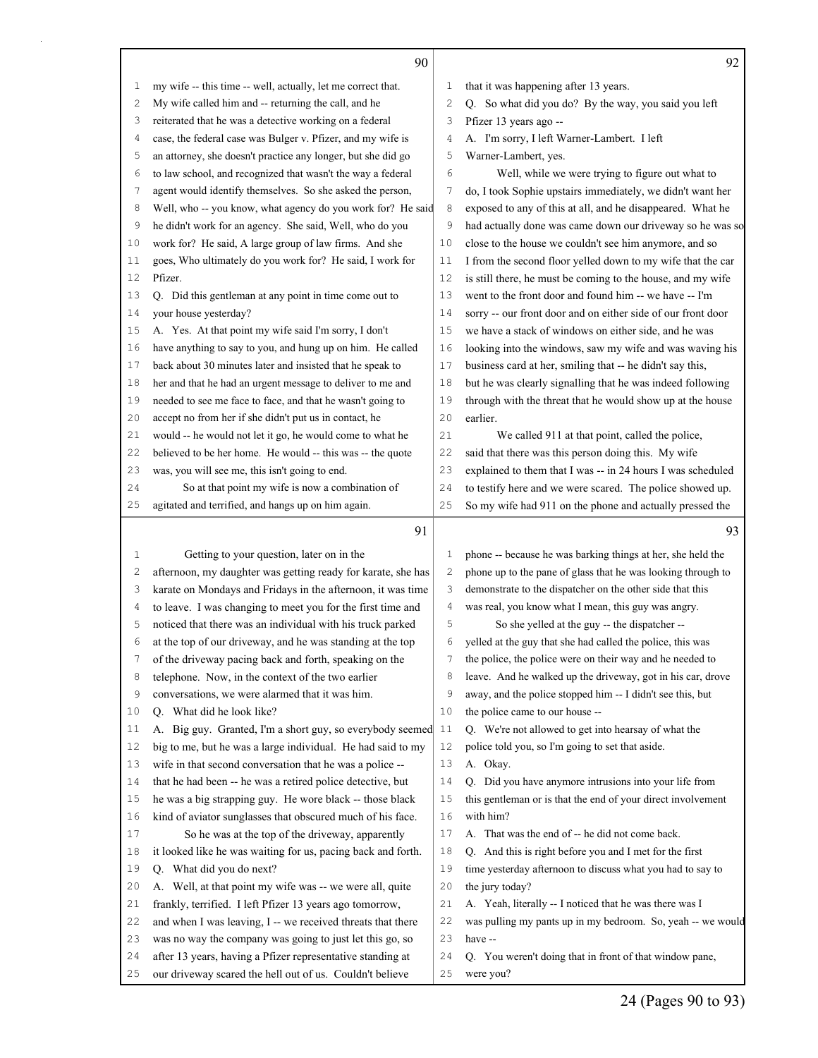**90**

1 my wife -- this time -- well, actually, let me correct that.
2 My wife called him and -- returning the call, and he
3 reiterated that he was a detective working on a federal
4 case, the federal case was Bulger v. Pfizer, and my wife is
5 an attorney, she doesn't practice any longer, but she did go
6 to law school, and recognized that wasn't the way a federal
7 agent would identify themselves. So she asked the person,
8 Well, who -- you know, what agency do you work for? He said
9 he didn't work for an agency. She said, Well, who do you
10 work for? He said, A large group of law firms. And she
11 goes, Who ultimately do you work for? He said, I work for
12 Pfizer.
13 Q. Did this gentleman at any point in time come out to
14 your house yesterday?
15 A. Yes. At that point my wife said I'm sorry, I don't
16 have anything to say to you, and hung up on him. He called
17 back about 30 minutes later and insisted that he speak to
18 her and that he had an urgent message to deliver to me and
19 needed to see me face to face, and that he wasn't going to
20 accept no from her if she didn't put us in contact, he
21 would -- he would not let it go, he would come to what he
22 believed to be her home. He would -- this was -- the quote
23 was, you will see me, this isn't going to end.
24 So at that point my wife is now a combination of
25 agitated and terrified, and hangs up on him again.

**91**

1 Getting to your question, later on in the
2 afternoon, my daughter was getting ready for karate, she has
3 karate on Mondays and Fridays in the afternoon, it was time
4 to leave. I was changing to meet you for the first time and
5 noticed that there was an individual with his truck parked
6 at the top of our driveway, and he was standing at the top
7 of the driveway pacing back and forth, speaking on the
8 telephone. Now, in the context of the two earlier
9 conversations, we were alarmed that it was him.
10 Q. What did he look like?
11 A. Big guy. Granted, I'm a short guy, so everybody seemed
12 big to me, but he was a large individual. He had said to my
13 wife in that second conversation that he was a police --
14 that he had been -- he was a retired police detective, but
15 he was a big strapping guy. He wore black -- those black
16 kind of aviator sunglasses that obscured much of his face.
17 So he was at the top of the driveway, apparently
18 it looked like he was waiting for us, pacing back and forth.
19 Q. What did you do next?
20 A. Well, at that point my wife was -- we were all, quite
21 frankly, terrified. I left Pfizer 13 years ago tomorrow,
22 and when I was leaving, I -- we received threats that there
23 was no way the company was going to just let this go, so
24 after 13 years, having a Pfizer representative standing at
25 our driveway scared the hell out of us. Couldn't believe

**92**

1 that it was happening after 13 years.
2 Q. So what did you do? By the way, you said you left
3 Pfizer 13 years ago --
4 A. I'm sorry, I left Warner-Lambert. I left
5 Warner-Lambert, yes.
6 Well, while we were trying to figure out what to
7 do, I took Sophie upstairs immediately, we didn't want her
8 exposed to any of this at all, and he disappeared. What he
9 had actually done was came down our driveway so he was so
10 close to the house we couldn't see him anymore, and so
11 I from the second floor yelled down to my wife that the car
12 is still there, he must be coming to the house, and my wife
13 went to the front door and found him -- we have -- I'm
14 sorry -- our front door and on either side of our front door
15 we have a stack of windows on either side, and he was
16 looking into the windows, saw my wife and was waving his
17 business card at her, smiling that -- he didn't say this,
18 but he was clearly signalling that he was indeed following
19 through with the threat that he would show up at the house
20 earlier.
21 We called 911 at that point, called the police,
22 said that there was this person doing this. My wife
23 explained to them that I was -- in 24 hours I was scheduled
24 to testify here and we were scared. The police showed up.
25 So my wife had 911 on the phone and actually pressed the

**93**

1 phone -- because he was barking things at her, she held the
2 phone up to the pane of glass that he was looking through to
3 demonstrate to the dispatcher on the other side that this
4 was real, you know what I mean, this guy was angry.
5 So she yelled at the guy -- the dispatcher --
6 yelled at the guy that she had called the police, this was
7 the police, the police were on their way and he needed to
8 leave. And he walked up the driveway, got in his car, drove
9 away, and the police stopped him -- I didn't see this, but
10 the police came to our house --
11 Q. We're not allowed to get into hearsay of what the
12 police told you, so I'm going to set that aside.
13 A. Okay.
14 Q. Did you have anymore intrusions into your life from
15 this gentleman or is that the end of your direct involvement
16 with him?
17 A. That was the end of -- he did not come back.
18 Q. And this is right before you and I met for the first
19 time yesterday afternoon to discuss what you had to say to
20 the jury today?
21 A. Yeah, literally -- I noticed that he was there was I
22 was pulling my pants up in my bedroom. So, yeah -- we would
23 have --
24 Q. You weren't doing that in front of that window pane,
25 were you?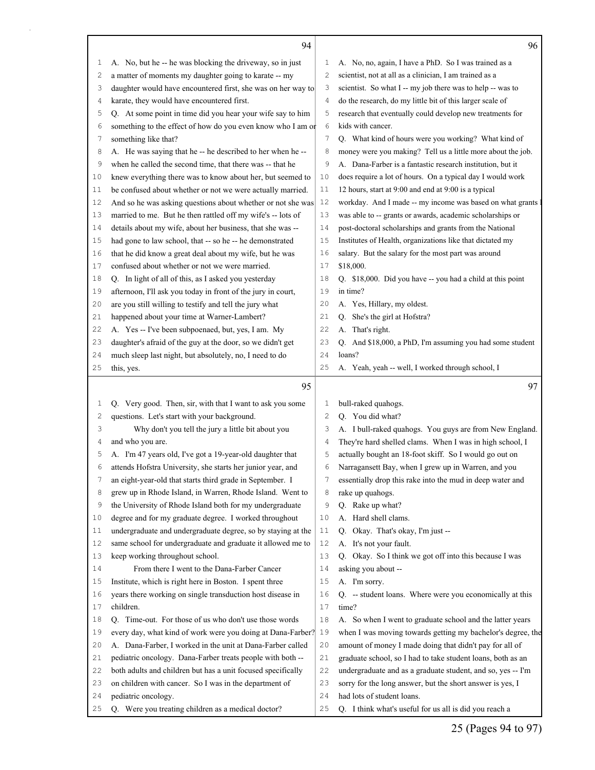A. No, but he -- he was blocking the driveway, so in just a matter of moments my daughter going to karate -- my daughter would have encountered first, she was on her way to karate, they would have encountered first.

Q. At some point in time did you hear your wife say to him something to the effect of how do you even know who I am or something like that?

A. He was saying that he -- he described to her when he -- when he called the second time, that there was -- that he knew everything there was to know about her, but seemed to be confused about whether or not we were actually married. And so he was asking questions about whether or not she was married to me. But he then rattled off my wife's -- lots of details about my wife, about her business, that she was -- had gone to law school, that -- so he -- he demonstrated that he did know a great deal about my wife, but he was confused about whether or not we were married.

Q. In light of all of this, as I asked you yesterday afternoon, I'll ask you today in front of the jury in court, are you still willing to testify and tell the jury what happened about your time at Warner-Lambert?

A. Yes -- I've been subpoenaed, but, yes, I am. My daughter's afraid of the guy at the door, so we didn't get much sleep last night, but absolutely, no, I need to do this, yes.

Q. Very good. Then, sir, with that I want to ask you some questions. Let's start with your background.

Why don't you tell the jury a little bit about you and who you are.

A. I'm 47 years old, I've got a 19-year-old daughter that attends Hofstra University, she starts her junior year, and an eight-year-old that starts third grade in September. I grew up in Rhode Island, in Warren, Rhode Island. Went to the University of Rhode Island both for my undergraduate degree and for my graduate degree. I worked throughout undergraduate and undergraduate degree, so by staying at the same school for undergraduate and graduate it allowed me to keep working throughout school.

From there I went to the Dana-Farber Cancer Institute, which is right here in Boston. I spent three years there working on single transduction host disease in children.

Q. Time-out. For those of us who don't use those words every day, what kind of work were you doing at Dana-Farber?

A. Dana-Farber, I worked in the unit at Dana-Farber called pediatric oncology. Dana-Farber treats people with both -- both adults and children but has a unit focused specifically on children with cancer. So I was in the department of pediatric oncology.

Q. Were you treating children as a medical doctor?

A. No, no, again, I have a PhD. So I was trained as a scientist, not at all as a clinician, I am trained as a scientist. So what I -- my job there was to help -- was to do the research, do my little bit of this larger scale of research that eventually could develop new treatments for kids with cancer.

Q. What kind of hours were you working? What kind of money were you making? Tell us a little more about the job.

A. Dana-Farber is a fantastic research institution, but it does require a lot of hours. On a typical day I would work 12 hours, start at 9:00 and end at 9:00 is a typical workday. And I made -- my income was based on what grants I was able to -- grants or awards, academic scholarships or post-doctoral scholarships and grants from the National Institutes of Health, organizations like that dictated my salary. But the salary for the most part was around $18,000.

Q. $18,000. Did you have -- you had a child at this point in time?

A. Yes, Hillary, my oldest.

Q. She's the girl at Hofstra?

A. That's right.

Q. And $18,000, a PhD, I'm assuming you had some student loans?

A. Yeah, yeah -- well, I worked through school, I bull-raked quahogs.

Q. You did what?

A. I bull-raked quahogs. You guys are from New England. They're hard shelled clams. When I was in high school, I actually bought an 18-foot skiff. So I would go out on Narragansett Bay, when I grew up in Warren, and you essentially drop this rake into the mud in deep water and rake up quahogs.

Q. Rake up what?

A. Hard shell clams.

Q. Okay. That's okay, I'm just --

A. It's not your fault.

Q. Okay. So I think we got off into this because I was asking you about --

A. I'm sorry.

Q. -- student loans. Where were you economically at this time?

A. So when I went to graduate school and the latter years when I was moving towards getting my bachelor's degree, the amount of money I made doing that didn't pay for all of graduate school, so I had to take student loans, both as an undergraduate and as a graduate student, and so, yes -- I'm sorry for the long answer, but the short answer is yes, I had lots of student loans.

Q. I think what's useful for us all is did you reach a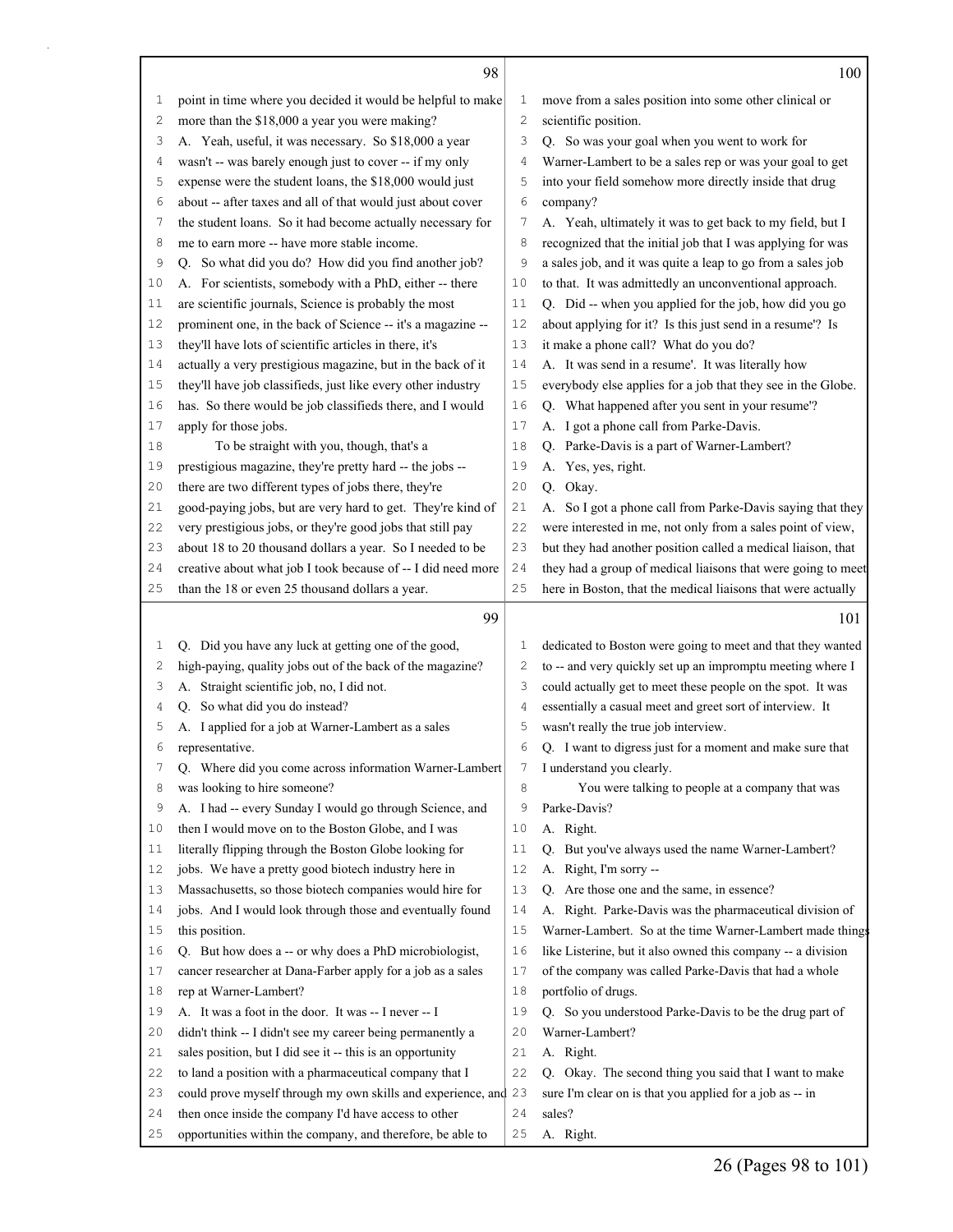point in time where you decided it would be helpful to make more than the $18,000 a year you were making?

A. Yeah, useful, it was necessary. So $18,000 a year wasn't -- was barely enough just to cover -- if my only expense were the student loans, the $18,000 would just about -- after taxes and all of that would just about cover the student loans. So it had become actually necessary for me to earn more -- have more stable income.

Q. So what did you do? How did you find another job?

A. For scientists, somebody with a PhD, either -- there are scientific journals, Science is probably the most prominent one, in the back of Science -- it's a magazine -- they'll have lots of scientific articles in there, it's actually a very prestigious magazine, but in the back of it they'll have job classifieds, just like every other industry has. So there would be job classifieds there, and I would apply for those jobs.

To be straight with you, though, that's a prestigious magazine, they're pretty hard -- the jobs -- there are two different types of jobs there, they're good-paying jobs, but are very hard to get. They're kind of very prestigious jobs, or they're good jobs that still pay about 18 to 20 thousand dollars a year. So I needed to be creative about what job I took because of -- I did need more than the 18 or even 25 thousand dollars a year.

Q. Did you have any luck at getting one of the good, high-paying, quality jobs out of the back of the magazine?

A. Straight scientific job, no, I did not.

Q. So what did you do instead?

A. I applied for a job at Warner-Lambert as a sales representative.

Q. Where did you come across information Warner-Lambert was looking to hire someone?

A. I had -- every Sunday I would go through Science, and then I would move on to the Boston Globe, and I was literally flipping through the Boston Globe looking for jobs. We have a pretty good biotech industry here in Massachusetts, so those biotech companies would hire for jobs. And I would look through those and eventually found this position.

Q. But how does a -- or why does a PhD microbiologist, cancer researcher at Dana-Farber apply for a job as a sales rep at Warner-Lambert?

A. It was a foot in the door. It was -- I never -- I didn't think -- I didn't see my career being permanently a sales position, but I did see it -- this is an opportunity to land a position with a pharmaceutical company that I could prove myself through my own skills and experience, and then once inside the company I'd have access to other opportunities within the company, and therefore, be able to move from a sales position into some other clinical or scientific position.

Q. So was your goal when you went to work for Warner-Lambert to be a sales rep or was your goal to get into your field somehow more directly inside that drug company?

A. Yeah, ultimately it was to get back to my field, but I recognized that the initial job that I was applying for was a sales job, and it was quite a leap to go from a sales job to that. It was admittedly an unconventional approach.

Q. Did -- when you applied for the job, how did you go about applying for it? Is this just send in a resume'? Is it make a phone call? What do you do?

A. It was send in a resume'. It was literally how everybody else applies for a job that they see in the Globe.

Q. What happened after you sent in your resume'?

A. I got a phone call from Parke-Davis.

Q. Parke-Davis is a part of Warner-Lambert?

A. Yes, yes, right.

Q. Okay.

A. So I got a phone call from Parke-Davis saying that they were interested in me, not only from a sales point of view, but they had another position called a medical liaison, that they had a group of medical liaisons that were going to meet here in Boston, that the medical liaisons that were actually dedicated to Boston were going to meet and that they wanted to -- and very quickly set up an impromptu meeting where I could actually get to meet these people on the spot. It was essentially a casual meet and greet sort of interview. It wasn't really the true job interview.

Q. I want to digress just for a moment and make sure that I understand you clearly.

You were talking to people at a company that was Parke-Davis?

A. Right.

Q. But you've always used the name Warner-Lambert?

A. Right, I'm sorry --

Q. Are those one and the same, in essence?

A. Right. Parke-Davis was the pharmaceutical division of Warner-Lambert. So at the time Warner-Lambert made things like Listerine, but it also owned this company -- a division of the company was called Parke-Davis that had a whole portfolio of drugs.

Q. So you understood Parke-Davis to be the drug part of Warner-Lambert?

A. Right.

Q. Okay. The second thing you said that I want to make sure I'm clear on is that you applied for a job as -- in sales?

A. Right.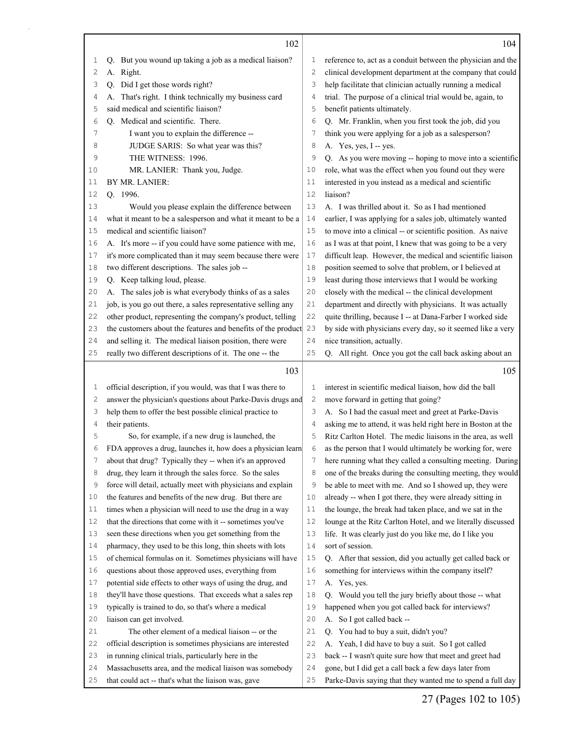Q. But you wound up taking a job as a medical liaison?

A. Right.

Q. Did I get those words right?

A. That's right. I think technically my business card said medical and scientific liaison?

Q. Medical and scientific. There.

I want you to explain the difference --

JUDGE SARIS: So what year was this?

THE WITNESS: 1996.

MR. LANIER: Thank you, Judge.

BY MR. LANIER:

Q. 1996.

Would you please explain the difference between what it meant to be a salesperson and what it meant to be a medical and scientific liaison?

A. It's more -- if you could have some patience with me, it's more complicated than it may seem because there were two different descriptions. The sales job --

Q. Keep talking loud, please.

A. The sales job is what everybody thinks of as a sales job, is you go out there, a sales representative selling any other product, representing the company's product, telling the customers about the features and benefits of the product and selling it. The medical liaison position, there were really two different descriptions of it. The one -- the official description, if you would, was that I was there to answer the physician's questions about Parke-Davis drugs and help them to offer the best possible clinical practice to their patients.

So, for example, if a new drug is launched, the FDA approves a drug, launches it, how does a physician learn about that drug? Typically they -- when it's an approved drug, they learn it through the sales force. So the sales force will detail, actually meet with physicians and explain the features and benefits of the new drug. But there are times when a physician will need to use the drug in a way that the directions that come with it -- sometimes you've seen these directions when you get something from the pharmacy, they used to be this long, thin sheets with lots of chemical formulas on it. Sometimes physicians will have questions about those approved uses, everything from potential side effects to other ways of using the drug, and they'll have those questions. That exceeds what a sales rep typically is trained to do, so that's where a medical liaison can get involved.

The other element of a medical liaison -- or the official description is sometimes physicians are interested in running clinical trials, particularly here in the Massachusetts area, and the medical liaison was somebody that could act -- that's what the liaison was, gave reference to, act as a conduit between the physician and the clinical development department at the company that could help facilitate that clinician actually running a medical trial. The purpose of a clinical trial would be, again, to benefit patients ultimately.

Q. Mr. Franklin, when you first took the job, did you think you were applying for a job as a salesperson?

A. Yes, yes, I -- yes.

Q. As you were moving -- hoping to move into a scientific role, what was the effect when you found out they were interested in you instead as a medical and scientific liaison?

A. I was thrilled about it. So as I had mentioned earlier, I was applying for a sales job, ultimately wanted to move into a clinical -- or scientific position. As naive as I was at that point, I knew that was going to be a very difficult leap. However, the medical and scientific liaison position seemed to solve that problem, or I believed at least during those interviews that I would be working closely with the medical -- the clinical development department and directly with physicians. It was actually quite thrilling, because I -- at Dana-Farber I worked side by side with physicians every day, so it seemed like a very nice transition, actually.

Q. All right. Once you got the call back asking about an interest in scientific medical liaison, how did the ball move forward in getting that going?

A. So I had the casual meet and greet at Parke-Davis asking me to attend, it was held right here in Boston at the Ritz Carlton Hotel. The medic liaisons in the area, as well as the person that I would ultimately be working for, were here running what they called a consulting meeting. During one of the breaks during the consulting meeting, they would be able to meet with me. And so I showed up, they were already -- when I got there, they were already sitting in the lounge, the break had taken place, and we sat in the lounge at the Ritz Carlton Hotel, and we literally discussed life. It was clearly just do you like me, do I like you sort of session.

Q. After that session, did you actually get called back or something for interviews within the company itself?

A. Yes, yes.

Q. Would you tell the jury briefly about those -- what happened when you got called back for interviews?

A. So I got called back --

Q. You had to buy a suit, didn't you?

A. Yeah, I did have to buy a suit. So I got called back -- I wasn't quite sure how that meet and greet had gone, but I did get a call back a few days later from Parke-Davis saying that they wanted me to spend a full day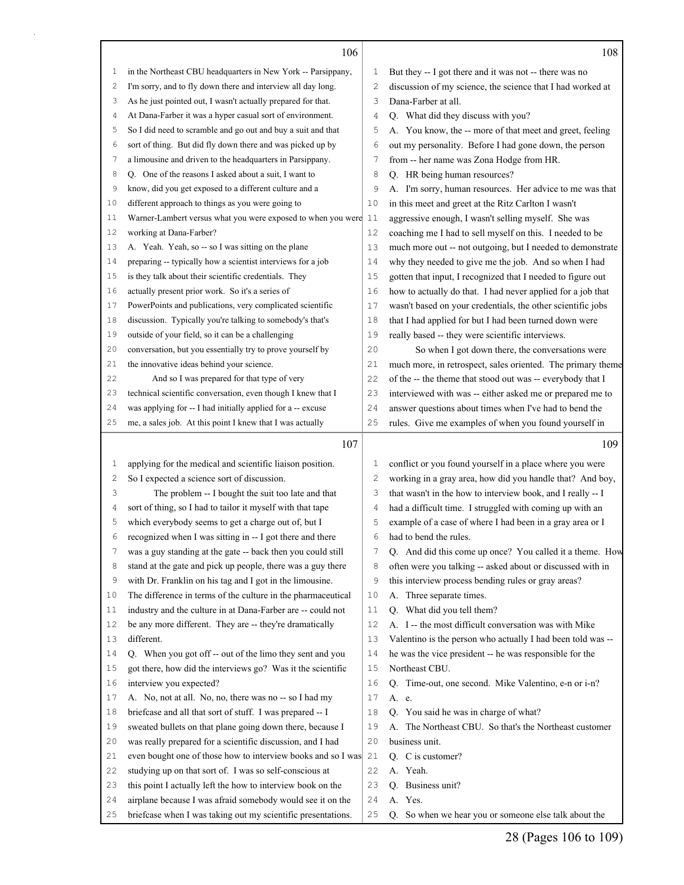106

1 in the Northeast CBU headquarters in New York -- Parsippany,
2 I'm sorry, and to fly down there and interview all day long.
3 As he just pointed out, I wasn't actually prepared for that.
4 At Dana-Farber it was a hyper casual sort of environment.
5 So I did need to scramble and go out and buy a suit and that
6 sort of thing. But did fly down there and was picked up by
7 a limousine and driven to the headquarters in Parsippany.
8 Q. One of the reasons I asked about a suit, I want to
9 know, did you get exposed to a different culture and a
10 different approach to things as you were going to
11 Warner-Lambert versus what you were exposed to when you were
12 working at Dana-Farber?
13 A. Yeah. Yeah, so -- so I was sitting on the plane
14 preparing -- typically how a scientist interviews for a job
15 is they talk about their scientific credentials. They
16 actually present prior work. So it's a series of
17 PowerPoints and publications, very complicated scientific
18 discussion. Typically you're talking to somebody's that's
19 outside of your field, so it can be a challenging
20 conversation, but you essentially try to prove yourself by
21 the innovative ideas behind your science.
22 And so I was prepared for that type of very
23 technical scientific conversation, even though I knew that I
24 was applying for -- I had initially applied for a -- excuse
25 me, a sales job. At this point I knew that I was actually

107

1 applying for the medical and scientific liaison position.
2 So I expected a science sort of discussion.
3 The problem -- I bought the suit too late and that
4 sort of thing, so I had to tailor it myself with that tape
5 which everybody seems to get a charge out of, but I
6 recognized when I was sitting in -- I got there and there
7 was a guy standing at the gate -- back then you could still
8 stand at the gate and pick up people, there was a guy there
9 with Dr. Franklin on his tag and I got in the limousine.
10 The difference in terms of the culture in the pharmaceutical
11 industry and the culture in at Dana-Farber are -- could not
12 be any more different. They are -- they're dramatically
13 different.
14 Q. When you got off -- out of the limo they sent and you
15 got there, how did the interviews go? Was it the scientific
16 interview you expected?
17 A. No, not at all. No, no, there was no -- so I had my
18 briefcase and all that sort of stuff. I was prepared -- I
19 sweated bullets on that plane going down there, because I
20 was really prepared for a scientific discussion, and I had
21 even bought one of those how to interview books and so I was
22 studying up on that sort of. I was so self-conscious at
23 this point I actually left the how to interview book on the
24 airplane because I was afraid somebody would see it on the
25 briefcase when I was taking out my scientific presentations.

108

1 But they -- I got there and it was not -- there was no
2 discussion of my science, the science that I had worked at
3 Dana-Farber at all.
4 Q. What did they discuss with you?
5 A. You know, the -- more of that meet and greet, feeling
6 out my personality. Before I had gone down, the person
7 from -- her name was Zona Hodge from HR.
8 Q. HR being human resources?
9 A. I'm sorry, human resources. Her advice to me was that
10 in this meet and greet at the Ritz Carlton I wasn't
11 aggressive enough, I wasn't selling myself. She was
12 coaching me I had to sell myself on this. I needed to be
13 much more out -- not outgoing, but I needed to demonstrate
14 why they needed to give me the job. And so when I had
15 gotten that input, I recognized that I needed to figure out
16 how to actually do that. I had never applied for a job that
17 wasn't based on your credentials, the other scientific jobs
18 that I had applied for but I had been turned down were
19 really based -- they were scientific interviews.
20 So when I got down there, the conversations were
21 much more, in retrospect, sales oriented. The primary theme
22 of the -- the theme that stood out was -- everybody that I
23 interviewed with was -- either asked me or prepared me to
24 answer questions about times when I've had to bend the
25 rules. Give me examples of when you found yourself in

109

1 conflict or you found yourself in a place where you were
2 working in a gray area, how did you handle that? And boy,
3 that wasn't in the how to interview book, and I really -- I
4 had a difficult time. I struggled with coming up with an
5 example of a case of where I had been in a gray area or I
6 had to bend the rules.
7 Q. And did this come up once? You called it a theme. How
8 often were you talking -- asked about or discussed with in
9 this interview process bending rules or gray areas?
10 A. Three separate times.
11 Q. What did you tell them?
12 A. I -- the most difficult conversation was with Mike
13 Valentino is the person who actually I had been told was --
14 he was the vice president -- he was responsible for the
15 Northeast CBU.
16 Q. Time-out, one second. Mike Valentino, e-n or i-n?
17 A. e.
18 Q. You said he was in charge of what?
19 A. The Northeast CBU. So that's the Northeast customer
20 business unit.
21 Q. C is customer?
22 A. Yeah.
23 Q. Business unit?
24 A. Yes.
25 Q. So when we hear you or someone else talk about the

28 (Pages 106 to 109)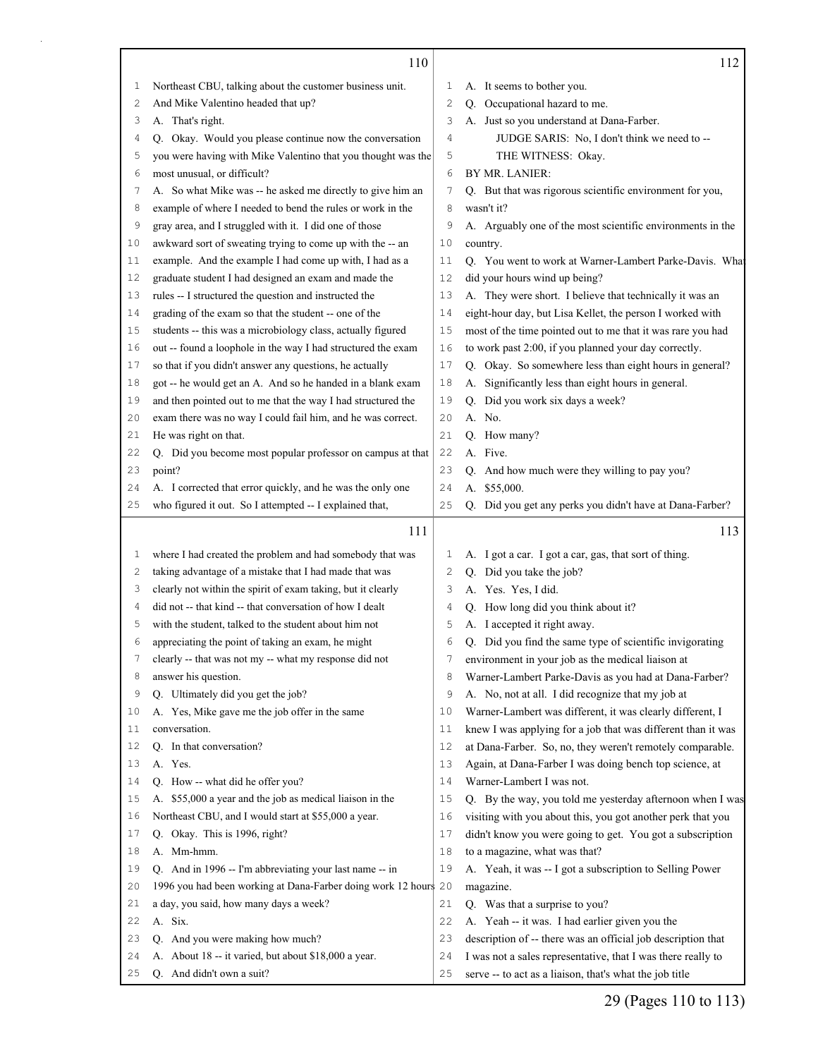## 110

1 Northeast CBU, talking about the customer business unit.
2 And Mike Valentino headed that up?
3 A. That's right.
4 Q. Okay. Would you please continue now the conversation
5 you were having with Mike Valentino that you thought was the
6 most unusual, or difficult?
7 A. So what Mike was -- he asked me directly to give him an
8 example of where I needed to bend the rules or work in the
9 gray area, and I struggled with it. I did one of those
10 awkward sort of sweating trying to come up with the -- an
11 example. And the example I had come up with, I had as a
12 graduate student I had designed an exam and made the
13 rules -- I structured the question and instructed the
14 grading of the exam so that the student -- one of the
15 students -- this was a microbiology class, actually figured
16 out -- found a loophole in the way I had structured the exam
17 so that if you didn't answer any questions, he actually
18 got -- he would get an A. And so he handed in a blank exam
19 and then pointed out to me that the way I had structured the
20 exam there was no way I could fail him, and he was correct.
21 He was right on that.
22 Q. Did you become most popular professor on campus at that
23 point?
24 A. I corrected that error quickly, and he was the only one
25 who figured it out. So I attempted -- I explained that,

## 111

1 where I had created the problem and had somebody that was
2 taking advantage of a mistake that I had made that was
3 clearly not within the spirit of exam taking, but it clearly
4 did not -- that kind -- that conversation of how I dealt
5 with the student, talked to the student about him not
6 appreciating the point of taking an exam, he might
7 clearly -- that was not my -- what my response did not
8 answer his question.
9 Q. Ultimately did you get the job?
10 A. Yes, Mike gave me the job offer in the same
11 conversation.
12 Q. In that conversation?
13 A. Yes.
14 Q. How -- what did he offer you?
15 A. $55,000 a year and the job as medical liaison in the
16 Northeast CBU, and I would start at $55,000 a year.
17 Q. Okay. This is 1996, right?
18 A. Mm-hmm.
19 Q. And in 1996 -- I'm abbreviating your last name -- in
20 1996 you had been working at Dana-Farber doing work 12 hours
21 a day, you said, how many days a week?
22 A. Six.
23 Q. And you were making how much?
24 A. About 18 -- it varied, but about $18,000 a year.
25 Q. And didn't own a suit?

## 112

1 A. It seems to bother you.
2 Q. Occupational hazard to me.
3 A. Just so you understand at Dana-Farber.
4 JUDGE SARIS: No, I don't think we need to --
5 THE WITNESS: Okay.
6 BY MR. LANIER:
7 Q. But that was rigorous scientific environment for you,
8 wasn't it?
9 A. Arguably one of the most scientific environments in the
10 country.
11 Q. You went to work at Warner-Lambert Parke-Davis. What
12 did your hours wind up being?
13 A. They were short. I believe that technically it was an
14 eight-hour day, but Lisa Kellet, the person I worked with
15 most of the time pointed out to me that it was rare you had
16 to work past 2:00, if you planned your day correctly.
17 Q. Okay. So somewhere less than eight hours in general?
18 A. Significantly less than eight hours in general.
19 Q. Did you work six days a week?
20 A. No.
21 Q. How many?
22 A. Five.
23 Q. And how much were they willing to pay you?
24 A. $55,000.
25 Q. Did you get any perks you didn't have at Dana-Farber?

## 113

1 A. I got a car. I got a car, gas, that sort of thing.
2 Q. Did you take the job?
3 A. Yes. Yes, I did.
4 Q. How long did you think about it?
5 A. I accepted it right away.
6 Q. Did you find the same type of scientific invigorating
7 environment in your job as the medical liaison at
8 Warner-Lambert Parke-Davis as you had at Dana-Farber?
9 A. No, not at all. I did recognize that my job at
10 Warner-Lambert was different, it was clearly different, I
11 knew I was applying for a job that was different than it was
12 at Dana-Farber. So, no, they weren't remotely comparable.
13 Again, at Dana-Farber I was doing bench top science, at
14 Warner-Lambert I was not.
15 Q. By the way, you told me yesterday afternoon when I was
16 visiting with you about this, you got another perk that you
17 didn't know you were going to get. You got a subscription
18 to a magazine, what was that?
19 A. Yeah, it was -- I got a subscription to Selling Power
20 magazine.
21 Q. Was that a surprise to you?
22 A. Yeah -- it was. I had earlier given you the
23 description of -- there was an official job description that
24 I was not a sales representative, that I was there really to
25 serve -- to act as a liaison, that's what the job title

29 (Pages 110 to 113)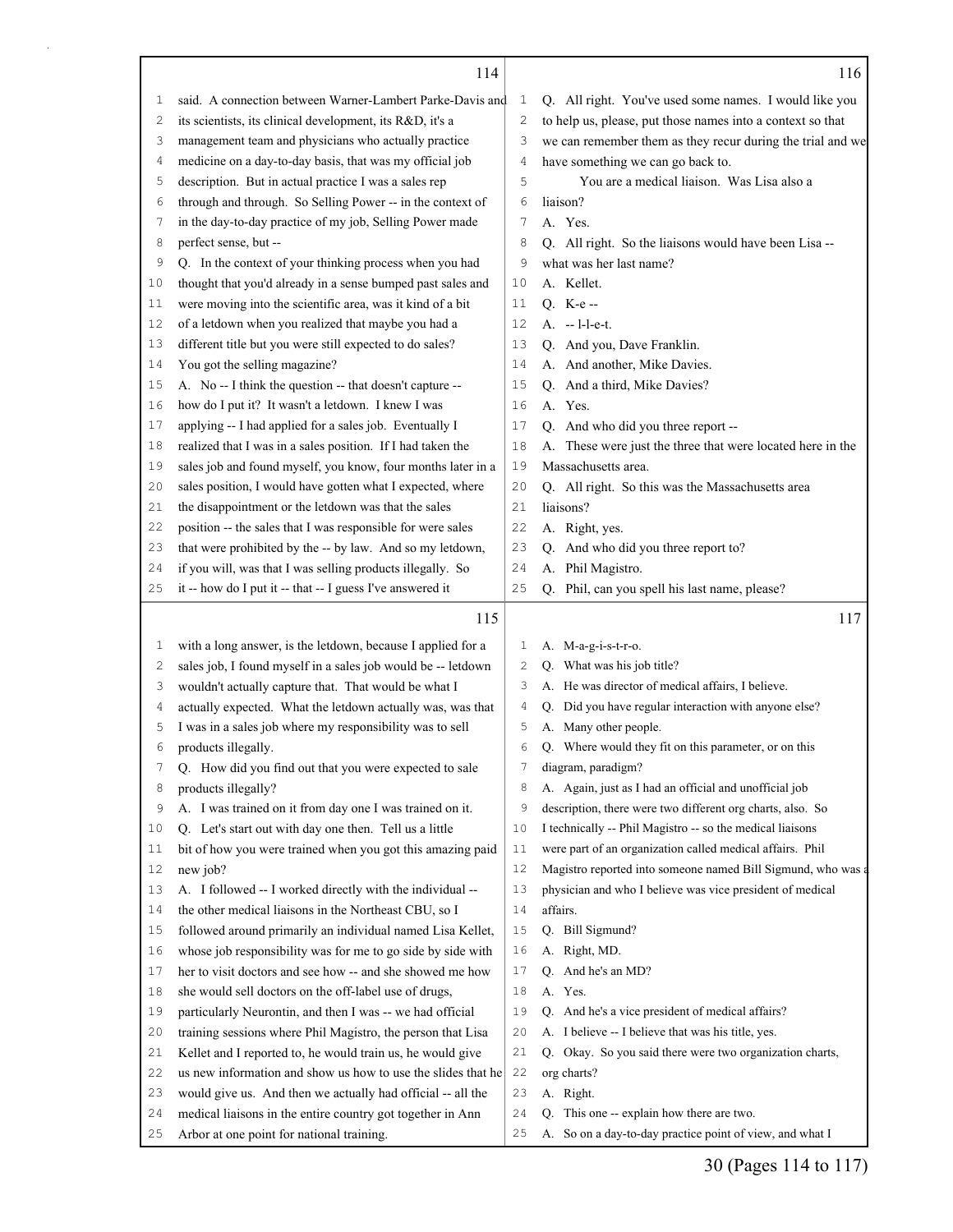114

1 said. A connection between Warner-Lambert Parke-Davis and
2 its scientists, its clinical development, its R&D, it's a
3 management team and physicians who actually practice
4 medicine on a day-to-day basis, that was my official job
5 description. But in actual practice I was a sales rep
6 through and through. So Selling Power -- in the context of
7 in the day-to-day practice of my job, Selling Power made
8 perfect sense, but --
9 Q. In the context of your thinking process when you had
10 thought that you'd already in a sense bumped past sales and
11 were moving into the scientific area, was it kind of a bit
12 of a letdown when you realized that maybe you had a
13 different title but you were still expected to do sales?
14 You got the selling magazine?
15 A. No -- I think the question -- that doesn't capture --
16 how do I put it? It wasn't a letdown. I knew I was
17 applying -- I had applied for a sales job. Eventually I
18 realized that I was in a sales position. If I had taken the
19 sales job and found myself, you know, four months later in a
20 sales position, I would have gotten what I expected, where
21 the disappointment or the letdown was that the sales
22 position -- the sales that I was responsible for were sales
23 that were prohibited by the -- by law. And so my letdown,
24 if you will, was that I was selling products illegally. So
25 it -- how do I put it -- that -- I guess I've answered it

115

1 with a long answer, is the letdown, because I applied for a
2 sales job, I found myself in a sales job would be -- letdown
3 wouldn't actually capture that. That would be what I
4 actually expected. What the letdown actually was, was that
5 I was in a sales job where my responsibility was to sell
6 products illegally.
7 Q. How did you find out that you were expected to sale
8 products illegally?
9 A. I was trained on it from day one I was trained on it.
10 Q. Let's start out with day one then. Tell us a little
11 bit of how you were trained when you got this amazing paid
12 new job?
13 A. I followed -- I worked directly with the individual --
14 the other medical liaisons in the Northeast CBU, so I
15 followed around primarily an individual named Lisa Kellet,
16 whose job responsibility was for me to go side by side with
17 her to visit doctors and see how -- and she showed me how
18 she would sell doctors on the off-label use of drugs,
19 particularly Neurontin, and then I was -- we had official
20 training sessions where Phil Magistro, the person that Lisa
21 Kellet and I reported to, he would train us, he would give
22 us new information and show us how to use the slides that he
23 would give us. And then we actually had official -- all the
24 medical liaisons in the entire country got together in Ann
25 Arbor at one point for national training.

116

1 Q. All right. You've used some names. I would like you
2 to help us, please, put those names into a context so that
3 we can remember them as they recur during the trial and we
4 have something we can go back to.
5 You are a medical liaison. Was Lisa also a
6 liaison?
7 A. Yes.
8 Q. All right. So the liaisons would have been Lisa --
9 what was her last name?
10 A. Kellet.
11 Q. K-e --
12 A. -- l-l-e-t.
13 Q. And you, Dave Franklin.
14 A. And another, Mike Davies.
15 Q. And a third, Mike Davies?
16 A. Yes.
17 Q. And who did you three report --
18 A. These were just the three that were located here in the
19 Massachusetts area.
20 Q. All right. So this was the Massachusetts area
21 liaisons?
22 A. Right, yes.
23 Q. And who did you three report to?
24 A. Phil Magistro.
25 Q. Phil, can you spell his last name, please?

117

1 A. M-a-g-i-s-t-r-o.
2 Q. What was his job title?
3 A. He was director of medical affairs, I believe.
4 Q. Did you have regular interaction with anyone else?
5 A. Many other people.
6 Q. Where would they fit on this parameter, or on this
7 diagram, paradigm?
8 A. Again, just as I had an official and unofficial job
9 description, there were two different org charts, also. So
10 I technically -- Phil Magistro -- so the medical liaisons
11 were part of an organization called medical affairs. Phil
12 Magistro reported into someone named Bill Sigmund, who was a
13 physician and who I believe was vice president of medical
14 affairs.
15 Q. Bill Sigmund?
16 A. Right, MD.
17 Q. And he's an MD?
18 A. Yes.
19 Q. And he's a vice president of medical affairs?
20 A. I believe -- I believe that was his title, yes.
21 Q. Okay. So you said there were two organization charts,
22 org charts?
23 A. Right.
24 Q. This one -- explain how there are two.
25 A. So on a day-to-day practice point of view, and what I

30 (Pages 114 to 117)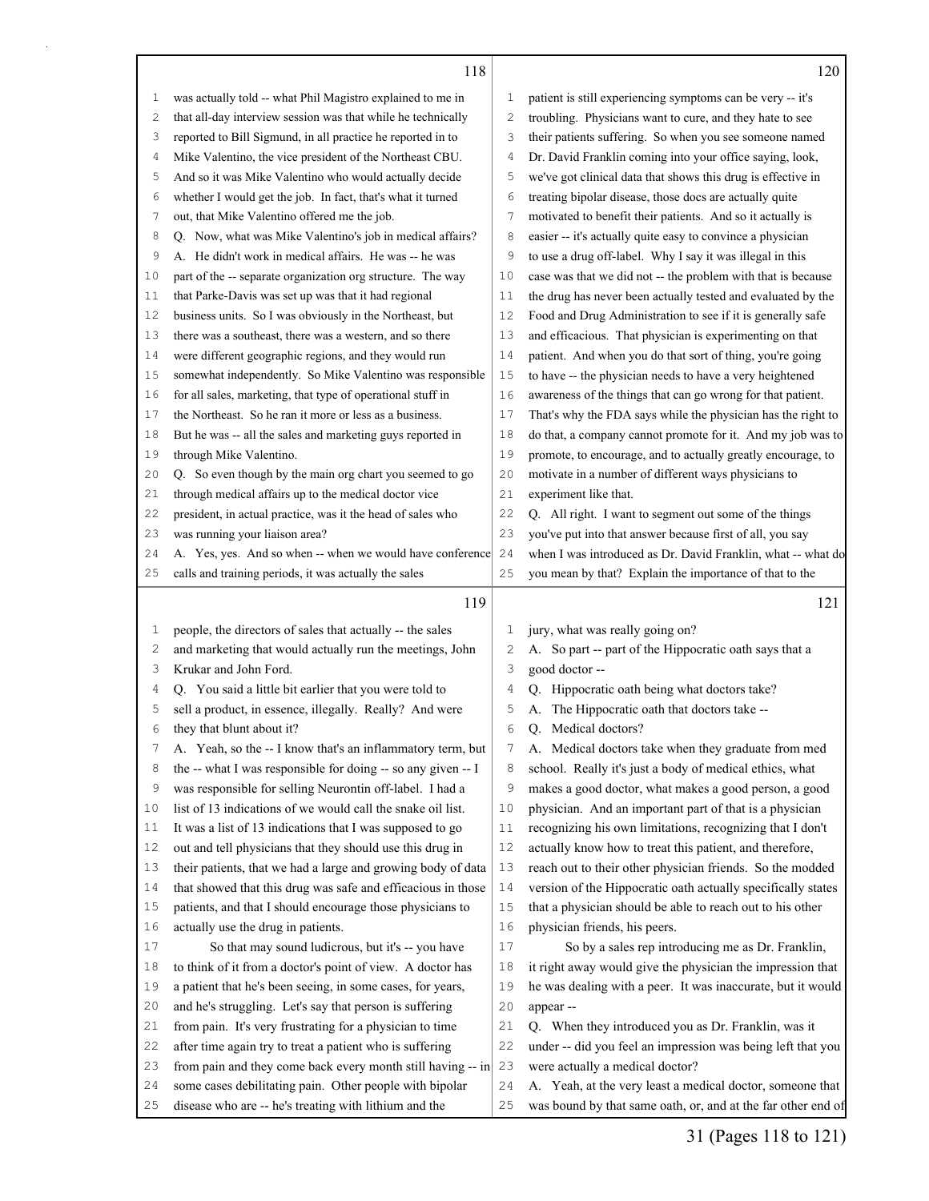was actually told -- what Phil Magistro explained to me in that all-day interview session was that while he technically reported to Bill Sigmund, in all practice he reported in to Mike Valentino, the vice president of the Northeast CBU. And so it was Mike Valentino who would actually decide whether I would get the job. In fact, that's what it turned out, that Mike Valentino offered me the job.

Q. Now, what was Mike Valentino's job in medical affairs?

A. He didn't work in medical affairs. He was -- he was part of the -- separate organization org structure. The way that Parke-Davis was set up was that it had regional business units. So I was obviously in the Northeast, but there was a southeast, there was a western, and so there were different geographic regions, and they would run somewhat independently. So Mike Valentino was responsible for all sales, marketing, that type of operational stuff in the Northeast. So he ran it more or less as a business. But he was -- all the sales and marketing guys reported in through Mike Valentino.

Q. So even though by the main org chart you seemed to go through medical affairs up to the medical doctor vice president, in actual practice, was it the head of sales who was running your liaison area?

A. Yes, yes. And so when -- when we would have conference calls and training periods, it was actually the sales people, the directors of sales that actually -- the sales and marketing that would actually run the meetings, John Krukar and John Ford.

Q. You said a little bit earlier that you were told to sell a product, in essence, illegally. Really? And were they that blunt about it?

A. Yeah, so the -- I know that's an inflammatory term, but the -- what I was responsible for doing -- so any given -- I was responsible for selling Neurontin off-label. I had a list of 13 indications of we would call the snake oil list. It was a list of 13 indications that I was supposed to go out and tell physicians that they should use this drug in their patients, that we had a large and growing body of data that showed that this drug was safe and efficacious in those patients, and that I should encourage those physicians to actually use the drug in patients.

So that may sound ludicrous, but it's -- you have to think of it from a doctor's point of view. A doctor has a patient that he's been seeing, in some cases, for years, and he's struggling. Let's say that person is suffering from pain. It's very frustrating for a physician to time after time again try to treat a patient who is suffering from pain and they come back every month still having -- in some cases debilitating pain. Other people with bipolar disease who are -- he's treating with lithium and the patient is still experiencing symptoms can be very -- it's troubling. Physicians want to cure, and they hate to see their patients suffering. So when you see someone named Dr. David Franklin coming into your office saying, look, we've got clinical data that shows this drug is effective in treating bipolar disease, those docs are actually quite motivated to benefit their patients. And so it actually is easier -- it's actually quite easy to convince a physician to use a drug off-label. Why I say it was illegal in this case was that we did not -- the problem with that is because the drug has never been actually tested and evaluated by the Food and Drug Administration to see if it is generally safe and efficacious. That physician is experimenting on that patient. And when you do that sort of thing, you're going to have -- the physician needs to have a very heightened awareness of the things that can go wrong for that patient. That's why the FDA says while the physician has the right to do that, a company cannot promote for it. And my job was to promote, to encourage, and to actually greatly encourage, to motivate in a number of different ways physicians to experiment like that.

Q. All right. I want to segment out some of the things you've put into that answer because first of all, you say when I was introduced as Dr. David Franklin, what -- what do you mean by that? Explain the importance of that to the jury, what was really going on?

A. So part -- part of the Hippocratic oath says that a good doctor --

Q. Hippocratic oath being what doctors take?

A. The Hippocratic oath that doctors take --

Q. Medical doctors?

A. Medical doctors take when they graduate from med school. Really it's just a body of medical ethics, what makes a good doctor, what makes a good person, a good physician. And an important part of that is a physician recognizing his own limitations, recognizing that I don't actually know how to treat this patient, and therefore, reach out to their other physician friends. So the modded version of the Hippocratic oath actually specifically states that a physician should be able to reach out to his other physician friends, his peers.

So by a sales rep introducing me as Dr. Franklin, it right away would give the physician the impression that he was dealing with a peer. It was inaccurate, but it would appear --

Q. When they introduced you as Dr. Franklin, was it under -- did you feel an impression was being left that you were actually a medical doctor?

A. Yeah, at the very least a medical doctor, someone that was bound by that same oath, or, and at the far other end of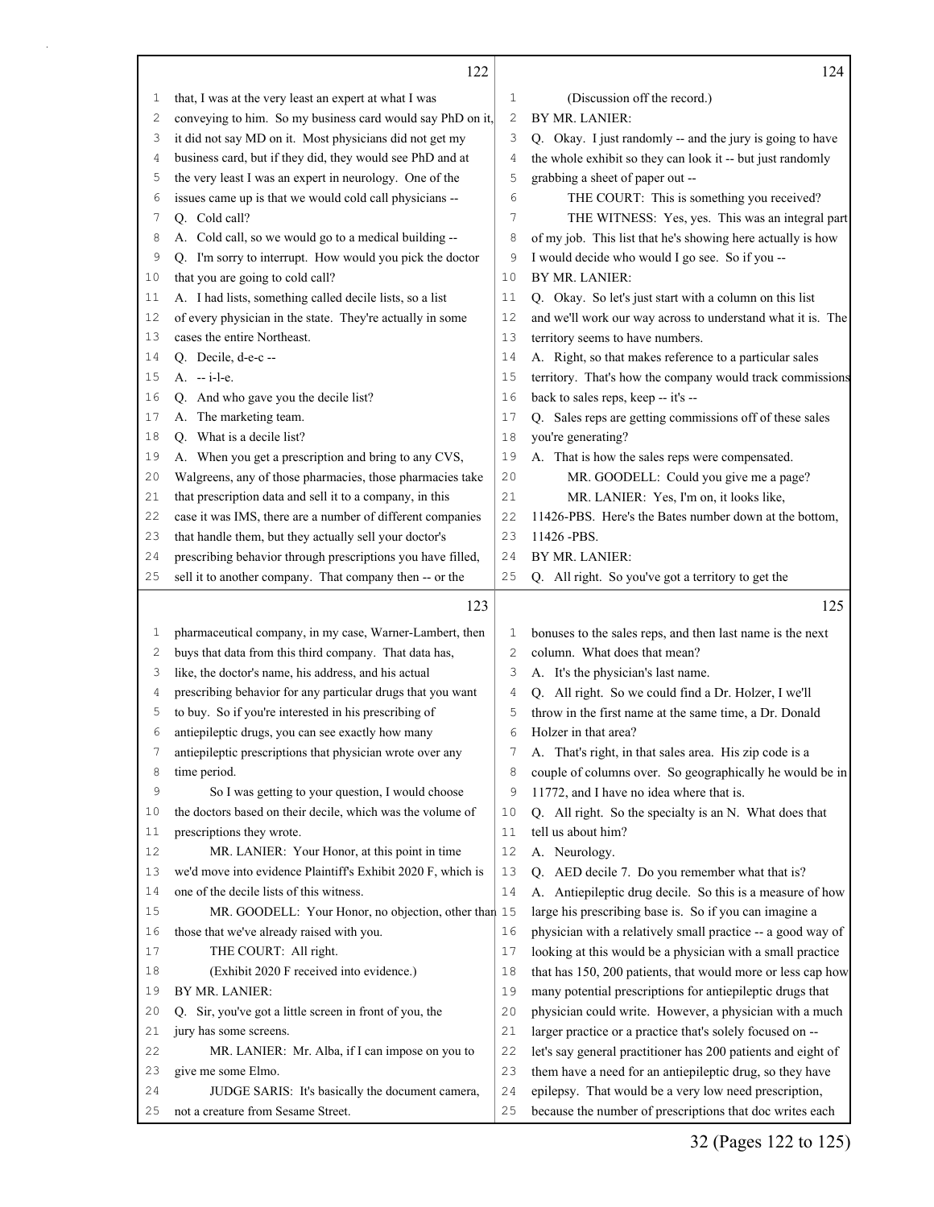**122**

1 that, I was at the very least an expert at what I was
2 conveying to him. So my business card would say PhD on it,
3 it did not say MD on it. Most physicians did not get my
4 business card, but if they did, they would see PhD and at
5 the very least I was an expert in neurology. One of the
6 issues came up is that we would cold call physicians --
7 Q. Cold call?
8 A. Cold call, so we would go to a medical building --
9 Q. I'm sorry to interrupt. How would you pick the doctor
10 that you are going to cold call?
11 A. I had lists, something called decile lists, so a list
12 of every physician in the state. They're actually in some
13 cases the entire Northeast.
14 Q. Decile, d-e-c --
15 A. -- i-l-e.
16 Q. And who gave you the decile list?
17 A. The marketing team.
18 Q. What is a decile list?
19 A. When you get a prescription and bring to any CVS,
20 Walgreens, any of those pharmacies, those pharmacies take
21 that prescription data and sell it to a company, in this
22 case it was IMS, there are a number of different companies
23 that handle them, but they actually sell your doctor's
24 prescribing behavior through prescriptions you have filled,
25 sell it to another company. That company then -- or the

**123**

1 pharmaceutical company, in my case, Warner-Lambert, then
2 buys that data from this third company. That data has,
3 like, the doctor's name, his address, and his actual
4 prescribing behavior for any particular drugs that you want
5 to buy. So if you're interested in his prescribing of
6 antiepileptic drugs, you can see exactly how many
7 antiepileptic prescriptions that physician wrote over any
8 time period.
9 So I was getting to your question, I would choose
10 the doctors based on their decile, which was the volume of
11 prescriptions they wrote.
12 MR. LANIER: Your Honor, at this point in time
13 we'd move into evidence Plaintiff's Exhibit 2020 F, which is
14 one of the decile lists of this witness.
15 MR. GOODELL: Your Honor, no objection, other than
16 those that we've already raised with you.
17 THE COURT: All right.
18 (Exhibit 2020 F received into evidence.)
19 BY MR. LANIER:
20 Q. Sir, you've got a little screen in front of you, the
21 jury has some screens.
22 MR. LANIER: Mr. Alba, if I can impose on you to
23 give me some Elmo.
24 JUDGE SARIS: It's basically the document camera,
25 not a creature from Sesame Street.

**124**

1 (Discussion off the record.)
2 BY MR. LANIER:
3 Q. Okay. I just randomly -- and the jury is going to have
4 the whole exhibit so they can look it -- but just randomly
5 grabbing a sheet of paper out --
6 THE COURT: This is something you received?
7 THE WITNESS: Yes, yes. This was an integral part
8 of my job. This list that he's showing here actually is how
9 I would decide who would I go see. So if you --
10 BY MR. LANIER:
11 Q. Okay. So let's just start with a column on this list
12 and we'll work our way across to understand what it is. The
13 territory seems to have numbers.
14 A. Right, so that makes reference to a particular sales
15 territory. That's how the company would track commissions
16 back to sales reps, keep -- it's --
17 Q. Sales reps are getting commissions off of these sales
18 you're generating?
19 A. That is how the sales reps were compensated.
20 MR. GOODELL: Could you give me a page?
21 MR. LANIER: Yes, I'm on, it looks like,
22 11426-PBS. Here's the Bates number down at the bottom,
23 11426 -PBS.
24 BY MR. LANIER:
25 Q. All right. So you've got a territory to get the

**125**

1 bonuses to the sales reps, and then last name is the next
2 column. What does that mean?
3 A. It's the physician's last name.
4 Q. All right. So we could find a Dr. Holzer, I we'll
5 throw in the first name at the same time, a Dr. Donald
6 Holzer in that area?
7 A. That's right, in that sales area. His zip code is a
8 couple of columns over. So geographically he would be in
9 11772, and I have no idea where that is.
10 Q. All right. So the specialty is an N. What does that
11 tell us about him?
12 A. Neurology.
13 Q. AED decile 7. Do you remember what that is?
14 A. Antiepileptic drug decile. So this is a measure of how
15 large his prescribing base is. So if you can imagine a
16 physician with a relatively small practice -- a good way of
17 looking at this would be a physician with a small practice
18 that has 150, 200 patients, that would more or less cap how
19 many potential prescriptions for antiepileptic drugs that
20 physician could write. However, a physician with a much
21 larger practice or a practice that's solely focused on --
22 let's say general practitioner has 200 patients and eight of
23 them have a need for an antiepileptic drug, so they have
24 epilepsy. That would be a very low need prescription,
25 because the number of prescriptions that doc writes each

32 (Pages 122 to 125)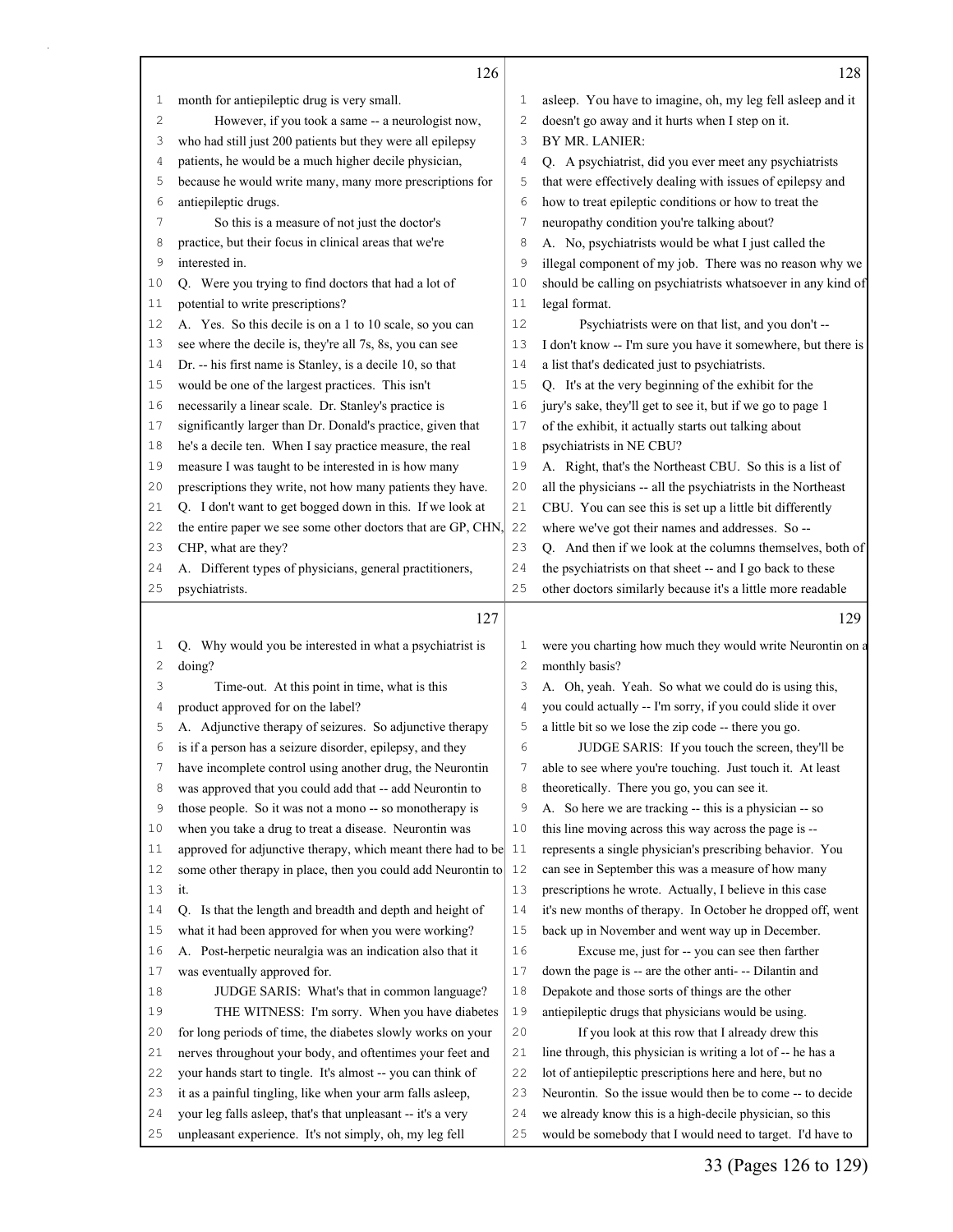126

1 month for antiepileptic drug is very small.
2 However, if you took a same -- a neurologist now,
3 who had still just 200 patients but they were all epilepsy
4 patients, he would be a much higher decile physician,
5 because he would write many, many more prescriptions for
6 antiepileptic drugs.
7 So this is a measure of not just the doctor's
8 practice, but their focus in clinical areas that we're
9 interested in.
10 Q. Were you trying to find doctors that had a lot of
11 potential to write prescriptions?
12 A. Yes. So this decile is on a 1 to 10 scale, so you can
13 see where the decile is, they're all 7s, 8s, you can see
14 Dr. -- his first name is Stanley, is a decile 10, so that
15 would be one of the largest practices. This isn't
16 necessarily a linear scale. Dr. Stanley's practice is
17 significantly larger than Dr. Donald's practice, given that
18 he's a decile ten. When I say practice measure, the real
19 measure I was taught to be interested in is how many
20 prescriptions they write, not how many patients they have.
21 Q. I don't want to get bogged down in this. If we look at
22 the entire paper we see some other doctors that are GP, CHN,
23 CHP, what are they?
24 A. Different types of physicians, general practitioners,
25 psychiatrists.

127

1 Q. Why would you be interested in what a psychiatrist is
2 doing?
3 Time-out. At this point in time, what is this
4 product approved for on the label?
5 A. Adjunctive therapy of seizures. So adjunctive therapy
6 is if a person has a seizure disorder, epilepsy, and they
7 have incomplete control using another drug, the Neurontin
8 was approved that you could add that -- add Neurontin to
9 those people. So it was not a mono -- so monotherapy is
10 when you take a drug to treat a disease. Neurontin was
11 approved for adjunctive therapy, which meant there had to be
12 some other therapy in place, then you could add Neurontin to
13 it.
14 Q. Is that the length and breadth and depth and height of
15 what it had been approved for when you were working?
16 A. Post-herpetic neuralgia was an indication also that it
17 was eventually approved for.
18 JUDGE SARIS: What's that in common language?
19 THE WITNESS: I'm sorry. When you have diabetes
20 for long periods of time, the diabetes slowly works on your
21 nerves throughout your body, and oftentimes your feet and
22 your hands start to tingle. It's almost -- you can think of
23 it as a painful tingling, like when your arm falls asleep,
24 your leg falls asleep, that's that unpleasant -- it's a very
25 unpleasant experience. It's not simply, oh, my leg fell

128

1 asleep. You have to imagine, oh, my leg fell asleep and it
2 doesn't go away and it hurts when I step on it.
3 BY MR. LANIER:
4 Q. A psychiatrist, did you ever meet any psychiatrists
5 that were effectively dealing with issues of epilepsy and
6 how to treat epileptic conditions or how to treat the
7 neuropathy condition you're talking about?
8 A. No, psychiatrists would be what I just called the
9 illegal component of my job. There was no reason why we
10 should be calling on psychiatrists whatsoever in any kind of
11 legal format.
12 Psychiatrists were on that list, and you don't --
13 I don't know -- I'm sure you have it somewhere, but there is
14 a list that's dedicated just to psychiatrists.
15 Q. It's at the very beginning of the exhibit for the
16 jury's sake, they'll get to see it, but if we go to page 1
17 of the exhibit, it actually starts out talking about
18 psychiatrists in NE CBU?
19 A. Right, that's the Northeast CBU. So this is a list of
20 all the physicians -- all the psychiatrists in the Northeast
21 CBU. You can see this is set up a little bit differently
22 where we've got their names and addresses. So --
23 Q. And then if we look at the columns themselves, both of
24 the psychiatrists on that sheet -- and I go back to these
25 other doctors similarly because it's a little more readable

129

1 were you charting how much they would write Neurontin on a
2 monthly basis?
3 A. Oh, yeah. Yeah. So what we could do is using this,
4 you could actually -- I'm sorry, if you could slide it over
5 a little bit so we lose the zip code -- there you go.
6 JUDGE SARIS: If you touch the screen, they'll be
7 able to see where you're touching. Just touch it. At least
8 theoretically. There you go, you can see it.
9 A. So here we are tracking -- this is a physician -- so
10 this line moving across this way across the page is --
11 represents a single physician's prescribing behavior. You
12 can see in September this was a measure of how many
13 prescriptions he wrote. Actually, I believe in this case
14 it's new months of therapy. In October he dropped off, went
15 back up in November and went way up in December.
16 Excuse me, just for -- you can see then farther
17 down the page is -- are the other anti- -- Dilantin and
18 Depakote and those sorts of things are the other
19 antiepileptic drugs that physicians would be using.
20 If you look at this row that I already drew this
21 line through, this physician is writing a lot of -- he has a
22 lot of antiepileptic prescriptions here and here, but no
23 Neurontin. So the issue would then be to come -- to decide
24 we already know this is a high-decile physician, so this
25 would be somebody that I would need to target. I'd have to

33 (Pages 126 to 129)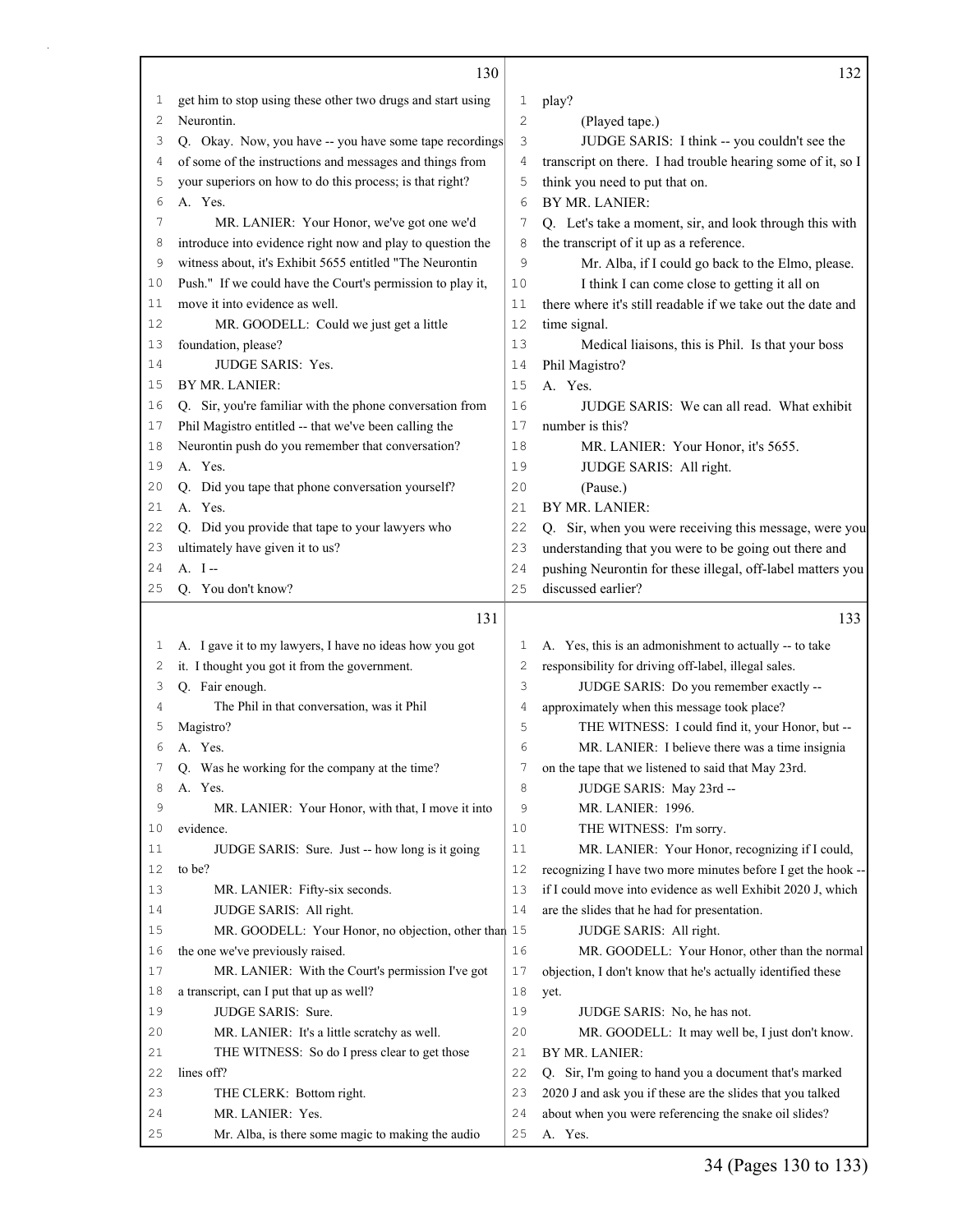130

1 get him to stop using these other two drugs and start using
2 Neurontin.
3 Q. Okay. Now, you have -- you have some tape recordings
4 of some of the instructions and messages and things from
5 your superiors on how to do this process; is that right?
6 A. Yes.
7 MR. LANIER: Your Honor, we've got one we'd
8 introduce into evidence right now and play to question the
9 witness about, it's Exhibit 5655 entitled "The Neurontin
10 Push." If we could have the Court's permission to play it,
11 move it into evidence as well.
12 MR. GOODELL: Could we just get a little
13 foundation, please?
14 JUDGE SARIS: Yes.
15 BY MR. LANIER:
16 Q. Sir, you're familiar with the phone conversation from
17 Phil Magistro entitled -- that we've been calling the
18 Neurontin push do you remember that conversation?
19 A. Yes.
20 Q. Did you tape that phone conversation yourself?
21 A. Yes.
22 Q. Did you provide that tape to your lawyers who
23 ultimately have given it to us?
24 A. I --
25 Q. You don't know?

131

1 A. I gave it to my lawyers, I have no ideas how you got
2 it. I thought you got it from the government.
3 Q. Fair enough.
4 The Phil in that conversation, was it Phil
5 Magistro?
6 A. Yes.
7 Q. Was he working for the company at the time?
8 A. Yes.
9 MR. LANIER: Your Honor, with that, I move it into
10 evidence.
11 JUDGE SARIS: Sure. Just -- how long is it going
12 to be?
13 MR. LANIER: Fifty-six seconds.
14 JUDGE SARIS: All right.
15 MR. GOODELL: Your Honor, no objection, other than
16 the one we've previously raised.
17 MR. LANIER: With the Court's permission I've got
18 a transcript, can I put that up as well?
19 JUDGE SARIS: Sure.
20 MR. LANIER: It's a little scratchy as well.
21 THE WITNESS: So do I press clear to get those
22 lines off?
23 THE CLERK: Bottom right.
24 MR. LANIER: Yes.
25 Mr. Alba, is there some magic to making the audio

132

1 play?
2 (Played tape.)
3 JUDGE SARIS: I think -- you couldn't see the
4 transcript on there. I had trouble hearing some of it, so I
5 think you need to put that on.
6 BY MR. LANIER:
7 Q. Let's take a moment, sir, and look through this with
8 the transcript of it up as a reference.
9 Mr. Alba, if I could go back to the Elmo, please.
10 I think I can come close to getting it all on
11 there where it's still readable if we take out the date and
12 time signal.
13 Medical liaisons, this is Phil. Is that your boss
14 Phil Magistro?
15 A. Yes.
16 JUDGE SARIS: We can all read. What exhibit
17 number is this?
18 MR. LANIER: Your Honor, it's 5655.
19 JUDGE SARIS: All right.
20 (Pause.)
21 BY MR. LANIER:
22 Q. Sir, when you were receiving this message, were you
23 understanding that you were to be going out there and
24 pushing Neurontin for these illegal, off-label matters you
25 discussed earlier?

133

1 A. Yes, this is an admonishment to actually -- to take
2 responsibility for driving off-label, illegal sales.
3 JUDGE SARIS: Do you remember exactly --
4 approximately when this message took place?
5 THE WITNESS: I could find it, your Honor, but --
6 MR. LANIER: I believe there was a time insignia
7 on the tape that we listened to said that May 23rd.
8 JUDGE SARIS: May 23rd --
9 MR. LANIER: 1996.
10 THE WITNESS: I'm sorry.
11 MR. LANIER: Your Honor, recognizing if I could,
12 recognizing I have two more minutes before I get the hook --
13 if I could move into evidence as well Exhibit 2020 J, which
14 are the slides that he had for presentation.
15 JUDGE SARIS: All right.
16 MR. GOODELL: Your Honor, other than the normal
17 objection, I don't know that he's actually identified these
18 yet.
19 JUDGE SARIS: No, he has not.
20 MR. GOODELL: It may well be, I just don't know.
21 BY MR. LANIER:
22 Q. Sir, I'm going to hand you a document that's marked
23 2020 J and ask you if these are the slides that you talked
24 about when you were referencing the snake oil slides?
25 A. Yes.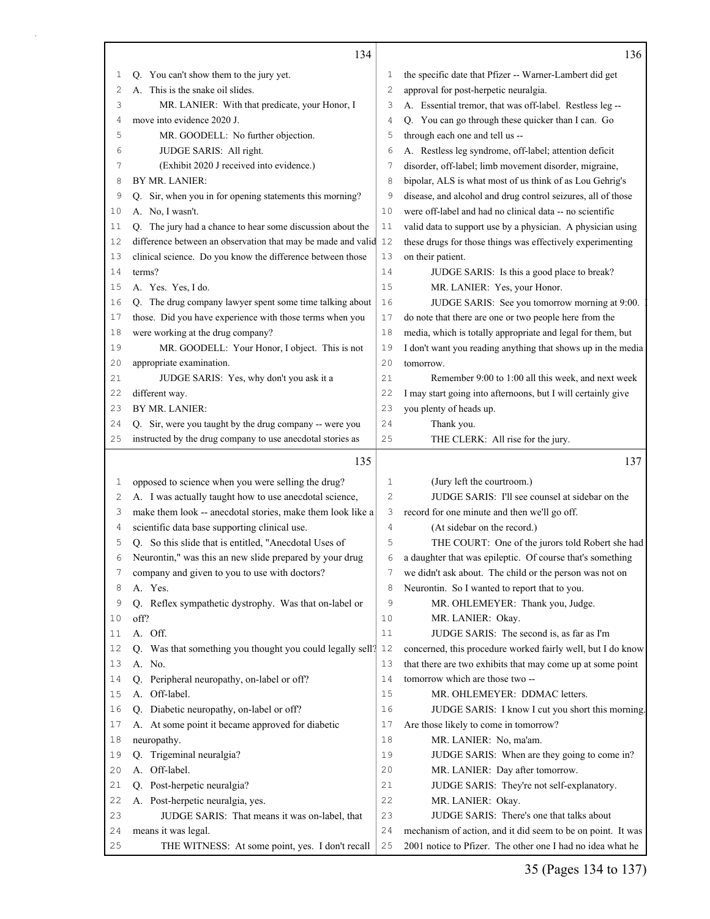134

1 Q. You can't show them to the jury yet.
2 A. This is the snake oil slides.
3 MR. LANIER: With that predicate, your Honor, I
4 move into evidence 2020 J.
5 MR. GOODELL: No further objection.
6 JUDGE SARIS: All right.
7 (Exhibit 2020 J received into evidence.)
8 BY MR. LANIER:
9 Q. Sir, when you in for opening statements this morning?
10 A. No, I wasn't.
11 Q. The jury had a chance to hear some discussion about the
12 difference between an observation that may be made and valid
13 clinical science. Do you know the difference between those
14 terms?
15 A. Yes. Yes, I do.
16 Q. The drug company lawyer spent some time talking about
17 those. Did you have experience with those terms when you
18 were working at the drug company?
19 MR. GOODELL: Your Honor, I object. This is not
20 appropriate examination.
21 JUDGE SARIS: Yes, why don't you ask it a
22 different way.
23 BY MR. LANIER:
24 Q. Sir, were you taught by the drug company -- were you
25 instructed by the drug company to use anecdotal stories as

135

1 opposed to science when you were selling the drug?
2 A. I was actually taught how to use anecdotal science,
3 make them look -- anecdotal stories, make them look like a
4 scientific data base supporting clinical use.
5 Q. So this slide that is entitled, "Anecdotal Uses of
6 Neurontin," was this an new slide prepared by your drug
7 company and given to you to use with doctors?
8 A. Yes.
9 Q. Reflex sympathetic dystrophy. Was that on-label or
10 off?
11 A. Off.
12 Q. Was that something you thought you could legally sell?
13 A. No.
14 Q. Peripheral neuropathy, on-label or off?
15 A. Off-label.
16 Q. Diabetic neuropathy, on-label or off?
17 A. At some point it became approved for diabetic
18 neuropathy.
19 Q. Trigeminal neuralgia?
20 A. Off-label.
21 Q. Post-herpetic neuralgia?
22 A. Post-herpetic neuralgia, yes.
23 JUDGE SARIS: That means it was on-label, that
24 means it was legal.
25 THE WITNESS: At some point, yes. I don't recall

136

1 the specific date that Pfizer -- Warner-Lambert did get
2 approval for post-herpetic neuralgia.
3 A. Essential tremor, that was off-label. Restless leg --
4 Q. You can go through these quicker than I can. Go
5 through each one and tell us --
6 A. Restless leg syndrome, off-label; attention deficit
7 disorder, off-label; limb movement disorder, migraine,
8 bipolar, ALS is what most of us think of as Lou Gehrig's
9 disease, and alcohol and drug control seizures, all of those
10 were off-label and had no clinical data -- no scientific
11 valid data to support use by a physician. A physician using
12 these drugs for those things was effectively experimenting
13 on their patient.
14 JUDGE SARIS: Is this a good place to break?
15 MR. LANIER: Yes, your Honor.
16 JUDGE SARIS: See you tomorrow morning at 9:00. I
17 do note that there are one or two people here from the
18 media, which is totally appropriate and legal for them, but
19 I don't want you reading anything that shows up in the media
20 tomorrow.
21 Remember 9:00 to 1:00 all this week, and next week
22 I may start going into afternoons, but I will certainly give
23 you plenty of heads up.
24 Thank you.
25 THE CLERK: All rise for the jury.

137

1 (Jury left the courtroom.)
2 JUDGE SARIS: I'll see counsel at sidebar on the
3 record for one minute and then we'll go off.
4 (At sidebar on the record.)
5 THE COURT: One of the jurors told Robert she had
6 a daughter that was epileptic. Of course that's something
7 we didn't ask about. The child or the person was not on
8 Neurontin. So I wanted to report that to you.
9 MR. OHLEMEYER: Thank you, Judge.
10 MR. LANIER: Okay.
11 JUDGE SARIS: The second is, as far as I'm
12 concerned, this procedure worked fairly well, but I do know
13 that there are two exhibits that may come up at some point
14 tomorrow which are those two --
15 MR. OHLEMEYER: DDMAC letters.
16 JUDGE SARIS: I know I cut you short this morning.
17 Are those likely to come in tomorrow?
18 MR. LANIER: No, ma'am.
19 JUDGE SARIS: When are they going to come in?
20 MR. LANIER: Day after tomorrow.
21 JUDGE SARIS: They're not self-explanatory.
22 MR. LANIER: Okay.
23 JUDGE SARIS: There's one that talks about
24 mechanism of action, and it did seem to be on point. It was
25 2001 notice to Pfizer. The other one I had no idea what he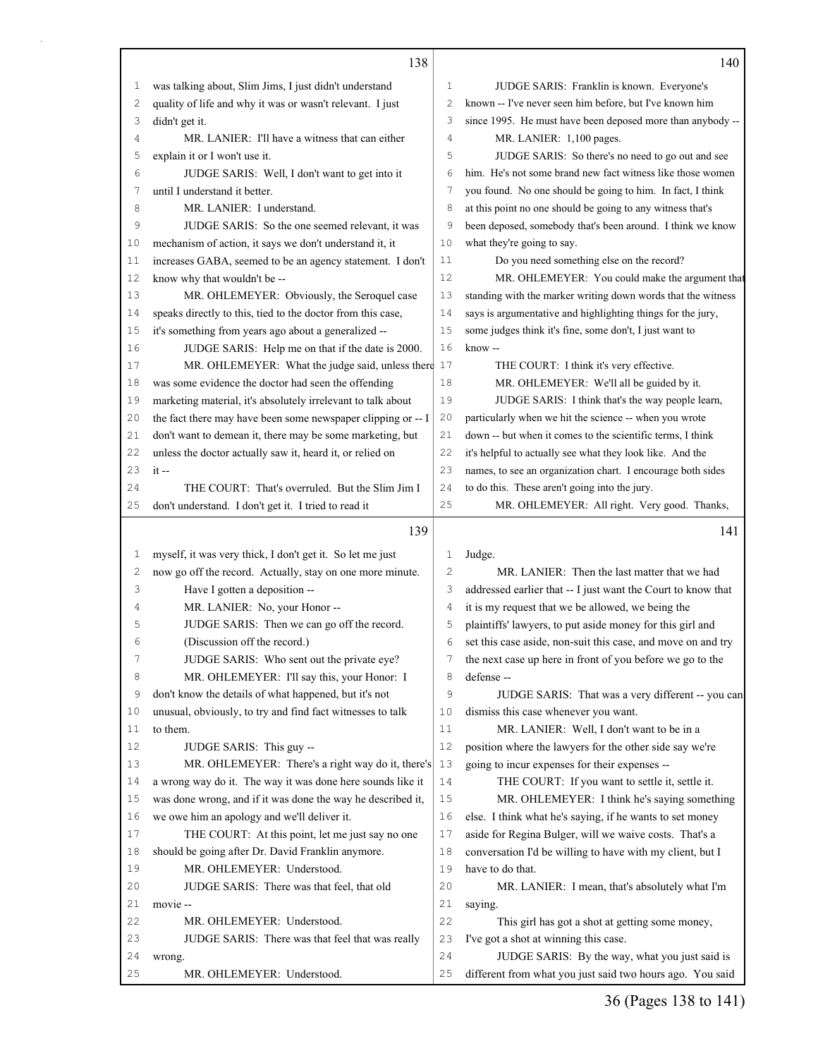**138**

1 was talking about, Slim Jims, I just didn't understand
2 quality of life and why it was or wasn't relevant. I just
3 didn't get it.
4 MR. LANIER: I'll have a witness that can either
5 explain it or I won't use it.
6 JUDGE SARIS: Well, I don't want to get into it
7 until I understand it better.
8 MR. LANIER: I understand.
9 JUDGE SARIS: So the one seemed relevant, it was
10 mechanism of action, it says we don't understand it, it
11 increases GABA, seemed to be an agency statement. I don't
12 know why that wouldn't be --
13 MR. OHLEMEYER: Obviously, the Seroquel case
14 speaks directly to this, tied to the doctor from this case,
15 it's something from years ago about a generalized --
16 JUDGE SARIS: Help me on that if the date is 2000.
17 MR. OHLEMEYER: What the judge said, unless there
18 was some evidence the doctor had seen the offending
19 marketing material, it's absolutely irrelevant to talk about
20 the fact there may have been some newspaper clipping or -- I
21 don't want to demean it, there may be some marketing, but
22 unless the doctor actually saw it, heard it, or relied on
23 it --
24 THE COURT: That's overruled. But the Slim Jim I
25 don't understand. I don't get it. I tried to read it

**139**

1 myself, it was very thick, I don't get it. So let me just
2 now go off the record. Actually, stay on one more minute.
3 Have I gotten a deposition --
4 MR. LANIER: No, your Honor --
5 JUDGE SARIS: Then we can go off the record.
6 (Discussion off the record.)
7 JUDGE SARIS: Who sent out the private eye?
8 MR. OHLEMEYER: I'll say this, your Honor: I
9 don't know the details of what happened, but it's not
10 unusual, obviously, to try and find fact witnesses to talk
11 to them.
12 JUDGE SARIS: This guy --
13 MR. OHLEMEYER: There's a right way do it, there's
14 a wrong way do it. The way it was done here sounds like it
15 was done wrong, and if it was done the way he described it,
16 we owe him an apology and we'll deliver it.
17 THE COURT: At this point, let me just say no one
18 should be going after Dr. David Franklin anymore.
19 MR. OHLEMEYER: Understood.
20 JUDGE SARIS: There was that feel, that old
21 movie --
22 MR. OHLEMEYER: Understood.
23 JUDGE SARIS: There was that feel that was really
24 wrong.
25 MR. OHLEMEYER: Understood.

**140**

1 JUDGE SARIS: Franklin is known. Everyone's
2 known -- I've never seen him before, but I've known him
3 since 1995. He must have been deposed more than anybody --
4 MR. LANIER: 1,100 pages.
5 JUDGE SARIS: So there's no need to go out and see
6 him. He's not some brand new fact witness like those women
7 you found. No one should be going to him. In fact, I think
8 at this point no one should be going to any witness that's
9 been deposed, somebody that's been around. I think we know
10 what they're going to say.
11 Do you need something else on the record?
12 MR. OHLEMEYER: You could make the argument that
13 standing with the marker writing down words that the witness
14 says is argumentative and highlighting things for the jury,
15 some judges think it's fine, some don't, I just want to
16 know --
17 THE COURT: I think it's very effective.
18 MR. OHLEMEYER: We'll all be guided by it.
19 JUDGE SARIS: I think that's the way people learn,
20 particularly when we hit the science -- when you wrote
21 down -- but when it comes to the scientific terms, I think
22 it's helpful to actually see what they look like. And the
23 names, to see an organization chart. I encourage both sides
24 to do this. These aren't going into the jury.
25 MR. OHLEMEYER: All right. Very good. Thanks,

**141**

1 Judge.
2 MR. LANIER: Then the last matter that we had
3 addressed earlier that -- I just want the Court to know that
4 it is my request that we be allowed, we being the
5 plaintiffs' lawyers, to put aside money for this girl and
6 set this case aside, non-suit this case, and move on and try
7 the next case up here in front of you before we go to the
8 defense --
9 JUDGE SARIS: That was a very different -- you can
10 dismiss this case whenever you want.
11 MR. LANIER: Well, I don't want to be in a
12 position where the lawyers for the other side say we're
13 going to incur expenses for their expenses --
14 THE COURT: If you want to settle it, settle it.
15 MR. OHLEMEYER: I think he's saying something
16 else. I think what he's saying, if he wants to set money
17 aside for Regina Bulger, will we waive costs. That's a
18 conversation I'd be willing to have with my client, but I
19 have to do that.
20 MR. LANIER: I mean, that's absolutely what I'm
21 saying.
22 This girl has got a shot at getting some money,
23 I've got a shot at winning this case.
24 JUDGE SARIS: By the way, what you just said is
25 different from what you just said two hours ago. You said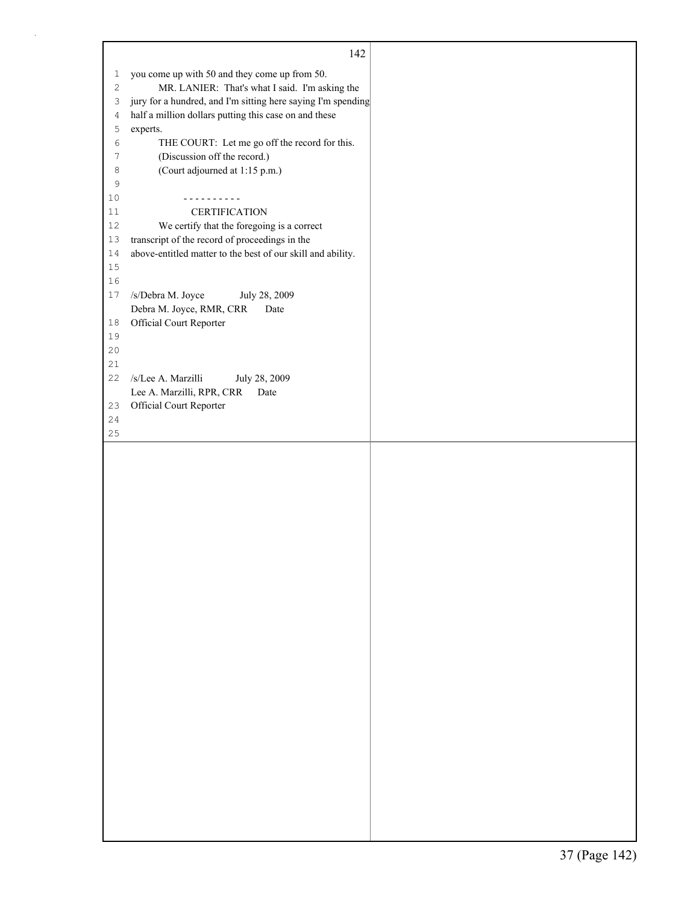you come up with 50 and they come up from 50.

MR. LANIER: That's what I said. I'm asking the jury for a hundred, and I'm sitting here saying I'm spending half a million dollars putting this case on and these experts.

THE COURT: Let me go off the record for this.

(Discussion off the record.)

(Court adjourned at 1:15 p.m.)

- - - - - - - - - -

CERTIFICATION

We certify that the foregoing is a correct transcript of the record of proceedings in the above-entitled matter to the best of our skill and ability.

/s/Debra M. Joyce July 28, 2009
Debra M. Joyce, RMR, CRR Date
Official Court Reporter

/s/Lee A. Marzilli July 28, 2009
Lee A. Marzilli, RPR, CRR Date
Official Court Reporter